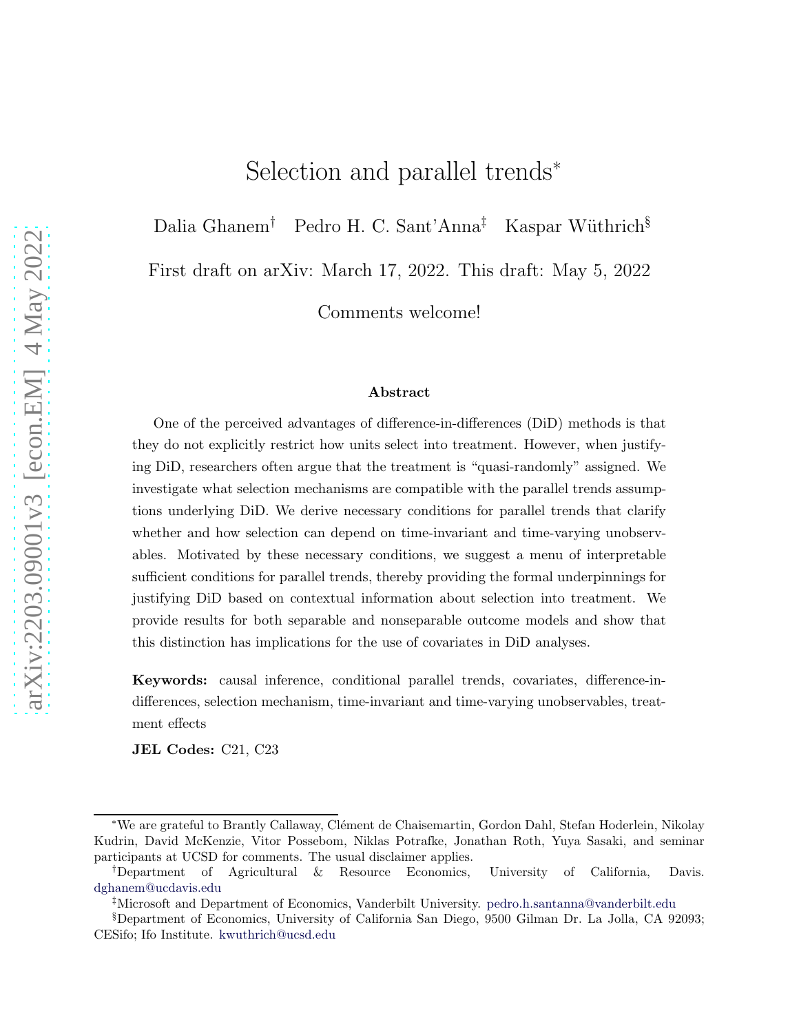# Selection and parallel trends*

Dalia Ghanem† Pedro H. C. Sant'Anna‡ Kaspar Wüthrich§

First draft on arXiv: March 17, 2022. This draft: May 5, 2022

Comments welcome!

### Abstract

One of the perceived advantages of difference-in-differences (DiD) methods is that they do not explicitly restrict how units select into treatment. However, when justifying DiD, researchers often argue that the treatment is "quasi-randomly" assigned. We investigate what selection mechanisms are compatible with the parallel trends assumptions underlying DiD. We derive necessary conditions for parallel trends that clarify whether and how selection can depend on time-invariant and time-varying unobservables. Motivated by these necessary conditions, we suggest a menu of interpretable sufficient conditions for parallel trends, thereby providing the formal underpinnings for justifying DiD based on contextual information about selection into treatment. We provide results for both separable and nonseparable outcome models and show that this distinction has implications for the use of covariates in DiD analyses.

**Keywords:** causal inference, conditional parallel trends, covariates, difference-in-differences, selection mechanism, time-invariant and time-varying unobservables, treatment effects

**JEL Codes:** C21, C23

---

*We are grateful to Brantly Callaway, Clément de Chaisemartin, Gordon Dahl, Stefan Hoderlein, Nikolay Kudrin, David McKenzie, Vitor Possebom, Niklas Potrafke, Jonathan Roth, Yuya Sasaki, and seminar participants at UCSD for comments. The usual disclaimer applies.

†Department of Agricultural & Resource Economics, University of California, Davis. dghanem@ucdavis.edu

‡Microsoft and Department of Economics, Vanderbilt University. pedro.h.santanna@vanderbilt.edu

§Department of Economics, University of California San Diego, 9500 Gilman Dr. La Jolla, CA 92093; CESifo; Ifo Institute. kwuthrich@ucsd.edu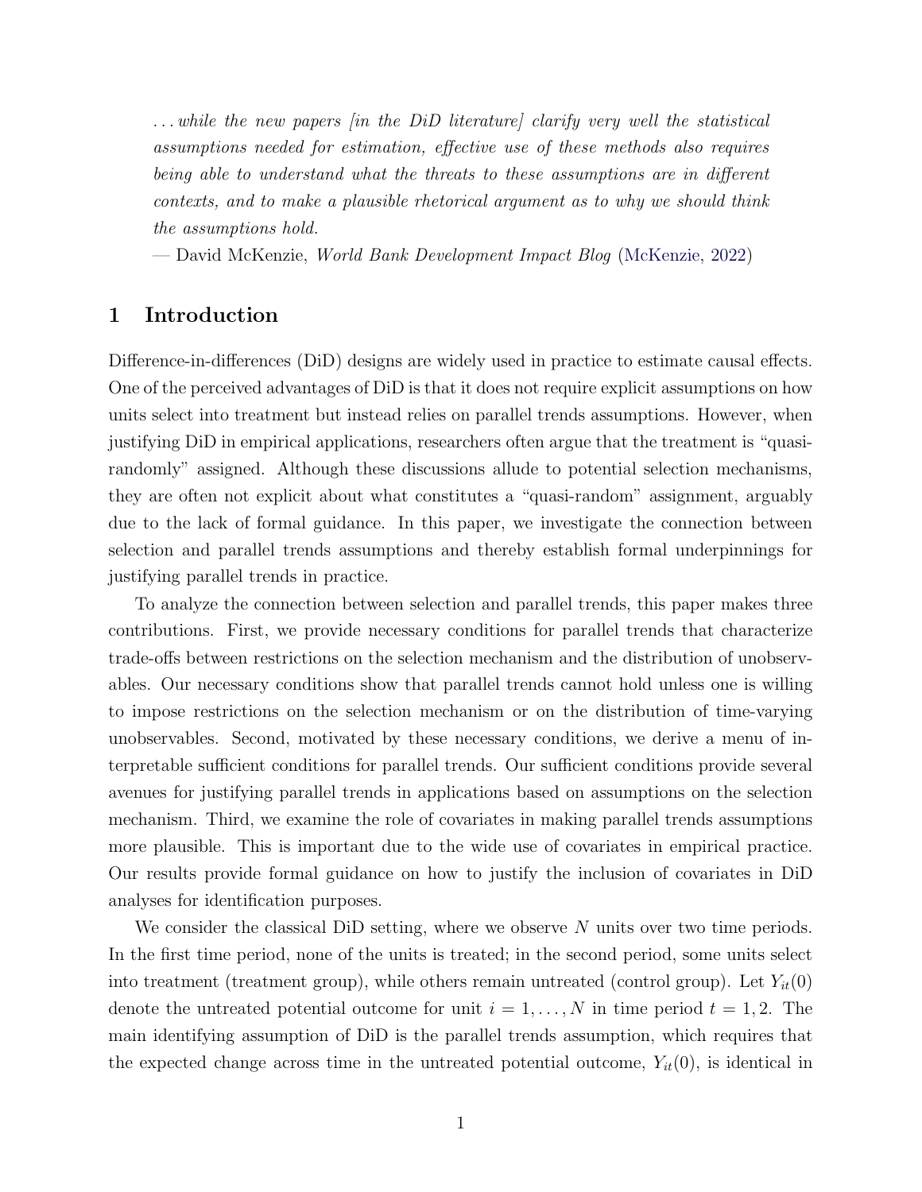> *. . . while the new papers [in the DiD literature] clarify very well the statistical assumptions needed for estimation, effective use of these methods also requires being able to understand what the threats to these assumptions are in different contexts, and to make a plausible rhetorical argument as to why we should think the assumptions hold.*
>
> — David McKenzie, *World Bank Development Impact Blog* (McKenzie, 2022)

## 1 Introduction

Difference-in-differences (DiD) designs are widely used in practice to estimate causal effects. One of the perceived advantages of DiD is that it does not require explicit assumptions on how units select into treatment but instead relies on parallel trends assumptions. However, when justifying DiD in empirical applications, researchers often argue that the treatment is "quasi-randomly" assigned. Although these discussions allude to potential selection mechanisms, they are often not explicit about what constitutes a "quasi-random" assignment, arguably due to the lack of formal guidance. In this paper, we investigate the connection between selection and parallel trends assumptions and thereby establish formal underpinnings for justifying parallel trends in practice.

To analyze the connection between selection and parallel trends, this paper makes three contributions. First, we provide necessary conditions for parallel trends that characterize trade-offs between restrictions on the selection mechanism and the distribution of unobservables. Our necessary conditions show that parallel trends cannot hold unless one is willing to impose restrictions on the selection mechanism or on the distribution of time-varying unobservables. Second, motivated by these necessary conditions, we derive a menu of interpretable sufficient conditions for parallel trends. Our sufficient conditions provide several avenues for justifying parallel trends in applications based on assumptions on the selection mechanism. Third, we examine the role of covariates in making parallel trends assumptions more plausible. This is important due to the wide use of covariates in empirical practice. Our results provide formal guidance on how to justify the inclusion of covariates in DiD analyses for identification purposes.

We consider the classical DiD setting, where we observe $N$ units over two time periods. In the first time period, none of the units is treated; in the second period, some units select into treatment (treatment group), while others remain untreated (control group). Let $Y_{it}(0)$ denote the untreated potential outcome for unit $i = 1, \dots, N$ in time period $t = 1, 2$. The main identifying assumption of DiD is the parallel trends assumption, which requires that the expected change across time in the untreated potential outcome, $Y_{it}(0)$, is identical in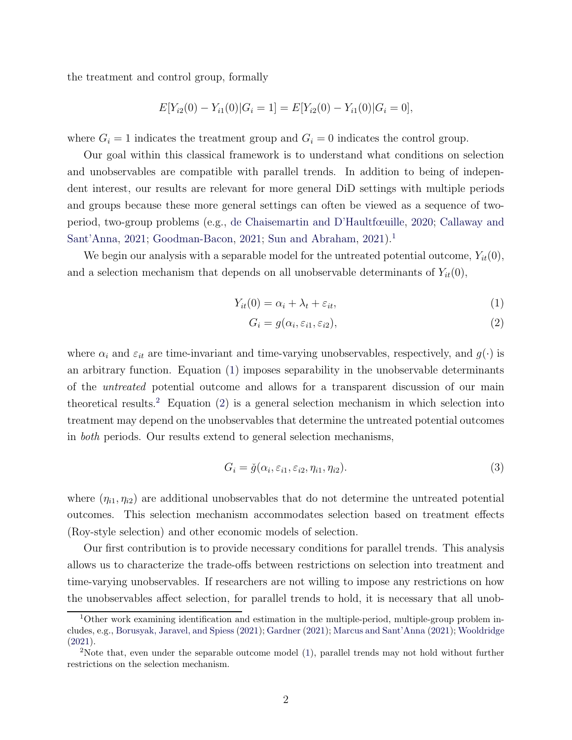the treatment and control group, formally

$$E[Y_{i2}(0) - Y_{i1}(0)|G_i = 1] = E[Y_{i2}(0) - Y_{i1}(0)|G_i = 0],$$

where $G_i = 1$ indicates the treatment group and $G_i = 0$ indicates the control group.

Our goal within this classical framework is to understand what conditions on selection and unobservables are compatible with parallel trends. In addition to being of independent interest, our results are relevant for more general DiD settings with multiple periods and groups because these more general settings can often be viewed as a sequence of two-period, two-group problems (e.g., de Chaisemartin and D'Haultfœuille, 2020; Callaway and Sant'Anna, 2021; Goodman-Bacon, 2021; Sun and Abraham, 2021).[1]

We begin our analysis with a separable model for the untreated potential outcome, $Y_{it}(0)$, and a selection mechanism that depends on all unobservable determinants of $Y_{it}(0)$,

$$Y_{it}(0) = \alpha_i + \lambda_t + \varepsilon_{it}, \tag{1}$$

$$G_i = g(\alpha_i, \varepsilon_{i1}, \varepsilon_{i2}), \tag{2}$$

where $\alpha_i$ and $\varepsilon_{it}$ are time-invariant and time-varying unobservables, respectively, and $g(\cdot)$ is an arbitrary function. Equation (1) imposes separability in the unobservable determinants of the *untreated* potential outcome and allows for a transparent discussion of our main theoretical results.[2] Equation (2) is a general selection mechanism in which selection into treatment may depend on the unobservables that determine the untreated potential outcomes in *both* periods. Our results extend to general selection mechanisms,

$$G_i = \breve{g}(\alpha_i, \varepsilon_{i1}, \varepsilon_{i2}, \eta_{i1}, \eta_{i2}). \tag{3}$$

where $(\eta_{i1}, \eta_{i2})$ are additional unobservables that do not determine the untreated potential outcomes. This selection mechanism accommodates selection based on treatment effects (Roy-style selection) and other economic models of selection.

Our first contribution is to provide necessary conditions for parallel trends. This analysis allows us to characterize the trade-offs between restrictions on selection into treatment and time-varying unobservables. If researchers are not willing to impose any restrictions on how the unobservables affect selection, for parallel trends to hold, it is necessary that all unob-

[1] Other work examining identification and estimation in the multiple-period, multiple-group problem includes, e.g., Borusyak, Jaravel, and Spiess (2021); Gardner (2021); Marcus and Sant'Anna (2021); Wooldridge (2021).

[2] Note that, even under the separable outcome model (1), parallel trends may not hold without further restrictions on the selection mechanism.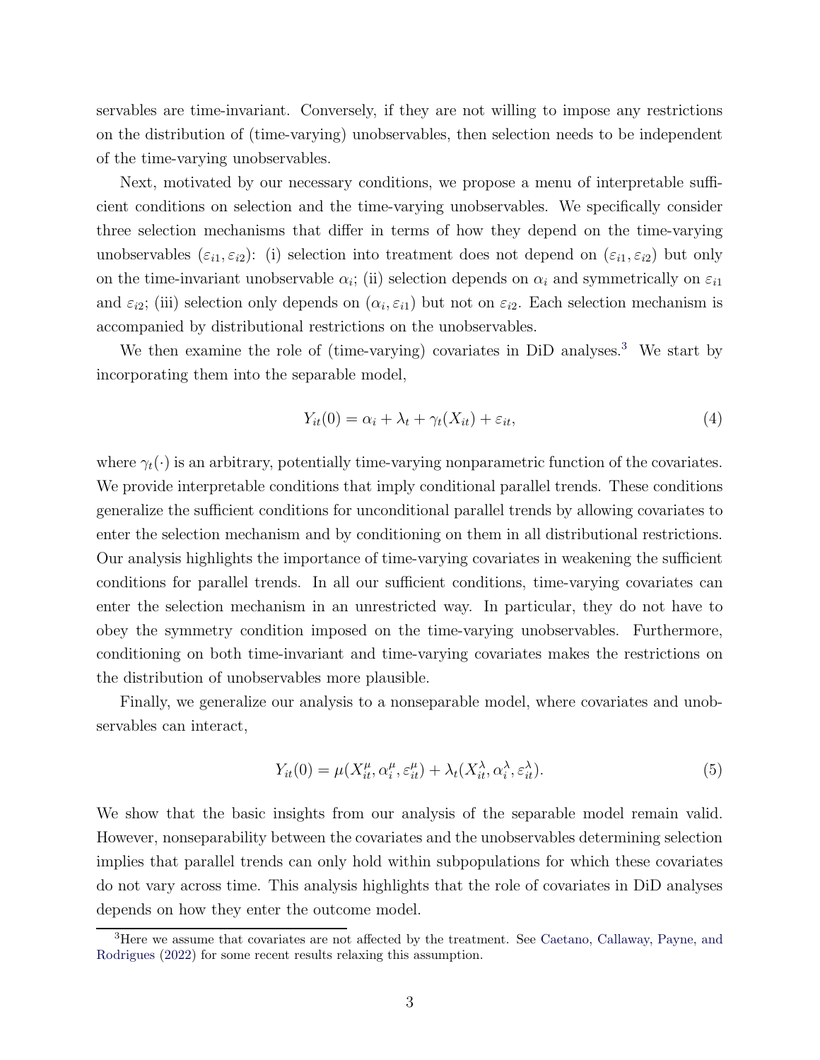servables are time-invariant. Conversely, if they are not willing to impose any restrictions on the distribution of (time-varying) unobservables, then selection needs to be independent of the time-varying unobservables.

Next, motivated by our necessary conditions, we propose a menu of interpretable sufficient conditions on selection and the time-varying unobservables. We specifically consider three selection mechanisms that differ in terms of how they depend on the time-varying unobservables $(\varepsilon_{i1}, \varepsilon_{i2})$: (i) selection into treatment does not depend on $(\varepsilon_{i1}, \varepsilon_{i2})$ but only on the time-invariant unobservable $\alpha_i$; (ii) selection depends on $\alpha_i$ and symmetrically on $\varepsilon_{i1}$ and $\varepsilon_{i2}$; (iii) selection only depends on $(\alpha_i, \varepsilon_{i1})$ but not on $\varepsilon_{i2}$. Each selection mechanism is accompanied by distributional restrictions on the unobservables.

We then examine the role of (time-varying) covariates in DiD analyses.[3] We start by incorporating them into the separable model,

$$Y_{it}(0) = \alpha_i + \lambda_t + \gamma_t(X_{it}) + \varepsilon_{it}, \tag{4}$$

where $\gamma_t(\cdot)$ is an arbitrary, potentially time-varying nonparametric function of the covariates. We provide interpretable conditions that imply conditional parallel trends. These conditions generalize the sufficient conditions for unconditional parallel trends by allowing covariates to enter the selection mechanism and by conditioning on them in all distributional restrictions. Our analysis highlights the importance of time-varying covariates in weakening the sufficient conditions for parallel trends. In all our sufficient conditions, time-varying covariates can enter the selection mechanism in an unrestricted way. In particular, they do not have to obey the symmetry condition imposed on the time-varying unobservables. Furthermore, conditioning on both time-invariant and time-varying covariates makes the restrictions on the distribution of unobservables more plausible.

Finally, we generalize our analysis to a nonseparable model, where covariates and unobservables can interact,

$$Y_{it}(0) = \mu(X_{it}^{\mu}, \alpha_i^{\mu}, \varepsilon_{it}^{\mu}) + \lambda_t(X_{it}^{\lambda}, \alpha_i^{\lambda}, \varepsilon_{it}^{\lambda}). \tag{5}$$

We show that the basic insights from our analysis of the separable model remain valid. However, nonseparability between the covariates and the unobservables determining selection implies that parallel trends can only hold within subpopulations for which these covariates do not vary across time. This analysis highlights that the role of covariates in DiD analyses depends on how they enter the outcome model.

[3] Here we assume that covariates are not affected by the treatment. See Caetano, Callaway, Payne, and Rodrigues (2022) for some recent results relaxing this assumption.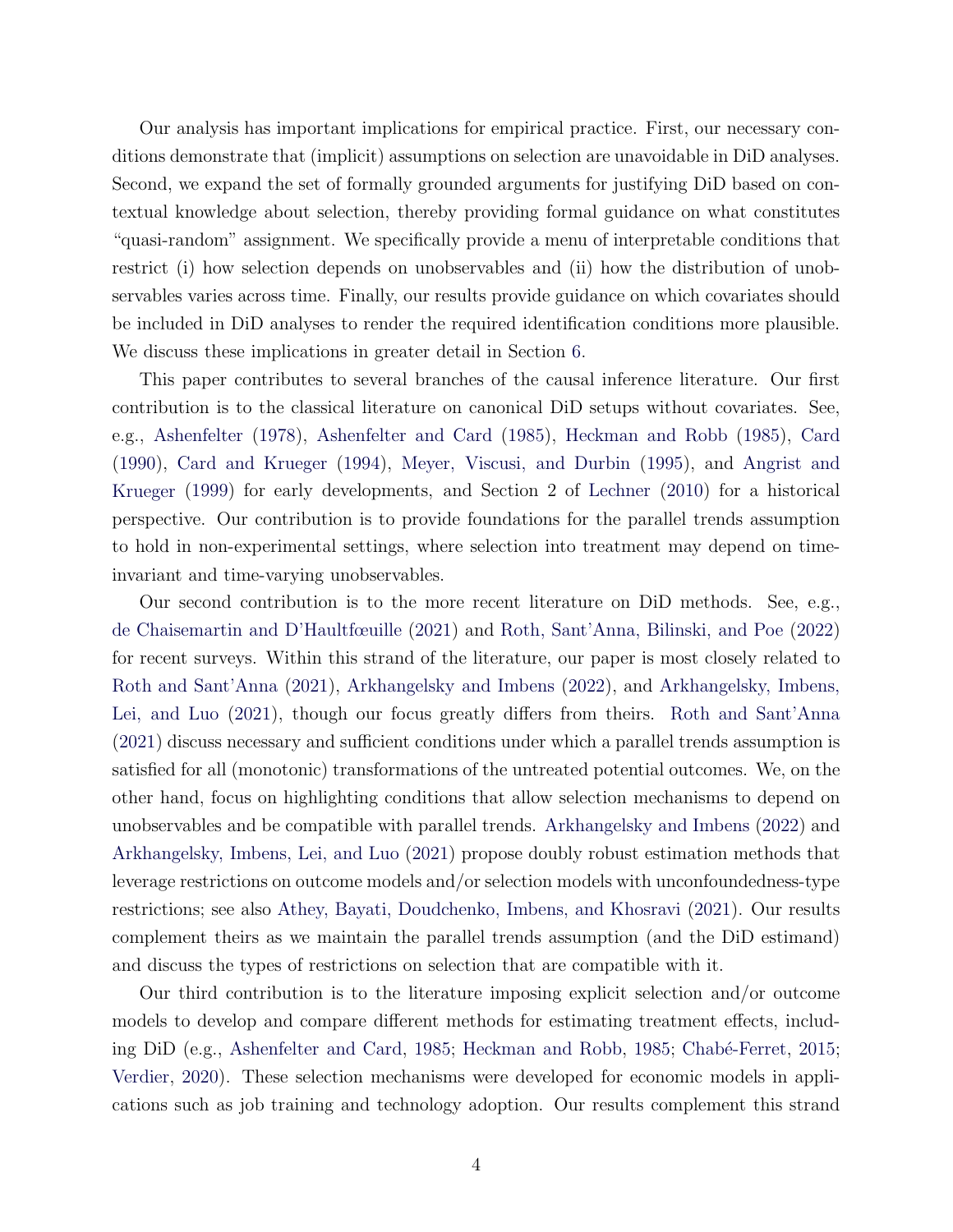Our analysis has important implications for empirical practice. First, our necessary conditions demonstrate that (implicit) assumptions on selection are unavoidable in DiD analyses. Second, we expand the set of formally grounded arguments for justifying DiD based on contextual knowledge about selection, thereby providing formal guidance on what constitutes "quasi-random" assignment. We specifically provide a menu of interpretable conditions that restrict (i) how selection depends on unobservables and (ii) how the distribution of unobservables varies across time. Finally, our results provide guidance on which covariates should be included in DiD analyses to render the required identification conditions more plausible. We discuss these implications in greater detail in Section 6.

This paper contributes to several branches of the causal inference literature. Our first contribution is to the classical literature on canonical DiD setups without covariates. See, e.g., Ashenfelter (1978), Ashenfelter and Card (1985), Heckman and Robb (1985), Card (1990), Card and Krueger (1994), Meyer, Viscusi, and Durbin (1995), and Angrist and Krueger (1999) for early developments, and Section 2 of Lechner (2010) for a historical perspective. Our contribution is to provide foundations for the parallel trends assumption to hold in non-experimental settings, where selection into treatment may depend on time-invariant and time-varying unobservables.

Our second contribution is to the more recent literature on DiD methods. See, e.g., de Chaisemartin and D'Haultfœuille (2021) and Roth, Sant'Anna, Bilinski, and Poe (2022) for recent surveys. Within this strand of the literature, our paper is most closely related to Roth and Sant'Anna (2021), Arkhangelsky and Imbens (2022), and Arkhangelsky, Imbens, Lei, and Luo (2021), though our focus greatly differs from theirs. Roth and Sant'Anna (2021) discuss necessary and sufficient conditions under which a parallel trends assumption is satisfied for all (monotonic) transformations of the untreated potential outcomes. We, on the other hand, focus on highlighting conditions that allow selection mechanisms to depend on unobservables and be compatible with parallel trends. Arkhangelsky and Imbens (2022) and Arkhangelsky, Imbens, Lei, and Luo (2021) propose doubly robust estimation methods that leverage restrictions on outcome models and/or selection models with unconfoundedness-type restrictions; see also Athey, Bayati, Doudchenko, Imbens, and Khosravi (2021). Our results complement theirs as we maintain the parallel trends assumption (and the DiD estimand) and discuss the types of restrictions on selection that are compatible with it.

Our third contribution is to the literature imposing explicit selection and/or outcome models to develop and compare different methods for estimating treatment effects, including DiD (e.g., Ashenfelter and Card, 1985; Heckman and Robb, 1985; Chabé-Ferret, 2015; Verdier, 2020). These selection mechanisms were developed for economic models in applications such as job training and technology adoption. Our results complement this strand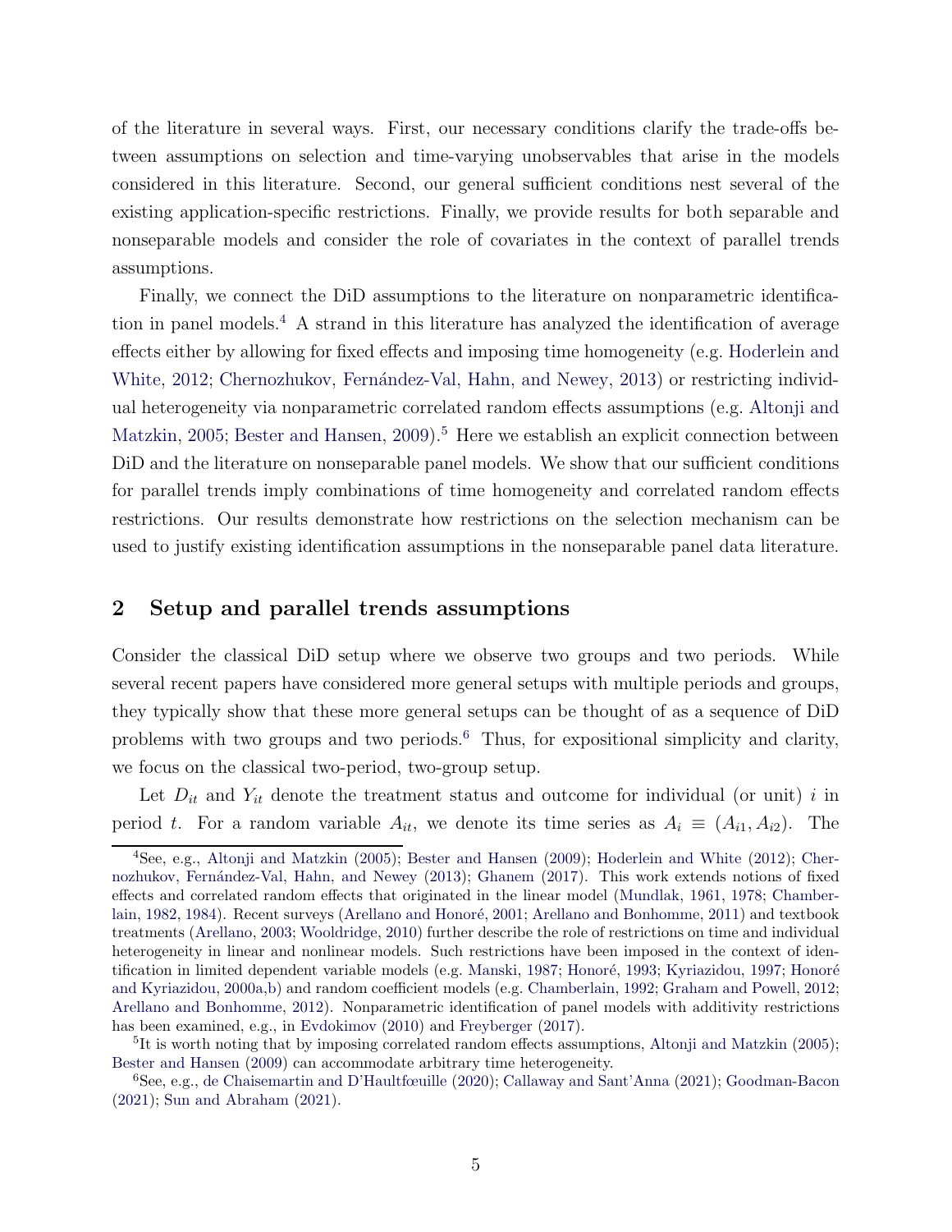of the literature in several ways. First, our necessary conditions clarify the trade-offs between assumptions on selection and time-varying unobservables that arise in the models considered in this literature. Second, our general sufficient conditions nest several of the existing application-specific restrictions. Finally, we provide results for both separable and nonseparable models and consider the role of covariates in the context of parallel trends assumptions.

Finally, we connect the DiD assumptions to the literature on nonparametric identification in panel models.[4] A strand in this literature has analyzed the identification of average effects either by allowing for fixed effects and imposing time homogeneity (e.g. Hoderlein and White, 2012; Chernozhukov, Fernández-Val, Hahn, and Newey, 2013) or restricting individual heterogeneity via nonparametric correlated random effects assumptions (e.g. Altonji and Matzkin, 2005; Bester and Hansen, 2009).[5] Here we establish an explicit connection between DiD and the literature on nonseparable panel models. We show that our sufficient conditions for parallel trends imply combinations of time homogeneity and correlated random effects restrictions. Our results demonstrate how restrictions on the selection mechanism can be used to justify existing identification assumptions in the nonseparable panel data literature.

## 2 Setup and parallel trends assumptions

Consider the classical DiD setup where we observe two groups and two periods. While several recent papers have considered more general setups with multiple periods and groups, they typically show that these more general setups can be thought of as a sequence of DiD problems with two groups and two periods.[6] Thus, for expositional simplicity and clarity, we focus on the classical two-period, two-group setup.

Let $D_{it}$ and $Y_{it}$ denote the treatment status and outcome for individual (or unit) $i$ in period $t$. For a random variable $A_{it}$, we denote its time series as $A_i \equiv (A_{i1}, A_{i2})$. The

[4] See, e.g., Altonji and Matzkin (2005); Bester and Hansen (2009); Hoderlein and White (2012); Chernozhukov, Fernández-Val, Hahn, and Newey (2013); Ghanem (2017). This work extends notions of fixed effects and correlated random effects that originated in the linear model (Mundlak, 1961, 1978; Chamberlain, 1982, 1984). Recent surveys (Arellano and Honoré, 2001; Arellano and Bonhomme, 2011) and textbook treatments (Arellano, 2003; Wooldridge, 2010) further describe the role of restrictions on time and individual heterogeneity in linear and nonlinear models. Such restrictions have been imposed in the context of identification in limited dependent variable models (e.g. Manski, 1987; Honoré, 1993; Kyriazidou, 1997; Honoré and Kyriazidou, 2000a,b) and random coefficient models (e.g. Chamberlain, 1992; Graham and Powell, 2012; Arellano and Bonhomme, 2012). Nonparametric identification of panel models with additivity restrictions has been examined, e.g., in Evdokimov (2010) and Freyberger (2017).

[5] It is worth noting that by imposing correlated random effects assumptions, Altonji and Matzkin (2005); Bester and Hansen (2009) can accommodate arbitrary time heterogeneity.

[6] See, e.g., de Chaisemartin and D'Haultfœuille (2020); Callaway and Sant'Anna (2021); Goodman-Bacon (2021); Sun and Abraham (2021).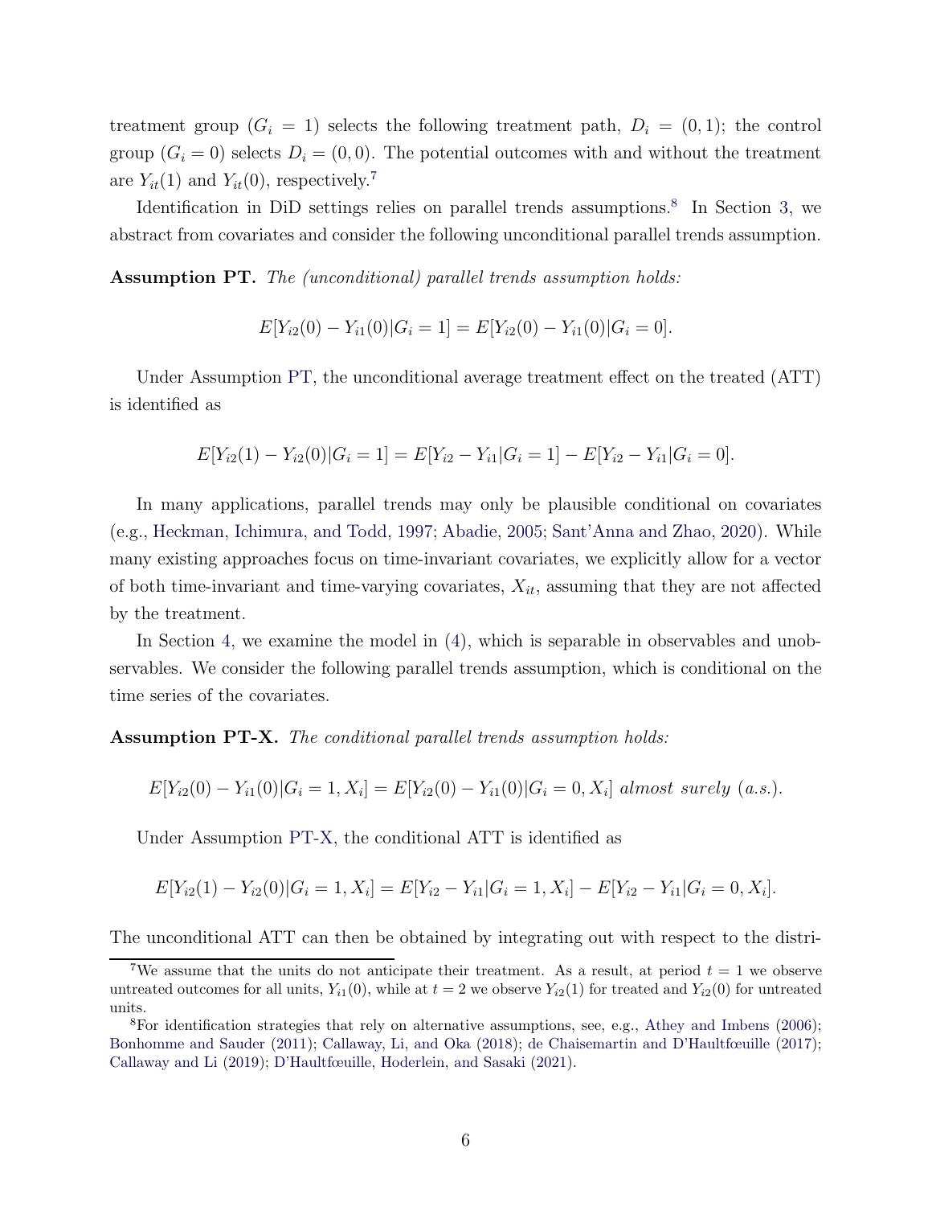treatment group ($G_i = 1$) selects the following treatment path, $D_i = (0, 1)$; the control group ($G_i = 0$) selects $D_i = (0, 0)$. The potential outcomes with and without the treatment are $Y_{it}(1)$ and $Y_{it}(0)$, respectively.[7]

Identification in DiD settings relies on parallel trends assumptions.[8] In Section 3, we abstract from covariates and consider the following unconditional parallel trends assumption.

**Assumption PT.** *The (unconditional) parallel trends assumption holds:*

$$E[Y_{i2}(0) - Y_{i1}(0)|G_i = 1] = E[Y_{i2}(0) - Y_{i1}(0)|G_i = 0].$$

Under Assumption PT, the unconditional average treatment effect on the treated (ATT) is identified as

$$E[Y_{i2}(1) - Y_{i2}(0)|G_i = 1] = E[Y_{i2} - Y_{i1}|G_i = 1] - E[Y_{i2} - Y_{i1}|G_i = 0].$$

In many applications, parallel trends may only be plausible conditional on covariates (e.g., Heckman, Ichimura, and Todd, 1997; Abadie, 2005; Sant'Anna and Zhao, 2020). While many existing approaches focus on time-invariant covariates, we explicitly allow for a vector of both time-invariant and time-varying covariates, $X_{it}$, assuming that they are not affected by the treatment.

In Section 4, we examine the model in (4), which is separable in observables and unobservables. We consider the following parallel trends assumption, which is conditional on the time series of the covariates.

**Assumption PT-X.** *The conditional parallel trends assumption holds:*

$$E[Y_{i2}(0) - Y_{i1}(0)|G_i = 1, X_i] = E[Y_{i2}(0) - Y_{i1}(0)|G_i = 0, X_i] \text{ almost surely (a.s.).}$$

Under Assumption PT-X, the conditional ATT is identified as

$$E[Y_{i2}(1) - Y_{i2}(0)|G_i = 1, X_i] = E[Y_{i2} - Y_{i1}|G_i = 1, X_i] - E[Y_{i2} - Y_{i1}|G_i = 0, X_i].$$

The unconditional ATT can then be obtained by integrating out with respect to the distri-

[7] We assume that the units do not anticipate their treatment. As a result, at period $t = 1$ we observe untreated outcomes for all units, $Y_{i1}(0)$, while at $t = 2$ we observe $Y_{i2}(1)$ for treated and $Y_{i2}(0)$ for untreated units.

[8] For identification strategies that rely on alternative assumptions, see, e.g., Athey and Imbens (2006); Bonhomme and Sauder (2011); Callaway, Li, and Oka (2018); de Chaisemartin and D'Haultfœuille (2017); Callaway and Li (2019); D'Haultfœuille, Hoderlein, and Sasaki (2021).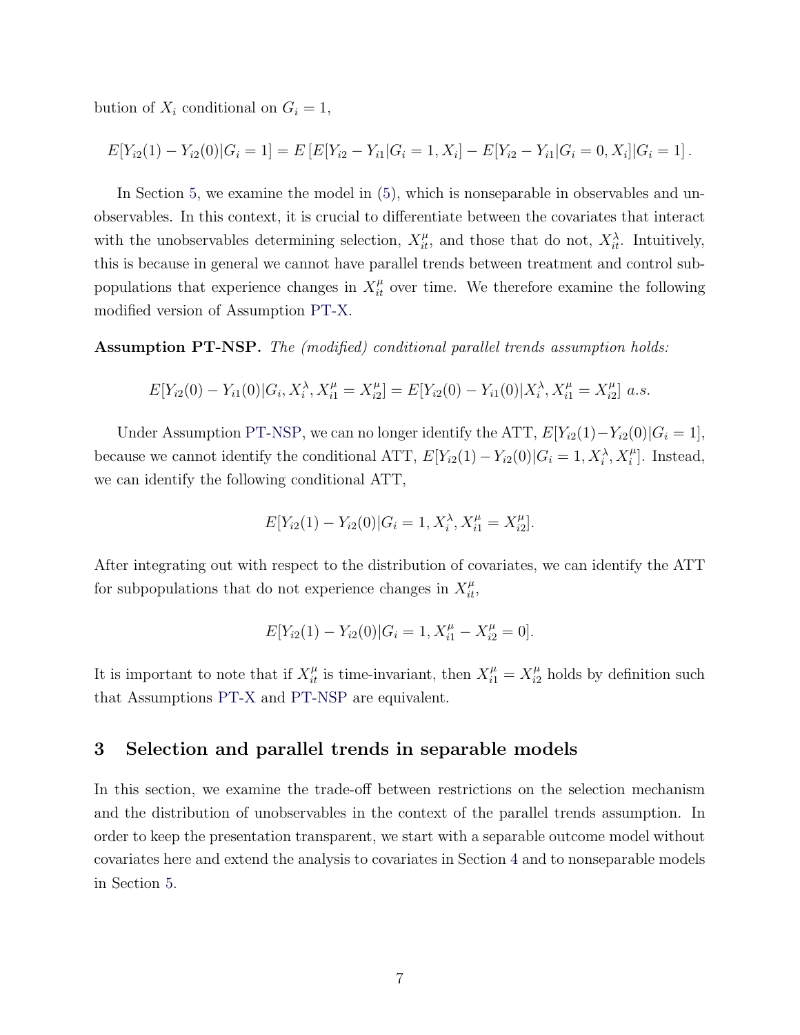bution of $X_i$ conditional on $G_i = 1$,

$$E[Y_{i2}(1) - Y_{i2}(0)|G_i = 1] = E\left[E[Y_{i2} - Y_{i1}|G_i = 1, X_i] - E[Y_{i2} - Y_{i1}|G_i = 0, X_i]|G_i = 1\right].$$

In Section 5, we examine the model in (5), which is nonseparable in observables and unobservables. In this context, it is crucial to differentiate between the covariates that interact with the unobservables determining selection, $X_{it}^{\mu}$, and those that do not, $X_{it}^{\lambda}$. Intuitively, this is because in general we cannot have parallel trends between treatment and control subpopulations that experience changes in $X_{it}^{\mu}$ over time. We therefore examine the following modified version of Assumption PT-X.

**Assumption PT-NSP.** *The (modified) conditional parallel trends assumption holds:*

$$E[Y_{i2}(0) - Y_{i1}(0)|G_i, X_i^{\lambda}, X_{i1}^{\mu} = X_{i2}^{\mu}] = E[Y_{i2}(0) - Y_{i1}(0)|X_i^{\lambda}, X_{i1}^{\mu} = X_{i2}^{\mu}] \text{ a.s.}$$

Under Assumption PT-NSP, we can no longer identify the ATT, $E[Y_{i2}(1)-Y_{i2}(0)|G_i = 1]$, because we cannot identify the conditional ATT, $E[Y_{i2}(1) - Y_{i2}(0)|G_i = 1, X_i^{\lambda}, X_i^{\mu}]$. Instead, we can identify the following conditional ATT,

$$E[Y_{i2}(1) - Y_{i2}(0)|G_i = 1, X_i^{\lambda}, X_{i1}^{\mu} = X_{i2}^{\mu}].$$

After integrating out with respect to the distribution of covariates, we can identify the ATT for subpopulations that do not experience changes in $X_{it}^{\mu}$,

$$E[Y_{i2}(1) - Y_{i2}(0)|G_i = 1, X_{i1}^{\mu} - X_{i2}^{\mu} = 0].$$

It is important to note that if $X_{it}^{\mu}$ is time-invariant, then $X_{i1}^{\mu} = X_{i2}^{\mu}$ holds by definition such that Assumptions PT-X and PT-NSP are equivalent.

## 3 Selection and parallel trends in separable models

In this section, we examine the trade-off between restrictions on the selection mechanism and the distribution of unobservables in the context of the parallel trends assumption. In order to keep the presentation transparent, we start with a separable outcome model without covariates here and extend the analysis to covariates in Section 4 and to nonseparable models in Section 5.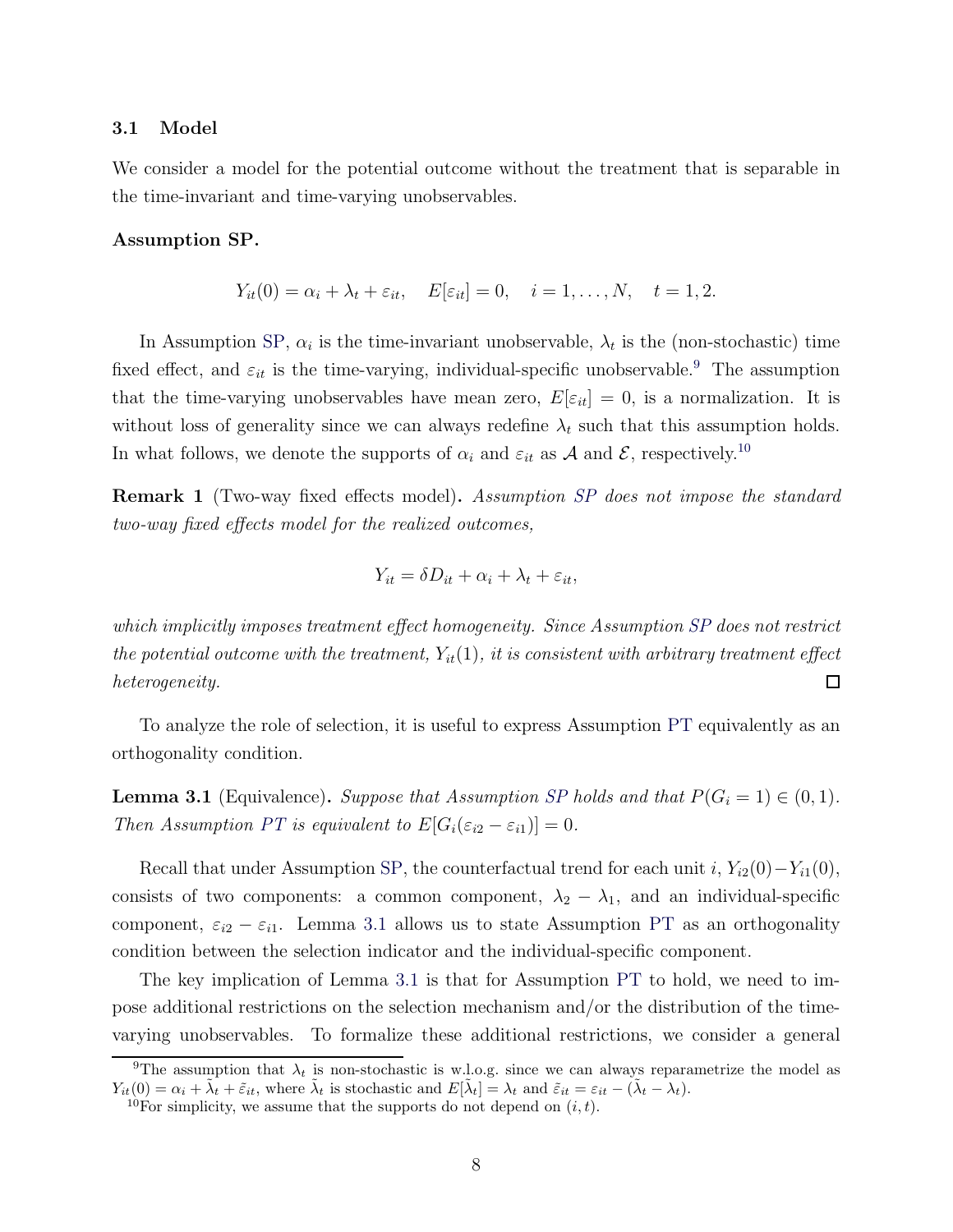### 3.1 Model

We consider a model for the potential outcome without the treatment that is separable in the time-invariant and time-varying unobservables.

**Assumption SP.**

$$Y_{it}(0) = \alpha_i + \lambda_t + \varepsilon_{it}, \quad E[\varepsilon_{it}] = 0, \quad i = 1, \dots, N, \quad t = 1, 2.$$

In Assumption SP, $\alpha_i$ is the time-invariant unobservable, $\lambda_t$ is the (non-stochastic) time fixed effect, and $\varepsilon_{it}$ is the time-varying, individual-specific unobservable.[9] The assumption that the time-varying unobservables have mean zero, $E[\varepsilon_{it}] = 0$, is a normalization. It is without loss of generality since we can always redefine $\lambda_t$ such that this assumption holds. In what follows, we denote the supports of $\alpha_i$ and $\varepsilon_{it}$ as $\mathcal{A}$ and $\mathcal{E}$, respectively.[10]

**Remark 1** (Two-way fixed effects model)**.** *Assumption SP does not impose the standard two-way fixed effects model for the realized outcomes,*

$$Y_{it} = \delta D_{it} + \alpha_i + \lambda_t + \varepsilon_{it},$$

*which implicitly imposes treatment effect homogeneity. Since Assumption SP does not restrict the potential outcome with the treatment, $Y_{it}(1)$, it is consistent with arbitrary treatment effect heterogeneity.* □

To analyze the role of selection, it is useful to express Assumption PT equivalently as an orthogonality condition.

**Lemma 3.1** (Equivalence)**.** *Suppose that Assumption SP holds and that $P(G_i = 1) \in (0, 1)$. Then Assumption PT is equivalent to $E[G_i(\varepsilon_{i2} - \varepsilon_{i1})] = 0$.*

Recall that under Assumption SP, the counterfactual trend for each unit $i$, $Y_{i2}(0) - Y_{i1}(0)$, consists of two components: a common component, $\lambda_2 - \lambda_1$, and an individual-specific component, $\varepsilon_{i2} - \varepsilon_{i1}$. Lemma 3.1 allows us to state Assumption PT as an orthogonality condition between the selection indicator and the individual-specific component.

The key implication of Lemma 3.1 is that for Assumption PT to hold, we need to impose additional restrictions on the selection mechanism and/or the distribution of the time-varying unobservables. To formalize these additional restrictions, we consider a general

[9] The assumption that $\lambda_t$ is non-stochastic is w.l.o.g. since we can always reparametrize the model as $Y_{it}(0) = \alpha_i + \tilde{\lambda}_t + \tilde{\varepsilon}_{it}$, where $\tilde{\lambda}_t$ is stochastic and $E[\tilde{\lambda}_t] = \lambda_t$ and $\tilde{\varepsilon}_{it} = \varepsilon_{it} - (\tilde{\lambda}_t - \lambda_t)$.

[10] For simplicity, we assume that the supports do not depend on $(i, t)$.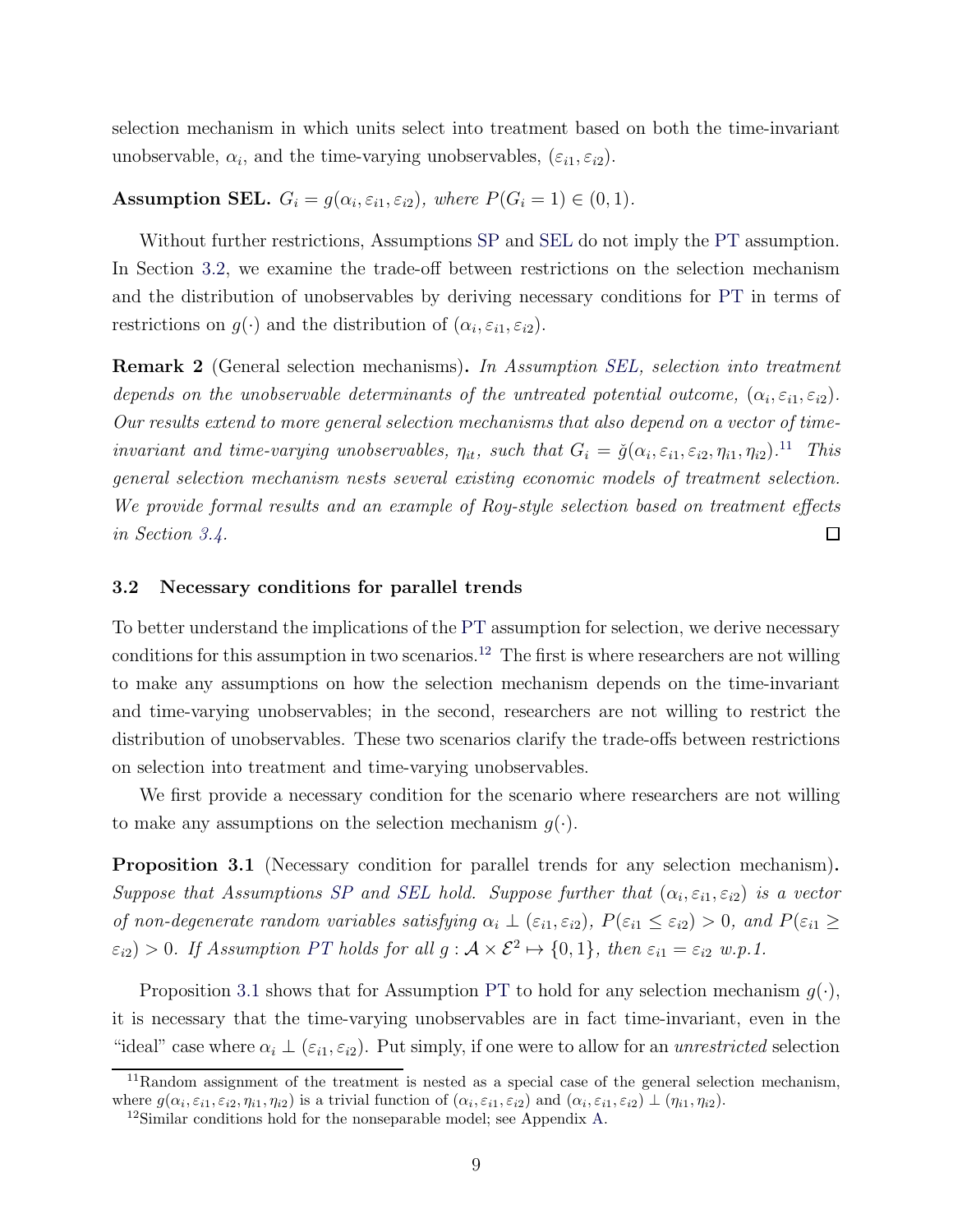selection mechanism in which units select into treatment based on both the time-invariant unobservable, $\alpha_i$, and the time-varying unobservables, $(\varepsilon_{i1}, \varepsilon_{i2})$.

**Assumption SEL.** *$G_i = g(\alpha_i, \varepsilon_{i1}, \varepsilon_{i2})$, where $P(G_i = 1) \in (0, 1)$.*

Without further restrictions, Assumptions SP and SEL do not imply the PT assumption. In Section 3.2, we examine the trade-off between restrictions on the selection mechanism and the distribution of unobservables by deriving necessary conditions for PT in terms of restrictions on $g(\cdot)$ and the distribution of $(\alpha_i, \varepsilon_{i1}, \varepsilon_{i2})$.

**Remark 2** (General selection mechanisms)**.** *In Assumption SEL, selection into treatment depends on the unobservable determinants of the untreated potential outcome, $(\alpha_i, \varepsilon_{i1}, \varepsilon_{i2})$. Our results extend to more general selection mechanisms that also depend on a vector of time-invariant and time-varying unobservables, $\eta_{it}$, such that $G_i = \breve{g}(\alpha_i, \varepsilon_{i1}, \varepsilon_{i2}, \eta_{i1}, \eta_{i2})$.*[11] *This general selection mechanism nests several existing economic models of treatment selection. We provide formal results and an example of Roy-style selection based on treatment effects in Section 3.4.* □

### 3.2 Necessary conditions for parallel trends

To better understand the implications of the PT assumption for selection, we derive necessary conditions for this assumption in two scenarios.[12] The first is where researchers are not willing to make any assumptions on how the selection mechanism depends on the time-invariant and time-varying unobservables; in the second, researchers are not willing to restrict the distribution of unobservables. These two scenarios clarify the trade-offs between restrictions on selection into treatment and time-varying unobservables.

We first provide a necessary condition for the scenario where researchers are not willing to make any assumptions on the selection mechanism $g(\cdot)$.

**Proposition 3.1** (Necessary condition for parallel trends for any selection mechanism)**.** *Suppose that Assumptions SP and SEL hold. Suppose further that $(\alpha_i, \varepsilon_{i1}, \varepsilon_{i2})$ is a vector of non-degenerate random variables satisfying $\alpha_i \perp (\varepsilon_{i1}, \varepsilon_{i2})$, $P(\varepsilon_{i1} \leq \varepsilon_{i2}) > 0$, and $P(\varepsilon_{i1} \geq \varepsilon_{i2}) > 0$. If Assumption PT holds for all $g : \mathcal{A} \times \mathcal{E}^2 \mapsto \{0, 1\}$, then $\varepsilon_{i1} = \varepsilon_{i2}$ w.p.1.*

Proposition 3.1 shows that for Assumption PT to hold for any selection mechanism $g(\cdot)$, it is necessary that the time-varying unobservables are in fact time-invariant, even in the "ideal" case where $\alpha_i \perp (\varepsilon_{i1}, \varepsilon_{i2})$. Put simply, if one were to allow for an *unrestricted* selection

[11] Random assignment of the treatment is nested as a special case of the general selection mechanism, where $g(\alpha_i, \varepsilon_{i1}, \varepsilon_{i2}, \eta_{i1}, \eta_{i2})$ is a trivial function of $(\alpha_i, \varepsilon_{i1}, \varepsilon_{i2})$ and $(\alpha_i, \varepsilon_{i1}, \varepsilon_{i2}) \perp (\eta_{i1}, \eta_{i2})$.

[12] Similar conditions hold for the nonseparable model; see Appendix A.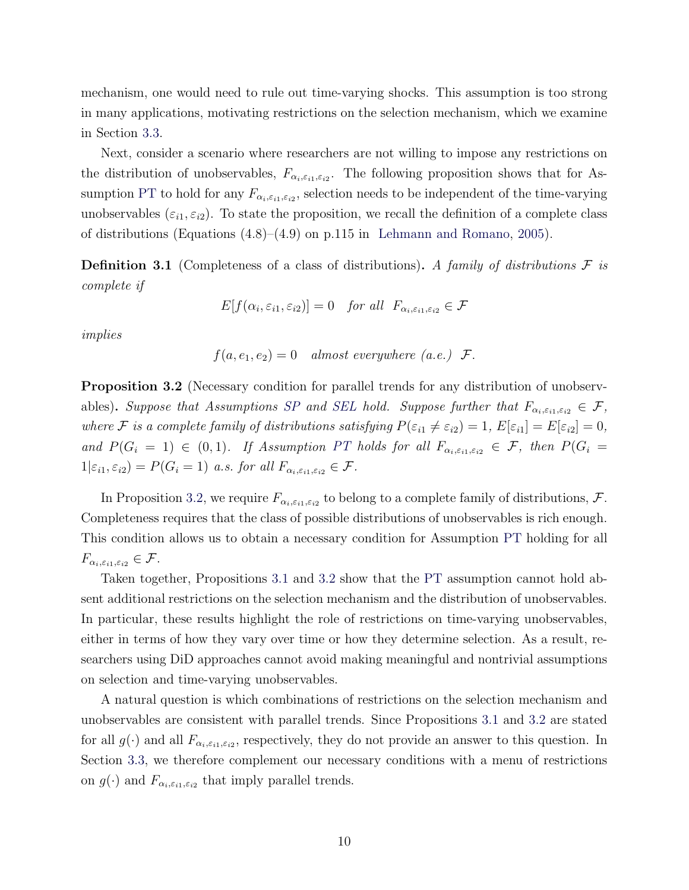mechanism, one would need to rule out time-varying shocks. This assumption is too strong in many applications, motivating restrictions on the selection mechanism, which we examine in Section 3.3.

Next, consider a scenario where researchers are not willing to impose any restrictions on the distribution of unobservables, $F_{\alpha_i,\varepsilon_{i1},\varepsilon_{i2}}$. The following proposition shows that for Assumption PT to hold for any $F_{\alpha_i,\varepsilon_{i1},\varepsilon_{i2}}$, selection needs to be independent of the time-varying unobservables $(\varepsilon_{i1}, \varepsilon_{i2})$. To state the proposition, we recall the definition of a complete class of distributions (Equations (4.8)–(4.9) on p.115 in Lehmann and Romano, 2005).

**Definition 3.1** (Completeness of a class of distributions)**.** *A family of distributions $\mathcal{F}$ is complete if*

$$E[f(\alpha_i, \varepsilon_{i1}, \varepsilon_{i2})] = 0 \quad \textit{for all} \;\; F_{\alpha_i,\varepsilon_{i1},\varepsilon_{i2}} \in \mathcal{F}$$

*implies*

$$f(a, e_1, e_2) = 0 \quad \textit{almost everywhere (a.e.)} \;\; \mathcal{F}.$$

**Proposition 3.2** (Necessary condition for parallel trends for any distribution of unobservables)**.** *Suppose that Assumptions SP and SEL hold. Suppose further that $F_{\alpha_i,\varepsilon_{i1},\varepsilon_{i2}} \in \mathcal{F}$, where $\mathcal{F}$ is a complete family of distributions satisfying $P(\varepsilon_{i1} \neq \varepsilon_{i2}) = 1$, $E[\varepsilon_{i1}] = E[\varepsilon_{i2}] = 0$, and $P(G_i = 1) \in (0, 1)$. If Assumption PT holds for all $F_{\alpha_i,\varepsilon_{i1},\varepsilon_{i2}} \in \mathcal{F}$, then $P(G_i = 1|\varepsilon_{i1}, \varepsilon_{i2}) = P(G_i = 1)$ a.s. for all $F_{\alpha_i,\varepsilon_{i1},\varepsilon_{i2}} \in \mathcal{F}$.*

In Proposition 3.2, we require $F_{\alpha_i,\varepsilon_{i1},\varepsilon_{i2}}$ to belong to a complete family of distributions, $\mathcal{F}$. Completeness requires that the class of possible distributions of unobservables is rich enough. This condition allows us to obtain a necessary condition for Assumption PT holding for all $F_{\alpha_i,\varepsilon_{i1},\varepsilon_{i2}} \in \mathcal{F}$.

Taken together, Propositions 3.1 and 3.2 show that the PT assumption cannot hold absent additional restrictions on the selection mechanism and the distribution of unobservables. In particular, these results highlight the role of restrictions on time-varying unobservables, either in terms of how they vary over time or how they determine selection. As a result, researchers using DiD approaches cannot avoid making meaningful and nontrivial assumptions on selection and time-varying unobservables.

A natural question is which combinations of restrictions on the selection mechanism and unobservables are consistent with parallel trends. Since Propositions 3.1 and 3.2 are stated for all $g(\cdot)$ and all $F_{\alpha_i,\varepsilon_{i1},\varepsilon_{i2}}$, respectively, they do not provide an answer to this question. In Section 3.3, we therefore complement our necessary conditions with a menu of restrictions on $g(\cdot)$ and $F_{\alpha_i,\varepsilon_{i1},\varepsilon_{i2}}$ that imply parallel trends.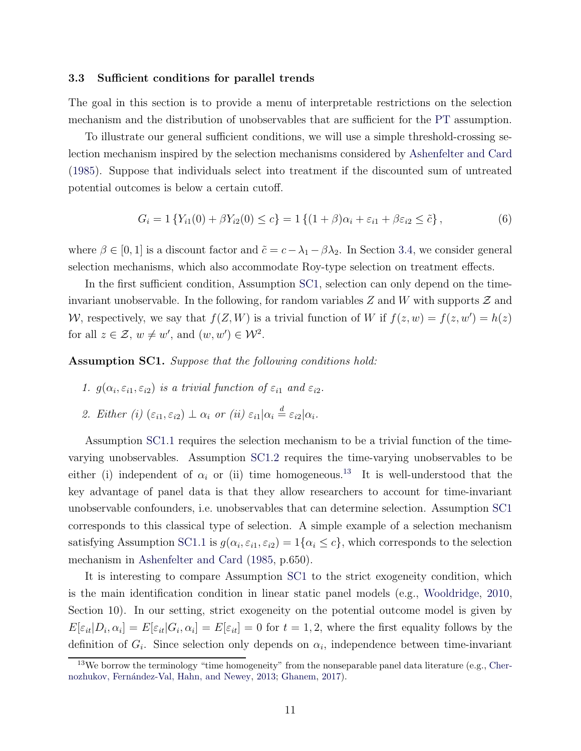### 3.3 Sufficient conditions for parallel trends

The goal in this section is to provide a menu of interpretable restrictions on the selection mechanism and the distribution of unobservables that are sufficient for the PT assumption.

To illustrate our general sufficient conditions, we will use a simple threshold-crossing selection mechanism inspired by the selection mechanisms considered by Ashenfelter and Card (1985). Suppose that individuals select into treatment if the discounted sum of untreated potential outcomes is below a certain cutoff.

$$G_i = 1\{Y_{i1}(0) + \beta Y_{i2}(0) \leq c\} = 1\{(1+\beta)\alpha_i + \varepsilon_{i1} + \beta\varepsilon_{i2} \leq \tilde{c}\}, \tag{6}$$

where $\beta \in [0,1]$ is a discount factor and $\tilde{c} = c - \lambda_1 - \beta\lambda_2$. In Section 3.4, we consider general selection mechanisms, which also accommodate Roy-type selection on treatment effects.

In the first sufficient condition, Assumption SC1, selection can only depend on the time-invariant unobservable. In the following, for random variables $Z$ and $W$ with supports $\mathcal{Z}$ and $\mathcal{W}$, respectively, we say that $f(Z,W)$ is a trivial function of $W$ if $f(z,w) = f(z,w') = h(z)$ for all $z \in \mathcal{Z}$, $w \neq w'$, and $(w,w') \in \mathcal{W}^2$.

**Assumption SC1.** *Suppose that the following conditions hold:*

1. *$g(\alpha_i, \varepsilon_{i1}, \varepsilon_{i2})$ is a trivial function of $\varepsilon_{i1}$ and $\varepsilon_{i2}$.*
2. *Either (i) $(\varepsilon_{i1}, \varepsilon_{i2}) \perp \alpha_i$ or (ii) $\varepsilon_{i1}|\alpha_i \overset{d}{=} \varepsilon_{i2}|\alpha_i$.*

Assumption SC1.1 requires the selection mechanism to be a trivial function of the time-varying unobservables. Assumption SC1.2 requires the time-varying unobservables to be either (i) independent of $\alpha_i$ or (ii) time homogeneous.[13] It is well-understood that the key advantage of panel data is that they allow researchers to account for time-invariant unobservable confounders, i.e. unobservables that can determine selection. Assumption SC1 corresponds to this classical type of selection. A simple example of a selection mechanism satisfying Assumption SC1.1 is $g(\alpha_i, \varepsilon_{i1}, \varepsilon_{i2}) = 1\{\alpha_i \leq c\}$, which corresponds to the selection mechanism in Ashenfelter and Card (1985, p.650).

It is interesting to compare Assumption SC1 to the strict exogeneity condition, which is the main identification condition in linear static panel models (e.g., Wooldridge, 2010, Section 10). In our setting, strict exogeneity on the potential outcome model is given by $E[\varepsilon_{it}|D_i, \alpha_i] = E[\varepsilon_{it}|G_i, \alpha_i] = E[\varepsilon_{it}] = 0$ for $t = 1, 2$, where the first equality follows by the definition of $G_i$. Since selection only depends on $\alpha_i$, independence between time-invariant

[13] We borrow the terminology "time homogeneity" from the nonseparable panel data literature (e.g., Chernozhukov, Fernández-Val, Hahn, and Newey, 2013; Ghanem, 2017).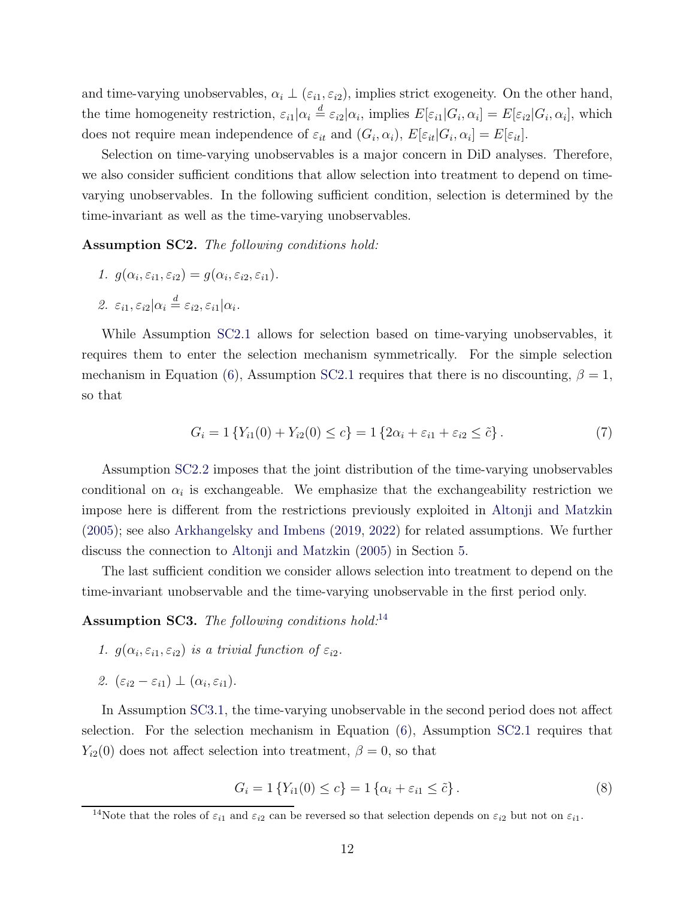and time-varying unobservables, $\alpha_i \perp (\varepsilon_{i1}, \varepsilon_{i2})$, implies strict exogeneity. On the other hand, the time homogeneity restriction, $\varepsilon_{i1}|\alpha_i \overset{d}{=} \varepsilon_{i2}|\alpha_i$, implies $E[\varepsilon_{i1}|G_i, \alpha_i] = E[\varepsilon_{i2}|G_i, \alpha_i]$, which does not require mean independence of $\varepsilon_{it}$ and $(G_i, \alpha_i)$, $E[\varepsilon_{it}|G_i, \alpha_i] = E[\varepsilon_{it}]$.

Selection on time-varying unobservables is a major concern in DiD analyses. Therefore, we also consider sufficient conditions that allow selection into treatment to depend on time-varying unobservables. In the following sufficient condition, selection is determined by the time-invariant as well as the time-varying unobservables.

**Assumption SC2.** *The following conditions hold:*

1. $g(\alpha_i, \varepsilon_{i1}, \varepsilon_{i2}) = g(\alpha_i, \varepsilon_{i2}, \varepsilon_{i1})$.
2. $\varepsilon_{i1}, \varepsilon_{i2}|\alpha_i \overset{d}{=} \varepsilon_{i2}, \varepsilon_{i1}|\alpha_i$.

While Assumption SC2.1 allows for selection based on time-varying unobservables, it requires them to enter the selection mechanism symmetrically. For the simple selection mechanism in Equation (6), Assumption SC2.1 requires that there is no discounting, $\beta = 1$, so that

$$G_i = 1\{Y_{i1}(0) + Y_{i2}(0) \leq c\} = 1\{2\alpha_i + \varepsilon_{i1} + \varepsilon_{i2} \leq \tilde{c}\}. \tag{7}$$

Assumption SC2.2 imposes that the joint distribution of the time-varying unobservables conditional on $\alpha_i$ is exchangeable. We emphasize that the exchangeability restriction we impose here is different from the restrictions previously exploited in Altonji and Matzkin (2005); see also Arkhangelsky and Imbens (2019, 2022) for related assumptions. We further discuss the connection to Altonji and Matzkin (2005) in Section 5.

The last sufficient condition we consider allows selection into treatment to depend on the time-invariant unobservable and the time-varying unobservable in the first period only.

**Assumption SC3.** *The following conditions hold:*[14]

1. *$g(\alpha_i, \varepsilon_{i1}, \varepsilon_{i2})$ is a trivial function of $\varepsilon_{i2}$.*
2. $(\varepsilon_{i2} - \varepsilon_{i1}) \perp (\alpha_i, \varepsilon_{i1})$.

In Assumption SC3.1, the time-varying unobservable in the second period does not affect selection. For the selection mechanism in Equation (6), Assumption SC2.1 requires that $Y_{i2}(0)$ does not affect selection into treatment, $\beta = 0$, so that

$$G_i = 1\{Y_{i1}(0) \leq c\} = 1\{\alpha_i + \varepsilon_{i1} \leq \tilde{c}\}. \tag{8}$$

[14] Note that the roles of $\varepsilon_{i1}$ and $\varepsilon_{i2}$ can be reversed so that selection depends on $\varepsilon_{i2}$ but not on $\varepsilon_{i1}$.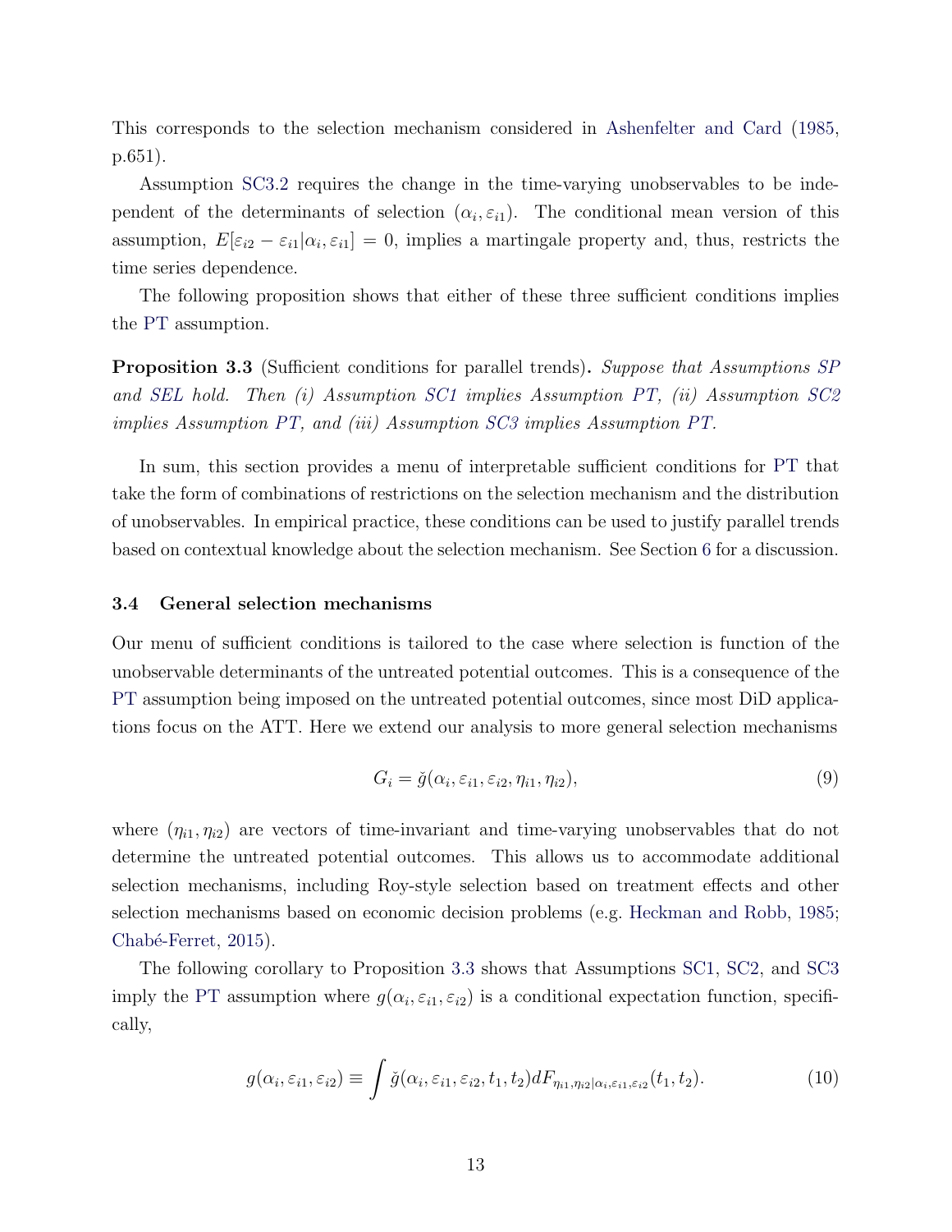This corresponds to the selection mechanism considered in Ashenfelter and Card (1985, p.651).

Assumption SC3.2 requires the change in the time-varying unobservables to be independent of the determinants of selection $(\alpha_i, \varepsilon_{i1})$. The conditional mean version of this assumption, $E[\varepsilon_{i2} - \varepsilon_{i1} | \alpha_i, \varepsilon_{i1}] = 0$, implies a martingale property and, thus, restricts the time series dependence.

The following proposition shows that either of these three sufficient conditions implies the PT assumption.

**Proposition 3.3** (Sufficient conditions for parallel trends)**.** *Suppose that Assumptions SP and SEL hold. Then (i) Assumption SC1 implies Assumption PT, (ii) Assumption SC2 implies Assumption PT, and (iii) Assumption SC3 implies Assumption PT.*

In sum, this section provides a menu of interpretable sufficient conditions for PT that take the form of combinations of restrictions on the selection mechanism and the distribution of unobservables. In empirical practice, these conditions can be used to justify parallel trends based on contextual knowledge about the selection mechanism. See Section 6 for a discussion.

### 3.4 General selection mechanisms

Our menu of sufficient conditions is tailored to the case where selection is function of the unobservable determinants of the untreated potential outcomes. This is a consequence of the PT assumption being imposed on the untreated potential outcomes, since most DiD applications focus on the ATT. Here we extend our analysis to more general selection mechanisms

$$G_i = \breve{g}(\alpha_i, \varepsilon_{i1}, \varepsilon_{i2}, \eta_{i1}, \eta_{i2}), \tag{9}$$

where $(\eta_{i1}, \eta_{i2})$ are vectors of time-invariant and time-varying unobservables that do not determine the untreated potential outcomes. This allows us to accommodate additional selection mechanisms, including Roy-style selection based on treatment effects and other selection mechanisms based on economic decision problems (e.g. Heckman and Robb, 1985; Chabé-Ferret, 2015).

The following corollary to Proposition 3.3 shows that Assumptions SC1, SC2, and SC3 imply the PT assumption where $g(\alpha_i, \varepsilon_{i1}, \varepsilon_{i2})$ is a conditional expectation function, specifically,

$$g(\alpha_i, \varepsilon_{i1}, \varepsilon_{i2}) \equiv \int \breve{g}(\alpha_i, \varepsilon_{i1}, \varepsilon_{i2}, t_1, t_2) dF_{\eta_{i1}, \eta_{i2} | \alpha_i, \varepsilon_{i1}, \varepsilon_{i2}}(t_1, t_2). \tag{10}$$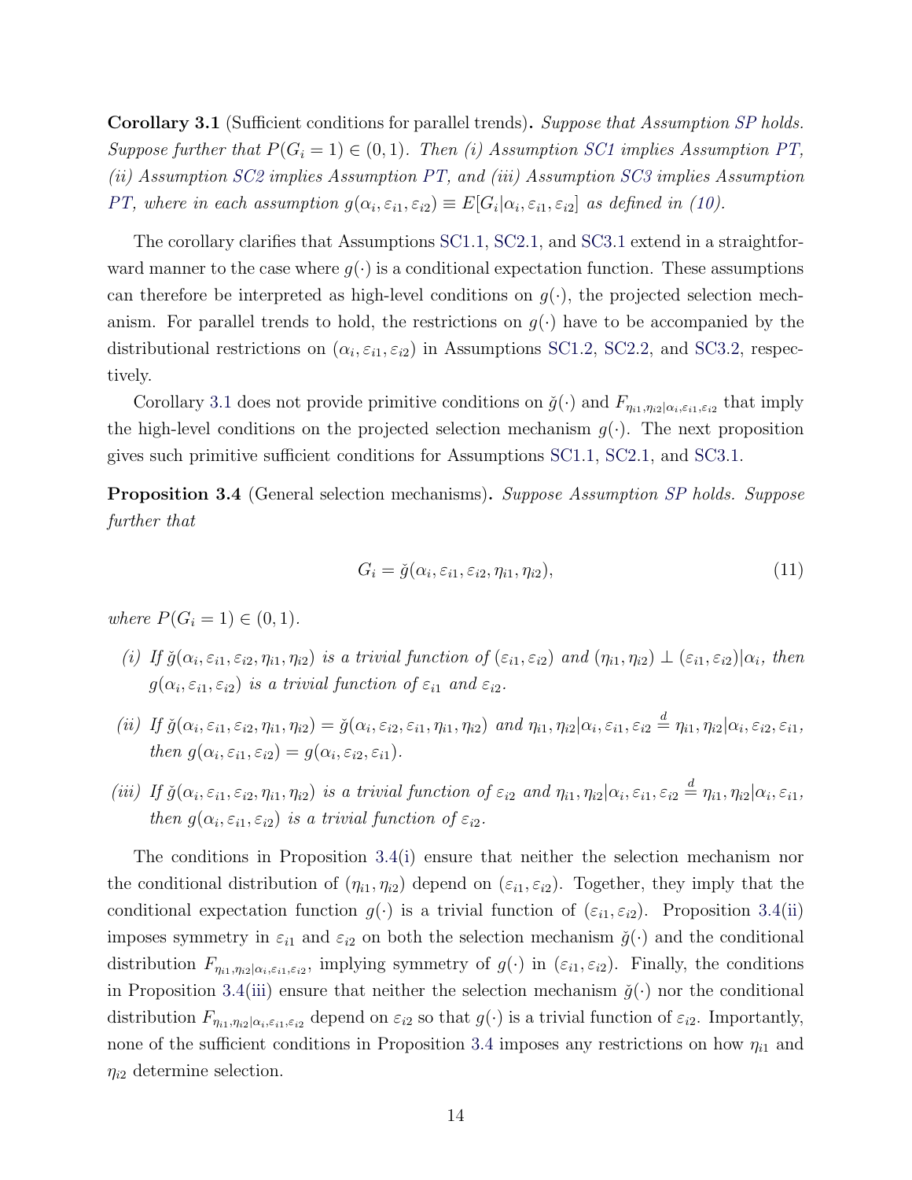**Corollary 3.1** (Sufficient conditions for parallel trends)**.** *Suppose that Assumption SP holds. Suppose further that $P(G_i = 1) \in (0, 1)$. Then (i) Assumption SC1 implies Assumption PT, (ii) Assumption SC2 implies Assumption PT, and (iii) Assumption SC3 implies Assumption PT, where in each assumption $g(\alpha_i, \varepsilon_{i1}, \varepsilon_{i2}) \equiv E[G_i|\alpha_i, \varepsilon_{i1}, \varepsilon_{i2}]$ as defined in (10).*

The corollary clarifies that Assumptions SC1.1, SC2.1, and SC3.1 extend in a straightforward manner to the case where $g(\cdot)$ is a conditional expectation function. These assumptions can therefore be interpreted as high-level conditions on $g(\cdot)$, the projected selection mechanism. For parallel trends to hold, the restrictions on $g(\cdot)$ have to be accompanied by the distributional restrictions on $(\alpha_i, \varepsilon_{i1}, \varepsilon_{i2})$ in Assumptions SC1.2, SC2.2, and SC3.2, respectively.

Corollary 3.1 does not provide primitive conditions on $\breve{g}(\cdot)$ and $F_{\eta_{i1},\eta_{i2}|\alpha_i,\varepsilon_{i1},\varepsilon_{i2}}$ that imply the high-level conditions on the projected selection mechanism $g(\cdot)$. The next proposition gives such primitive sufficient conditions for Assumptions SC1.1, SC2.1, and SC3.1.

**Proposition 3.4** (General selection mechanisms)**.** *Suppose Assumption SP holds. Suppose further that*

$$G_i = \breve{g}(\alpha_i, \varepsilon_{i1}, \varepsilon_{i2}, \eta_{i1}, \eta_{i2}), \tag{11}$$

*where $P(G_i = 1) \in (0, 1)$.*

*(i) If $\breve{g}(\alpha_i, \varepsilon_{i1}, \varepsilon_{i2}, \eta_{i1}, \eta_{i2})$ is a trivial function of $(\varepsilon_{i1}, \varepsilon_{i2})$ and $(\eta_{i1}, \eta_{i2}) \perp (\varepsilon_{i1}, \varepsilon_{i2})|\alpha_i$, then $g(\alpha_i, \varepsilon_{i1}, \varepsilon_{i2})$ is a trivial function of $\varepsilon_{i1}$ and $\varepsilon_{i2}$.*

*(ii) If $\breve{g}(\alpha_i, \varepsilon_{i1}, \varepsilon_{i2}, \eta_{i1}, \eta_{i2}) = \breve{g}(\alpha_i, \varepsilon_{i2}, \varepsilon_{i1}, \eta_{i1}, \eta_{i2})$ and $\eta_{i1}, \eta_{i2}|\alpha_i, \varepsilon_{i1}, \varepsilon_{i2} \overset{d}{=} \eta_{i1}, \eta_{i2}|\alpha_i, \varepsilon_{i2}, \varepsilon_{i1}$, then $g(\alpha_i, \varepsilon_{i1}, \varepsilon_{i2}) = g(\alpha_i, \varepsilon_{i2}, \varepsilon_{i1})$.*

*(iii) If $\breve{g}(\alpha_i, \varepsilon_{i1}, \varepsilon_{i2}, \eta_{i1}, \eta_{i2})$ is a trivial function of $\varepsilon_{i2}$ and $\eta_{i1}, \eta_{i2}|\alpha_i, \varepsilon_{i1}, \varepsilon_{i2} \overset{d}{=} \eta_{i1}, \eta_{i2}|\alpha_i, \varepsilon_{i1}$, then $g(\alpha_i, \varepsilon_{i1}, \varepsilon_{i2})$ is a trivial function of $\varepsilon_{i2}$.*

The conditions in Proposition 3.4(i) ensure that neither the selection mechanism nor the conditional distribution of $(\eta_{i1}, \eta_{i2})$ depend on $(\varepsilon_{i1}, \varepsilon_{i2})$. Together, they imply that the conditional expectation function $g(\cdot)$ is a trivial function of $(\varepsilon_{i1}, \varepsilon_{i2})$. Proposition 3.4(ii) imposes symmetry in $\varepsilon_{i1}$ and $\varepsilon_{i2}$ on both the selection mechanism $\breve{g}(\cdot)$ and the conditional distribution $F_{\eta_{i1},\eta_{i2}|\alpha_i,\varepsilon_{i1},\varepsilon_{i2}}$, implying symmetry of $g(\cdot)$ in $(\varepsilon_{i1}, \varepsilon_{i2})$. Finally, the conditions in Proposition 3.4(iii) ensure that neither the selection mechanism $\breve{g}(\cdot)$ nor the conditional distribution $F_{\eta_{i1},\eta_{i2}|\alpha_i,\varepsilon_{i1},\varepsilon_{i2}}$ depend on $\varepsilon_{i2}$ so that $g(\cdot)$ is a trivial function of $\varepsilon_{i2}$. Importantly, none of the sufficient conditions in Proposition 3.4 imposes any restrictions on how $\eta_{i1}$ and $\eta_{i2}$ determine selection.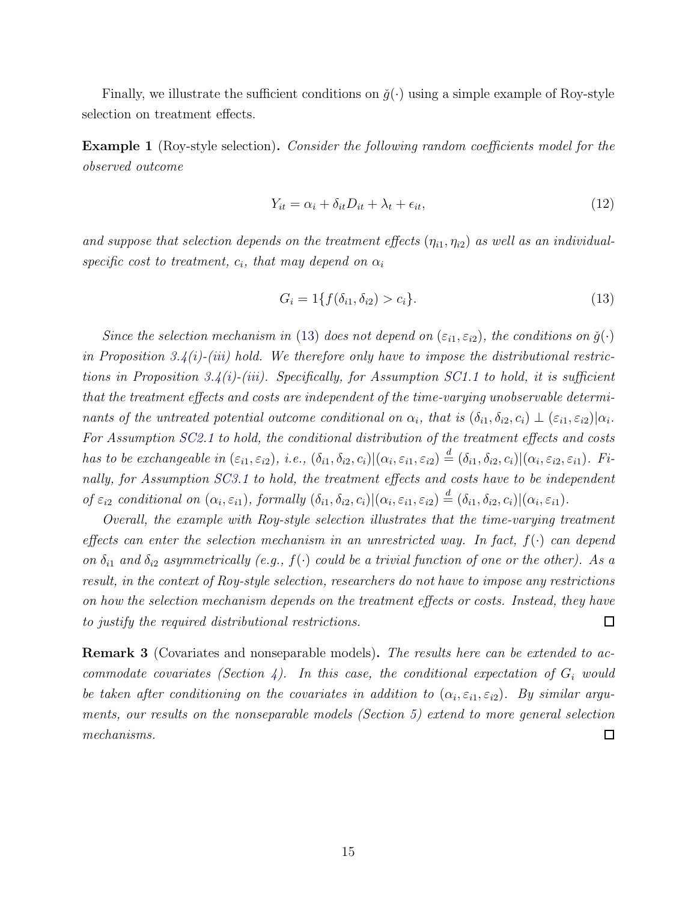Finally, we illustrate the sufficient conditions on $\breve{g}(\cdot)$ using a simple example of Roy-style selection on treatment effects.

**Example 1** (Roy-style selection)**.** *Consider the following random coefficients model for the observed outcome*

$$Y_{it} = \alpha_i + \delta_{it} D_{it} + \lambda_t + \epsilon_{it}, \tag{12}$$

*and suppose that selection depends on the treatment effects $(\eta_{i1}, \eta_{i2})$ as well as an individual-specific cost to treatment, $c_i$, that may depend on $\alpha_i$*

$$G_i = 1\{f(\delta_{i1}, \delta_{i2}) > c_i\}. \tag{13}$$

*Since the selection mechanism in (13) does not depend on $(\varepsilon_{i1}, \varepsilon_{i2})$, the conditions on $\breve{g}(\cdot)$ in Proposition 3.4(i)-(iii) hold. We therefore only have to impose the distributional restrictions in Proposition 3.4(i)-(iii). Specifically, for Assumption SC1.1 to hold, it is sufficient that the treatment effects and costs are independent of the time-varying unobservable determinants of the untreated potential outcome conditional on $\alpha_i$, that is $(\delta_{i1}, \delta_{i2}, c_i) \perp (\varepsilon_{i1}, \varepsilon_{i2}) | \alpha_i$. For Assumption SC2.1 to hold, the conditional distribution of the treatment effects and costs has to be exchangeable in $(\varepsilon_{i1}, \varepsilon_{i2})$, i.e., $(\delta_{i1}, \delta_{i2}, c_i) | (\alpha_i, \varepsilon_{i1}, \varepsilon_{i2}) \overset{d}{=} (\delta_{i1}, \delta_{i2}, c_i) | (\alpha_i, \varepsilon_{i2}, \varepsilon_{i1})$. Finally, for Assumption SC3.1 to hold, the treatment effects and costs have to be independent of $\varepsilon_{i2}$ conditional on $(\alpha_i, \varepsilon_{i1})$, formally $(\delta_{i1}, \delta_{i2}, c_i) | (\alpha_i, \varepsilon_{i1}, \varepsilon_{i2}) \overset{d}{=} (\delta_{i1}, \delta_{i2}, c_i) | (\alpha_i, \varepsilon_{i1})$.*

*Overall, the example with Roy-style selection illustrates that the time-varying treatment effects can enter the selection mechanism in an unrestricted way. In fact, $f(\cdot)$ can depend on $\delta_{i1}$ and $\delta_{i2}$ asymmetrically (e.g., $f(\cdot)$ could be a trivial function of one or the other). As a result, in the context of Roy-style selection, researchers do not have to impose any restrictions on how the selection mechanism depends on the treatment effects or costs. Instead, they have to justify the required distributional restrictions.* □

**Remark 3** (Covariates and nonseparable models)**.** *The results here can be extended to accommodate covariates (Section 4). In this case, the conditional expectation of $G_i$ would be taken after conditioning on the covariates in addition to $(\alpha_i, \varepsilon_{i1}, \varepsilon_{i2})$. By similar arguments, our results on the nonseparable models (Section 5) extend to more general selection mechanisms.* □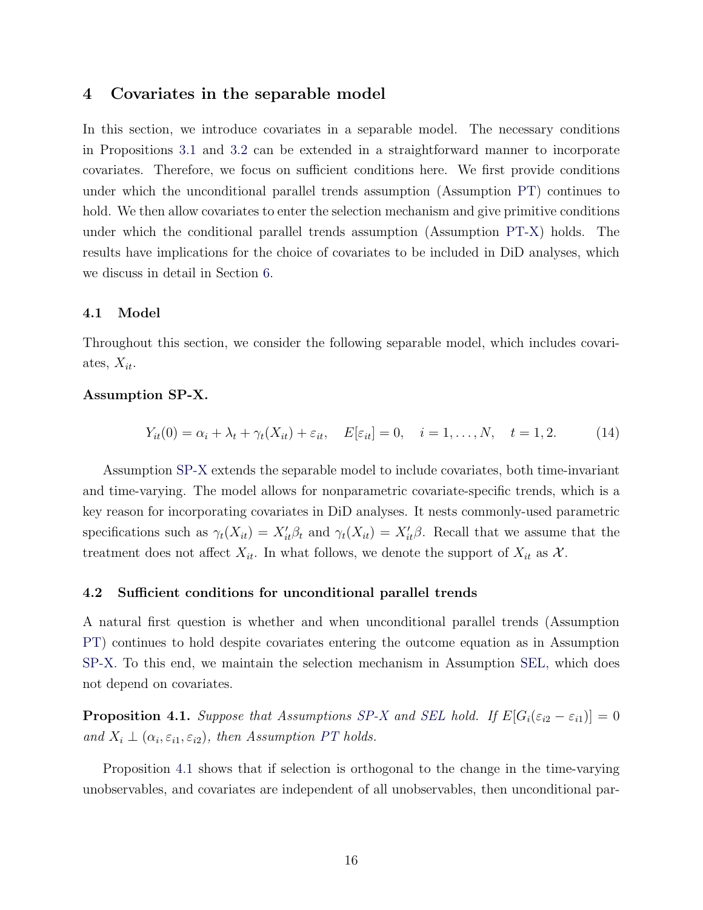## 4 Covariates in the separable model

In this section, we introduce covariates in a separable model. The necessary conditions in Propositions 3.1 and 3.2 can be extended in a straightforward manner to incorporate covariates. Therefore, we focus on sufficient conditions here. We first provide conditions under which the unconditional parallel trends assumption (Assumption PT) continues to hold. We then allow covariates to enter the selection mechanism and give primitive conditions under which the conditional parallel trends assumption (Assumption PT-X) holds. The results have implications for the choice of covariates to be included in DiD analyses, which we discuss in detail in Section 6.

### 4.1 Model

Throughout this section, we consider the following separable model, which includes covariates, $X_{it}$.

**Assumption SP-X.**

$$Y_{it}(0) = \alpha_i + \lambda_t + \gamma_t(X_{it}) + \varepsilon_{it}, \quad E[\varepsilon_{it}] = 0, \quad i = 1, \ldots, N, \quad t = 1, 2. \tag{14}$$

Assumption SP-X extends the separable model to include covariates, both time-invariant and time-varying. The model allows for nonparametric covariate-specific trends, which is a key reason for incorporating covariates in DiD analyses. It nests commonly-used parametric specifications such as $\gamma_t(X_{it}) = X_{it}'\beta_t$ and $\gamma_t(X_{it}) = X_{it}'\beta$. Recall that we assume that the treatment does not affect $X_{it}$. In what follows, we denote the support of $X_{it}$ as $\mathcal{X}$.

### 4.2 Sufficient conditions for unconditional parallel trends

A natural first question is whether and when unconditional parallel trends (Assumption PT) continues to hold despite covariates entering the outcome equation as in Assumption SP-X. To this end, we maintain the selection mechanism in Assumption SEL, which does not depend on covariates.

**Proposition 4.1.** *Suppose that Assumptions SP-X and SEL hold. If $E[G_i(\varepsilon_{i2} - \varepsilon_{i1})] = 0$ and $X_i \perp (\alpha_i, \varepsilon_{i1}, \varepsilon_{i2})$, then Assumption PT holds.*

Proposition 4.1 shows that if selection is orthogonal to the change in the time-varying unobservables, and covariates are independent of all unobservables, then unconditional par-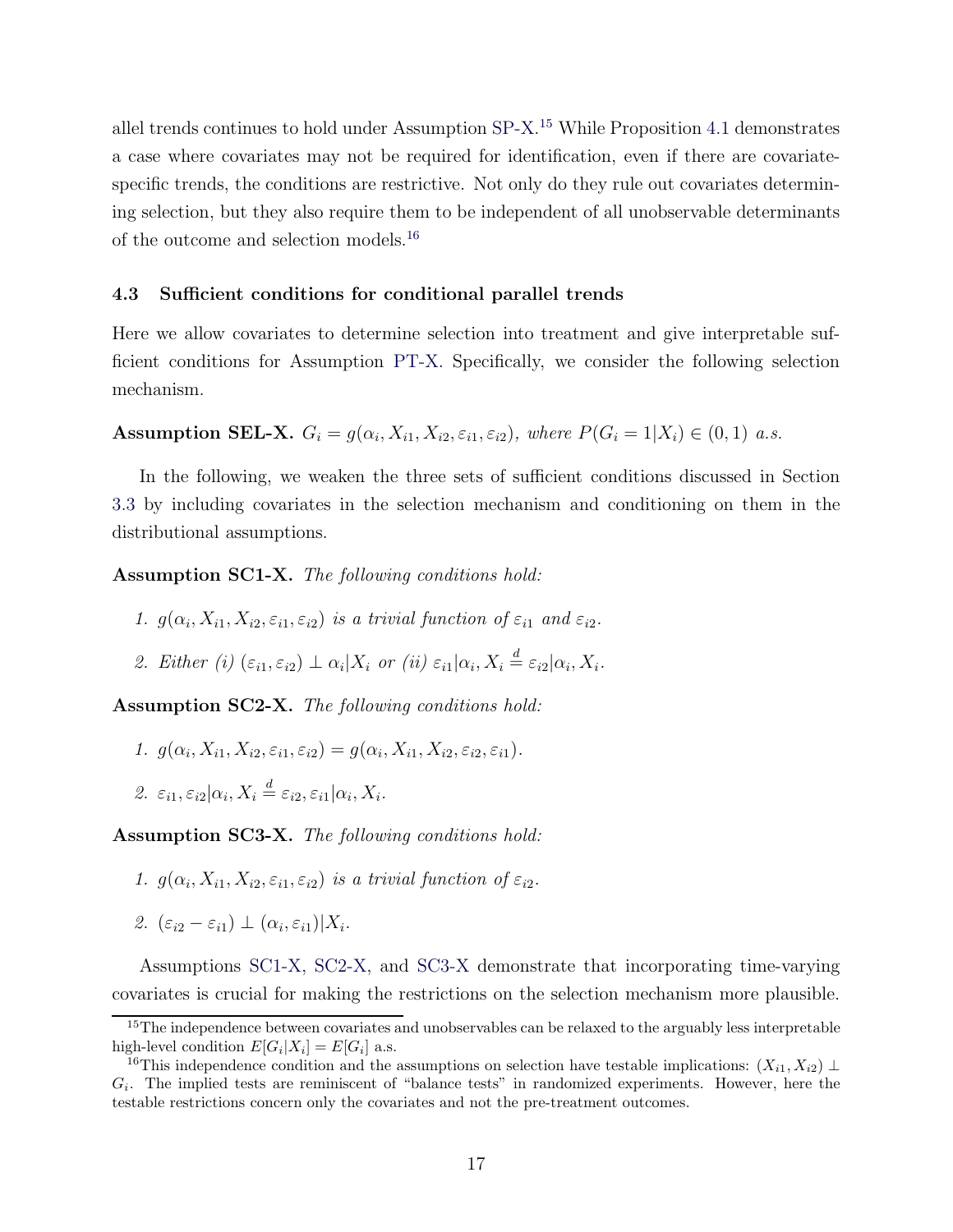allel trends continues to hold under Assumption SP-X.[15] While Proposition 4.1 demonstrates a case where covariates may not be required for identification, even if there are covariate-specific trends, the conditions are restrictive. Not only do they rule out covariates determining selection, but they also require them to be independent of all unobservable determinants of the outcome and selection models.[16]

### 4.3 Sufficient conditions for conditional parallel trends

Here we allow covariates to determine selection into treatment and give interpretable sufficient conditions for Assumption PT-X. Specifically, we consider the following selection mechanism.

**Assumption SEL-X.** *$G_i = g(\alpha_i, X_{i1}, X_{i2}, \varepsilon_{i1}, \varepsilon_{i2})$, where $P(G_i = 1|X_i) \in (0, 1)$ a.s.*

In the following, we weaken the three sets of sufficient conditions discussed in Section 3.3 by including covariates in the selection mechanism and conditioning on them in the distributional assumptions.

**Assumption SC1-X.** *The following conditions hold:*

1. *$g(\alpha_i, X_{i1}, X_{i2}, \varepsilon_{i1}, \varepsilon_{i2})$ is a trivial function of $\varepsilon_{i1}$ and $\varepsilon_{i2}$.*
2. *Either (i) $(\varepsilon_{i1}, \varepsilon_{i2}) \perp \alpha_i | X_i$ or (ii) $\varepsilon_{i1}|\alpha_i, X_i \overset{d}{=} \varepsilon_{i2}|\alpha_i, X_i$.*

**Assumption SC2-X.** *The following conditions hold:*

1. *$g(\alpha_i, X_{i1}, X_{i2}, \varepsilon_{i1}, \varepsilon_{i2}) = g(\alpha_i, X_{i1}, X_{i2}, \varepsilon_{i2}, \varepsilon_{i1})$.*
2. *$\varepsilon_{i1}, \varepsilon_{i2}|\alpha_i, X_i \overset{d}{=} \varepsilon_{i2}, \varepsilon_{i1}|\alpha_i, X_i$.*

**Assumption SC3-X.** *The following conditions hold:*

1. *$g(\alpha_i, X_{i1}, X_{i2}, \varepsilon_{i1}, \varepsilon_{i2})$ is a trivial function of $\varepsilon_{i2}$.*
2. *$(\varepsilon_{i2} - \varepsilon_{i1}) \perp (\alpha_i, \varepsilon_{i1})|X_i$.*

Assumptions SC1-X, SC2-X, and SC3-X demonstrate that incorporating time-varying covariates is crucial for making the restrictions on the selection mechanism more plausible.

[15] The independence between covariates and unobservables can be relaxed to the arguably less interpretable high-level condition $E[G_i|X_i] = E[G_i]$ a.s.

[16] This independence condition and the assumptions on selection have testable implications: $(X_{i1}, X_{i2}) \perp G_i$. The implied tests are reminiscent of "balance tests" in randomized experiments. However, here the testable restrictions concern only the covariates and not the pre-treatment outcomes.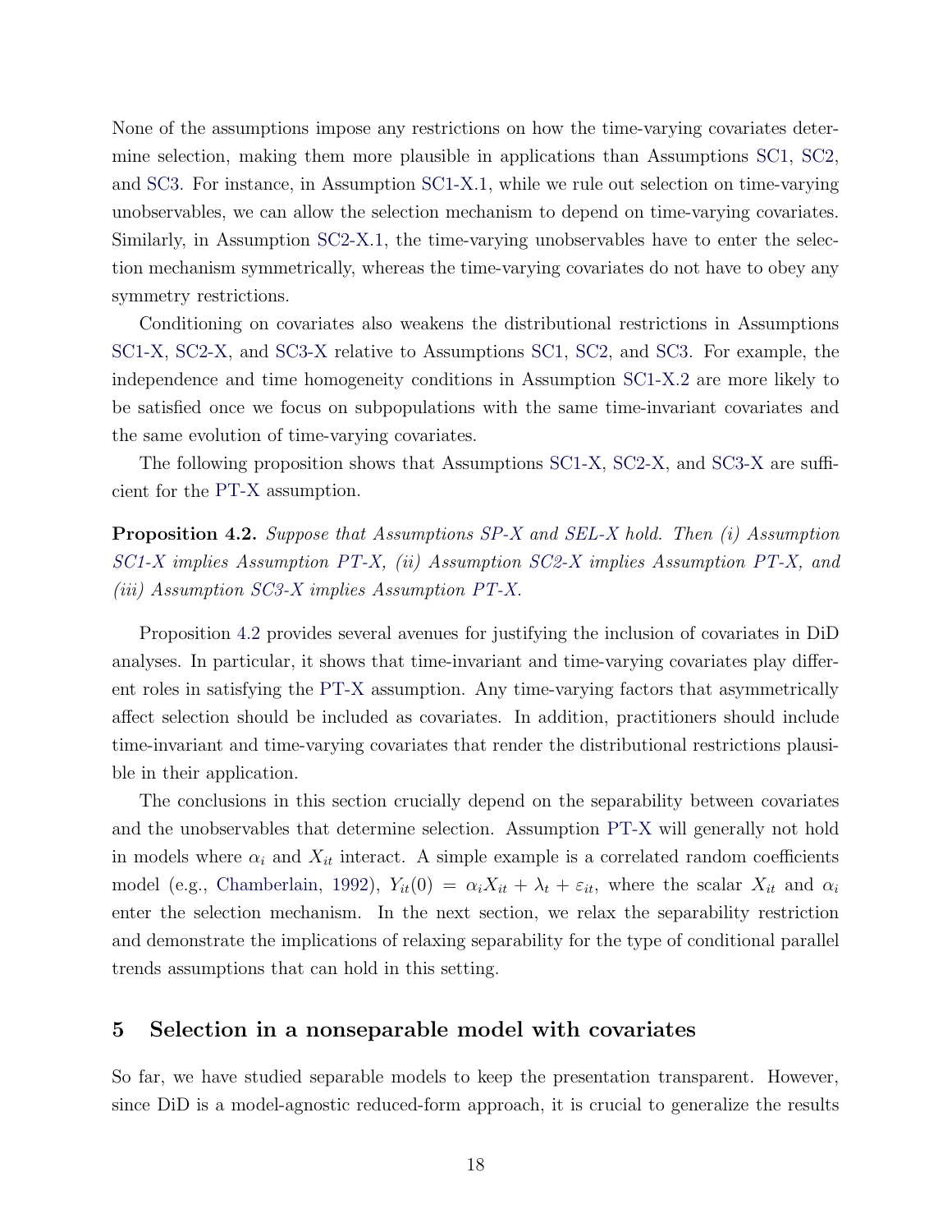None of the assumptions impose any restrictions on how the time-varying covariates determine selection, making them more plausible in applications than Assumptions SC1, SC2, and SC3. For instance, in Assumption SC1-X.1, while we rule out selection on time-varying unobservables, we can allow the selection mechanism to depend on time-varying covariates. Similarly, in Assumption SC2-X.1, the time-varying unobservables have to enter the selection mechanism symmetrically, whereas the time-varying covariates do not have to obey any symmetry restrictions.

Conditioning on covariates also weakens the distributional restrictions in Assumptions SC1-X, SC2-X, and SC3-X relative to Assumptions SC1, SC2, and SC3. For example, the independence and time homogeneity conditions in Assumption SC1-X.2 are more likely to be satisfied once we focus on subpopulations with the same time-invariant covariates and the same evolution of time-varying covariates.

The following proposition shows that Assumptions SC1-X, SC2-X, and SC3-X are sufficient for the PT-X assumption.

**Proposition 4.2.** *Suppose that Assumptions SP-X and SEL-X hold. Then (i) Assumption SC1-X implies Assumption PT-X, (ii) Assumption SC2-X implies Assumption PT-X, and (iii) Assumption SC3-X implies Assumption PT-X.*

Proposition 4.2 provides several avenues for justifying the inclusion of covariates in DiD analyses. In particular, it shows that time-invariant and time-varying covariates play different roles in satisfying the PT-X assumption. Any time-varying factors that asymmetrically affect selection should be included as covariates. In addition, practitioners should include time-invariant and time-varying covariates that render the distributional restrictions plausible in their application.

The conclusions in this section crucially depend on the separability between covariates and the unobservables that determine selection. Assumption PT-X will generally not hold in models where $\alpha_i$ and $X_{it}$ interact. A simple example is a correlated random coefficients model (e.g., Chamberlain, 1992), $Y_{it}(0) = \alpha_i X_{it} + \lambda_t + \varepsilon_{it}$, where the scalar $X_{it}$ and $\alpha_i$ enter the selection mechanism. In the next section, we relax the separability restriction and demonstrate the implications of relaxing separability for the type of conditional parallel trends assumptions that can hold in this setting.

## 5 Selection in a nonseparable model with covariates

So far, we have studied separable models to keep the presentation transparent. However, since DiD is a model-agnostic reduced-form approach, it is crucial to generalize the results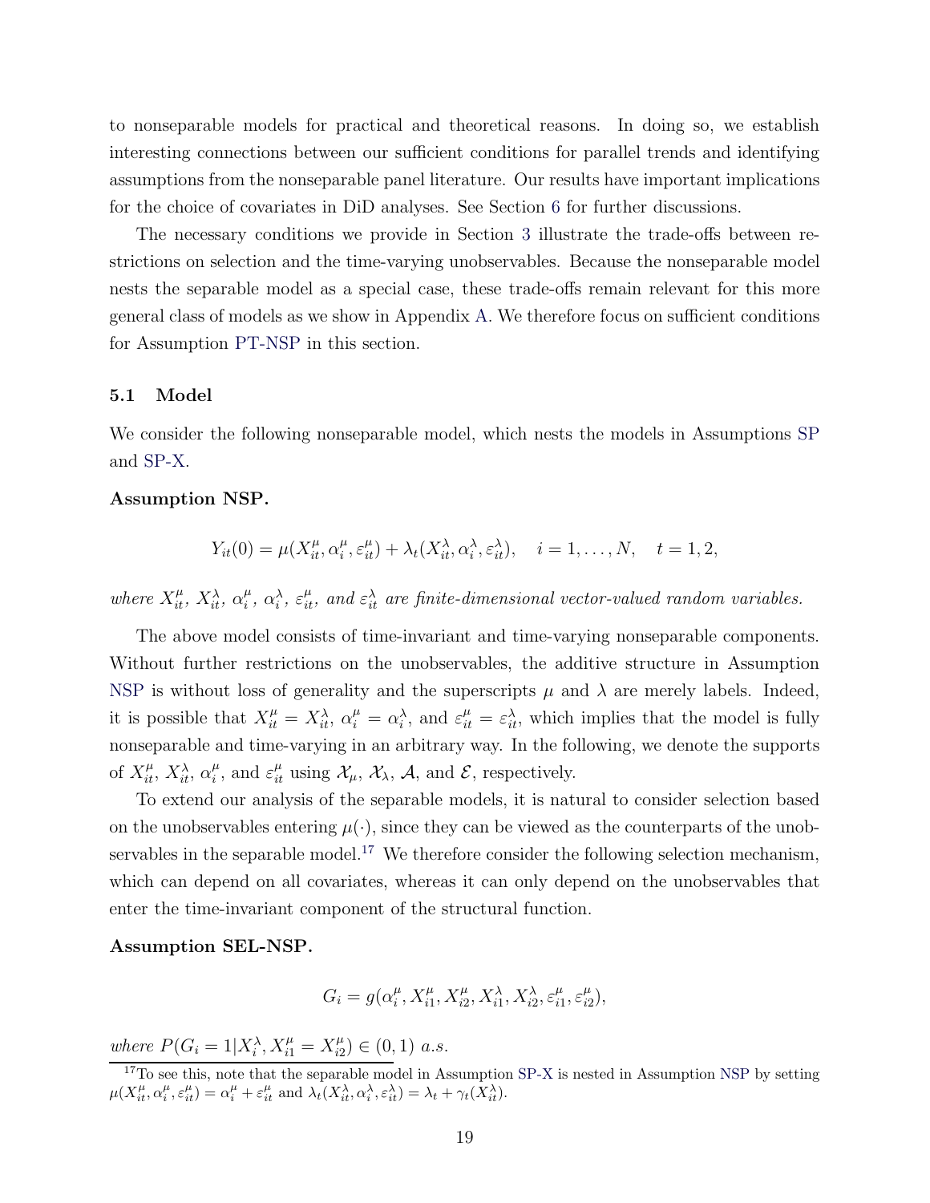to nonseparable models for practical and theoretical reasons. In doing so, we establish interesting connections between our sufficient conditions for parallel trends and identifying assumptions from the nonseparable panel literature. Our results have important implications for the choice of covariates in DiD analyses. See Section 6 for further discussions.

The necessary conditions we provide in Section 3 illustrate the trade-offs between restrictions on selection and the time-varying unobservables. Because the nonseparable model nests the separable model as a special case, these trade-offs remain relevant for this more general class of models as we show in Appendix A. We therefore focus on sufficient conditions for Assumption PT-NSP in this section.

### 5.1 Model

We consider the following nonseparable model, which nests the models in Assumptions SP and SP-X.

**Assumption NSP.**

$$Y_{it}(0) = \mu(X_{it}^{\mu}, \alpha_i^{\mu}, \varepsilon_{it}^{\mu}) + \lambda_t(X_{it}^{\lambda}, \alpha_i^{\lambda}, \varepsilon_{it}^{\lambda}), \quad i = 1, \dots, N, \quad t = 1, 2,$$

*where $X_{it}^{\mu}$, $X_{it}^{\lambda}$, $\alpha_i^{\mu}$, $\alpha_i^{\lambda}$, $\varepsilon_{it}^{\mu}$, and $\varepsilon_{it}^{\lambda}$ are finite-dimensional vector-valued random variables.*

The above model consists of time-invariant and time-varying nonseparable components. Without further restrictions on the unobservables, the additive structure in Assumption NSP is without loss of generality and the superscripts $\mu$ and $\lambda$ are merely labels. Indeed, it is possible that $X_{it}^{\mu} = X_{it}^{\lambda}$, $\alpha_i^{\mu} = \alpha_i^{\lambda}$, and $\varepsilon_{it}^{\mu} = \varepsilon_{it}^{\lambda}$, which implies that the model is fully nonseparable and time-varying in an arbitrary way. In the following, we denote the supports of $X_{it}^{\mu}$, $X_{it}^{\lambda}$, $\alpha_i^{\mu}$, and $\varepsilon_{it}^{\mu}$ using $\mathcal{X}_{\mu}$, $\mathcal{X}_{\lambda}$, $\mathcal{A}$, and $\mathcal{E}$, respectively.

To extend our analysis of the separable models, it is natural to consider selection based on the unobservables entering $\mu(\cdot)$, since they can be viewed as the counterparts of the unobservables in the separable model.[17] We therefore consider the following selection mechanism, which can depend on all covariates, whereas it can only depend on the unobservables that enter the time-invariant component of the structural function.

**Assumption SEL-NSP.**

$$G_i = g(\alpha_i^{\mu}, X_{i1}^{\mu}, X_{i2}^{\mu}, X_{i1}^{\lambda}, X_{i2}^{\lambda}, \varepsilon_{i1}^{\mu}, \varepsilon_{i2}^{\mu}),$$

*where $P(G_i = 1 | X_i^{\lambda}, X_{i1}^{\mu} = X_{i2}^{\mu}) \in (0, 1)$ a.s.*

[17] To see this, note that the separable model in Assumption SP-X is nested in Assumption NSP by setting $\mu(X_{it}^{\mu}, \alpha_i^{\mu}, \varepsilon_{it}^{\mu}) = \alpha_i^{\mu} + \varepsilon_{it}^{\mu}$ and $\lambda_t(X_{it}^{\lambda}, \alpha_i^{\lambda}, \varepsilon_{it}^{\lambda}) = \lambda_t + \gamma_t(X_{it}^{\lambda})$.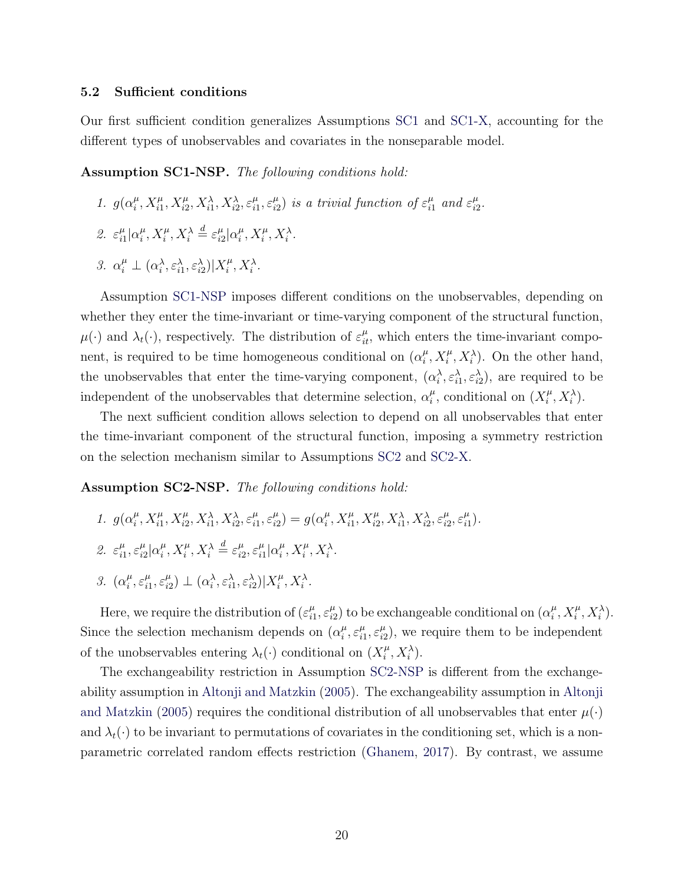### 5.2 Sufficient conditions

Our first sufficient condition generalizes Assumptions SC1 and SC1-X, accounting for the different types of unobservables and covariates in the nonseparable model.

**Assumption SC1-NSP.** *The following conditions hold:*

1. $g(\alpha_i^\mu, X_{i1}^\mu, X_{i2}^\mu, X_{i1}^\lambda, X_{i2}^\lambda, \varepsilon_{i1}^\mu, \varepsilon_{i2}^\mu)$ *is a trivial function of* $\varepsilon_{i1}^\mu$ *and* $\varepsilon_{i2}^\mu$.
2. $\varepsilon_{i1}^\mu | \alpha_i^\mu, X_i^\mu, X_i^\lambda \stackrel{d}{=} \varepsilon_{i2}^\mu | \alpha_i^\mu, X_i^\mu, X_i^\lambda$.
3. $\alpha_i^\mu \perp (\alpha_i^\lambda, \varepsilon_{i1}^\lambda, \varepsilon_{i2}^\lambda) | X_i^\mu, X_i^\lambda$.

Assumption SC1-NSP imposes different conditions on the unobservables, depending on whether they enter the time-invariant or time-varying component of the structural function, $\mu(\cdot)$ and $\lambda_t(\cdot)$, respectively. The distribution of $\varepsilon_{it}^\mu$, which enters the time-invariant component, is required to be time homogeneous conditional on $(\alpha_i^\mu, X_i^\mu, X_i^\lambda)$. On the other hand, the unobservables that enter the time-varying component, $(\alpha_i^\lambda, \varepsilon_{i1}^\lambda, \varepsilon_{i2}^\lambda)$, are required to be independent of the unobservables that determine selection, $\alpha_i^\mu$, conditional on $(X_i^\mu, X_i^\lambda)$.

The next sufficient condition allows selection to depend on all unobservables that enter the time-invariant component of the structural function, imposing a symmetry restriction on the selection mechanism similar to Assumptions SC2 and SC2-X.

**Assumption SC2-NSP.** *The following conditions hold:*

1. $g(\alpha_i^\mu, X_{i1}^\mu, X_{i2}^\mu, X_{i1}^\lambda, X_{i2}^\lambda, \varepsilon_{i1}^\mu, \varepsilon_{i2}^\mu) = g(\alpha_i^\mu, X_{i1}^\mu, X_{i2}^\mu, X_{i1}^\lambda, X_{i2}^\lambda, \varepsilon_{i2}^\mu, \varepsilon_{i1}^\mu)$.
2. $\varepsilon_{i1}^\mu, \varepsilon_{i2}^\mu | \alpha_i^\mu, X_i^\mu, X_i^\lambda \stackrel{d}{=} \varepsilon_{i2}^\mu, \varepsilon_{i1}^\mu | \alpha_i^\mu, X_i^\mu, X_i^\lambda$.
3. $(\alpha_i^\mu, \varepsilon_{i1}^\mu, \varepsilon_{i2}^\mu) \perp (\alpha_i^\lambda, \varepsilon_{i1}^\lambda, \varepsilon_{i2}^\lambda) | X_i^\mu, X_i^\lambda$.

Here, we require the distribution of $(\varepsilon_{i1}^\mu, \varepsilon_{i2}^\mu)$ to be exchangeable conditional on $(\alpha_i^\mu, X_i^\mu, X_i^\lambda)$. Since the selection mechanism depends on $(\alpha_i^\mu, \varepsilon_{i1}^\mu, \varepsilon_{i2}^\mu)$, we require them to be independent of the unobservables entering $\lambda_t(\cdot)$ conditional on $(X_i^\mu, X_i^\lambda)$.

The exchangeability restriction in Assumption SC2-NSP is different from the exchangeability assumption in Altonji and Matzkin (2005). The exchangeability assumption in Altonji and Matzkin (2005) requires the conditional distribution of all unobservables that enter $\mu(\cdot)$ and $\lambda_t(\cdot)$ to be invariant to permutations of covariates in the conditioning set, which is a nonparametric correlated random effects restriction (Ghanem, 2017). By contrast, we assume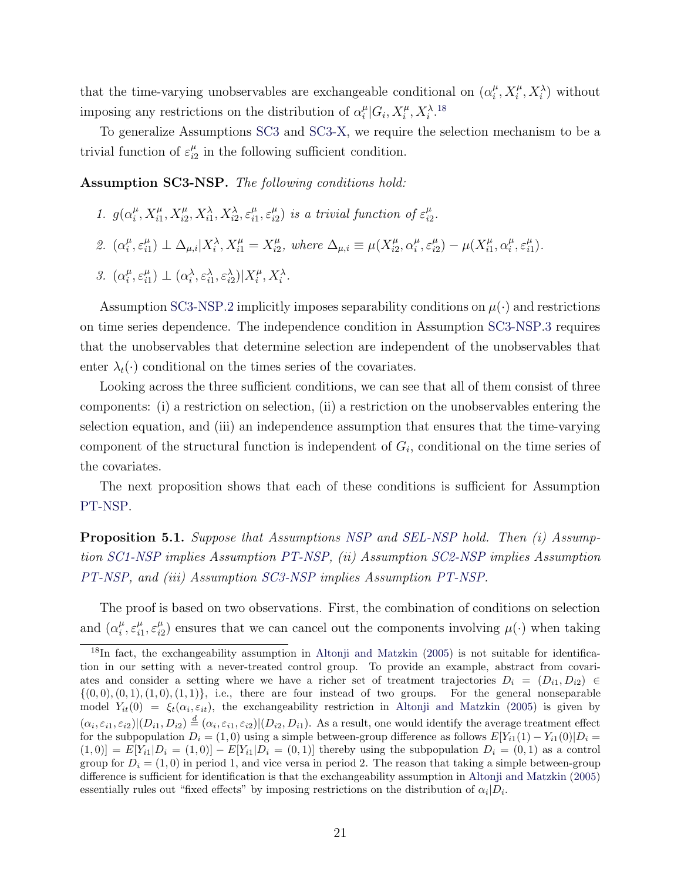that the time-varying unobservables are exchangeable conditional on $(\alpha_i^\mu, X_i^\mu, X_i^\lambda)$ without imposing any restrictions on the distribution of $\alpha_i^\mu | G_i, X_i^\mu, X_i^\lambda$.[18]

To generalize Assumptions SC3 and SC3-X, we require the selection mechanism to be a trivial function of $\varepsilon_{i2}^\mu$ in the following sufficient condition.

**Assumption SC3-NSP.** *The following conditions hold:*

1. $g(\alpha_i^\mu, X_{i1}^\mu, X_{i2}^\mu, X_{i1}^\lambda, X_{i2}^\lambda, \varepsilon_{i1}^\mu, \varepsilon_{i2}^\mu)$ *is a trivial function of* $\varepsilon_{i2}^\mu$.
2. $(\alpha_i^\mu, \varepsilon_{i1}^\mu) \perp \Delta_{\mu,i} | X_i^\lambda, X_{i1}^\mu = X_{i2}^\mu$, *where* $\Delta_{\mu,i} \equiv \mu(X_{i2}^\mu, \alpha_i^\mu, \varepsilon_{i2}^\mu) - \mu(X_{i1}^\mu, \alpha_i^\mu, \varepsilon_{i1}^\mu)$.
3. $(\alpha_i^\mu, \varepsilon_{i1}^\mu) \perp (\alpha_i^\lambda, \varepsilon_{i1}^\lambda, \varepsilon_{i2}^\lambda) | X_i^\mu, X_i^\lambda$.

Assumption SC3-NSP.2 implicitly imposes separability conditions on $\mu(\cdot)$ and restrictions on time series dependence. The independence condition in Assumption SC3-NSP.3 requires that the unobservables that determine selection are independent of the unobservables that enter $\lambda_t(\cdot)$ conditional on the times series of the covariates.

Looking across the three sufficient conditions, we can see that all of them consist of three components: (i) a restriction on selection, (ii) a restriction on the unobservables entering the selection equation, and (iii) an independence assumption that ensures that the time-varying component of the structural function is independent of $G_i$, conditional on the time series of the covariates.

The next proposition shows that each of these conditions is sufficient for Assumption PT-NSP.

**Proposition 5.1.** *Suppose that Assumptions NSP and SEL-NSP hold. Then (i) Assumption SC1-NSP implies Assumption PT-NSP, (ii) Assumption SC2-NSP implies Assumption PT-NSP, and (iii) Assumption SC3-NSP implies Assumption PT-NSP.*

The proof is based on two observations. First, the combination of conditions on selection and $(\alpha_i^\mu, \varepsilon_{i1}^\mu, \varepsilon_{i2}^\mu)$ ensures that we can cancel out the components involving $\mu(\cdot)$ when taking

[18] In fact, the exchangeability assumption in Altonji and Matzkin (2005) is not suitable for identification in our setting with a never-treated control group. To provide an example, abstract from covariates and consider a setting where we have a richer set of treatment trajectories $D_i = (D_{i1}, D_{i2}) \in \{(0,0),(0,1),(1,0),(1,1)\}$, i.e., there are four instead of two groups. For the general nonseparable model $Y_{it}(0) = \xi_t(\alpha_i, \varepsilon_{it})$, the exchangeability restriction in Altonji and Matzkin (2005) is given by $(\alpha_i, \varepsilon_{i1}, \varepsilon_{i2})|(D_{i1}, D_{i2}) \overset{d}{=} (\alpha_i, \varepsilon_{i1}, \varepsilon_{i2})|(D_{i2}, D_{i1})$. As a result, one would identify the average treatment effect for the subpopulation $D_i = (1,0)$ using a simple between-group difference as follows $E[Y_{i1}(1) - Y_{i1}(0)|D_i = (1,0)] = E[Y_{i1}|D_i = (1,0)] - E[Y_{i1}|D_i = (0,1)]$ thereby using the subpopulation $D_i = (0,1)$ as a control group for $D_i = (1,0)$ in period 1, and vice versa in period 2. The reason that taking a simple between-group difference is sufficient for identification is that the exchangeability assumption in Altonji and Matzkin (2005) essentially rules out "fixed effects" by imposing restrictions on the distribution of $\alpha_i | D_i$.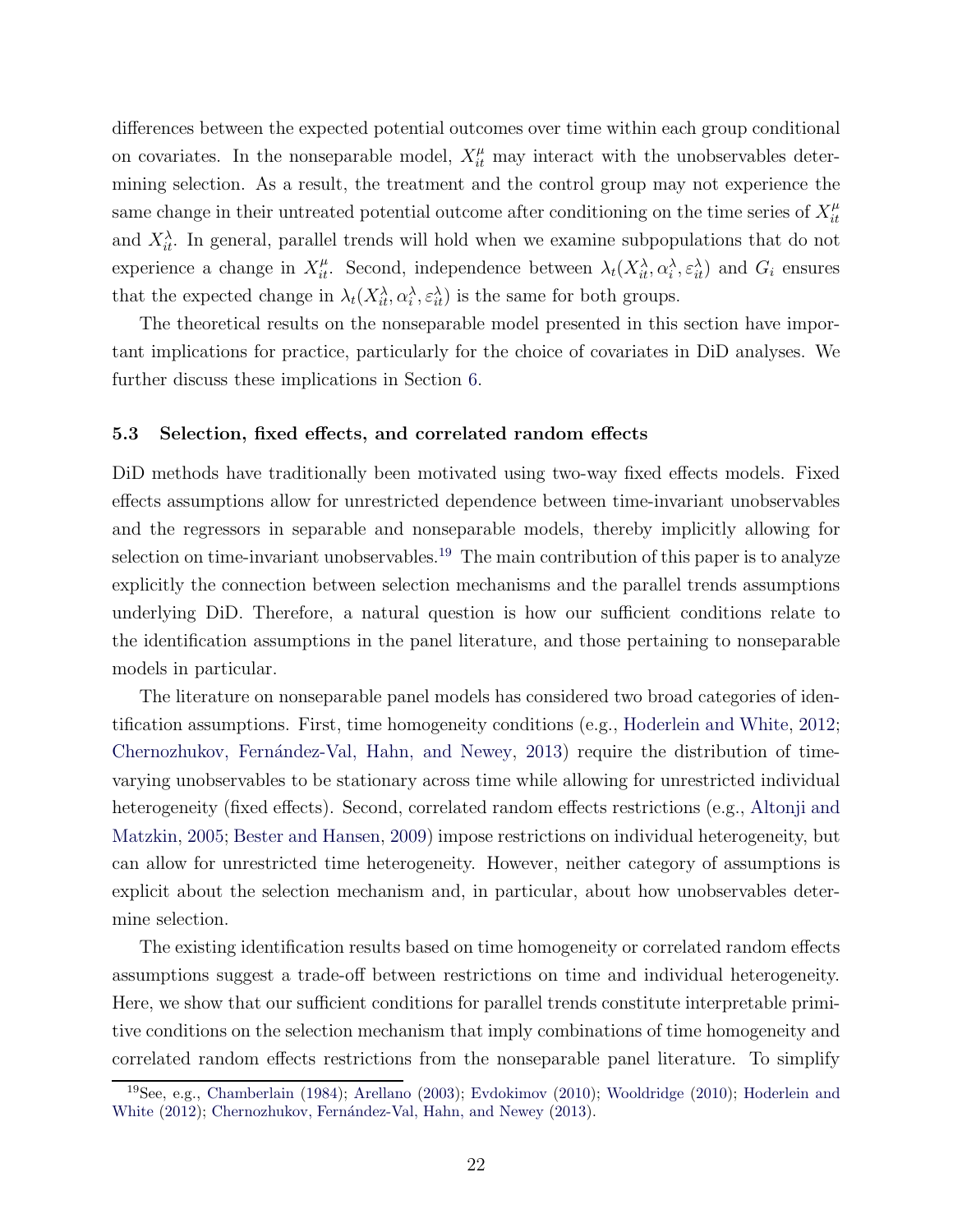differences between the expected potential outcomes over time within each group conditional on covariates. In the nonseparable model, $X_{it}^{\mu}$ may interact with the unobservables determining selection. As a result, the treatment and the control group may not experience the same change in their untreated potential outcome after conditioning on the time series of $X_{it}^{\mu}$ and $X_{it}^{\lambda}$. In general, parallel trends will hold when we examine subpopulations that do not experience a change in $X_{it}^{\mu}$. Second, independence between $\lambda_t(X_{it}^{\lambda}, \alpha_i^{\lambda}, \varepsilon_{it}^{\lambda})$ and $G_i$ ensures that the expected change in $\lambda_t(X_{it}^{\lambda}, \alpha_i^{\lambda}, \varepsilon_{it}^{\lambda})$ is the same for both groups.

The theoretical results on the nonseparable model presented in this section have important implications for practice, particularly for the choice of covariates in DiD analyses. We further discuss these implications in Section 6.

### 5.3 Selection, fixed effects, and correlated random effects

DiD methods have traditionally been motivated using two-way fixed effects models. Fixed effects assumptions allow for unrestricted dependence between time-invariant unobservables and the regressors in separable and nonseparable models, thereby implicitly allowing for selection on time-invariant unobservables.[19] The main contribution of this paper is to analyze explicitly the connection between selection mechanisms and the parallel trends assumptions underlying DiD. Therefore, a natural question is how our sufficient conditions relate to the identification assumptions in the panel literature, and those pertaining to nonseparable models in particular.

The literature on nonseparable panel models has considered two broad categories of identification assumptions. First, time homogeneity conditions (e.g., Hoderlein and White, 2012; Chernozhukov, Fernández-Val, Hahn, and Newey, 2013) require the distribution of time-varying unobservables to be stationary across time while allowing for unrestricted individual heterogeneity (fixed effects). Second, correlated random effects restrictions (e.g., Altonji and Matzkin, 2005; Bester and Hansen, 2009) impose restrictions on individual heterogeneity, but can allow for unrestricted time heterogeneity. However, neither category of assumptions is explicit about the selection mechanism and, in particular, about how unobservables determine selection.

The existing identification results based on time homogeneity or correlated random effects assumptions suggest a trade-off between restrictions on time and individual heterogeneity. Here, we show that our sufficient conditions for parallel trends constitute interpretable primitive conditions on the selection mechanism that imply combinations of time homogeneity and correlated random effects restrictions from the nonseparable panel literature. To simplify

[19] See, e.g., Chamberlain (1984); Arellano (2003); Evdokimov (2010); Wooldridge (2010); Hoderlein and White (2012); Chernozhukov, Fernández-Val, Hahn, and Newey (2013).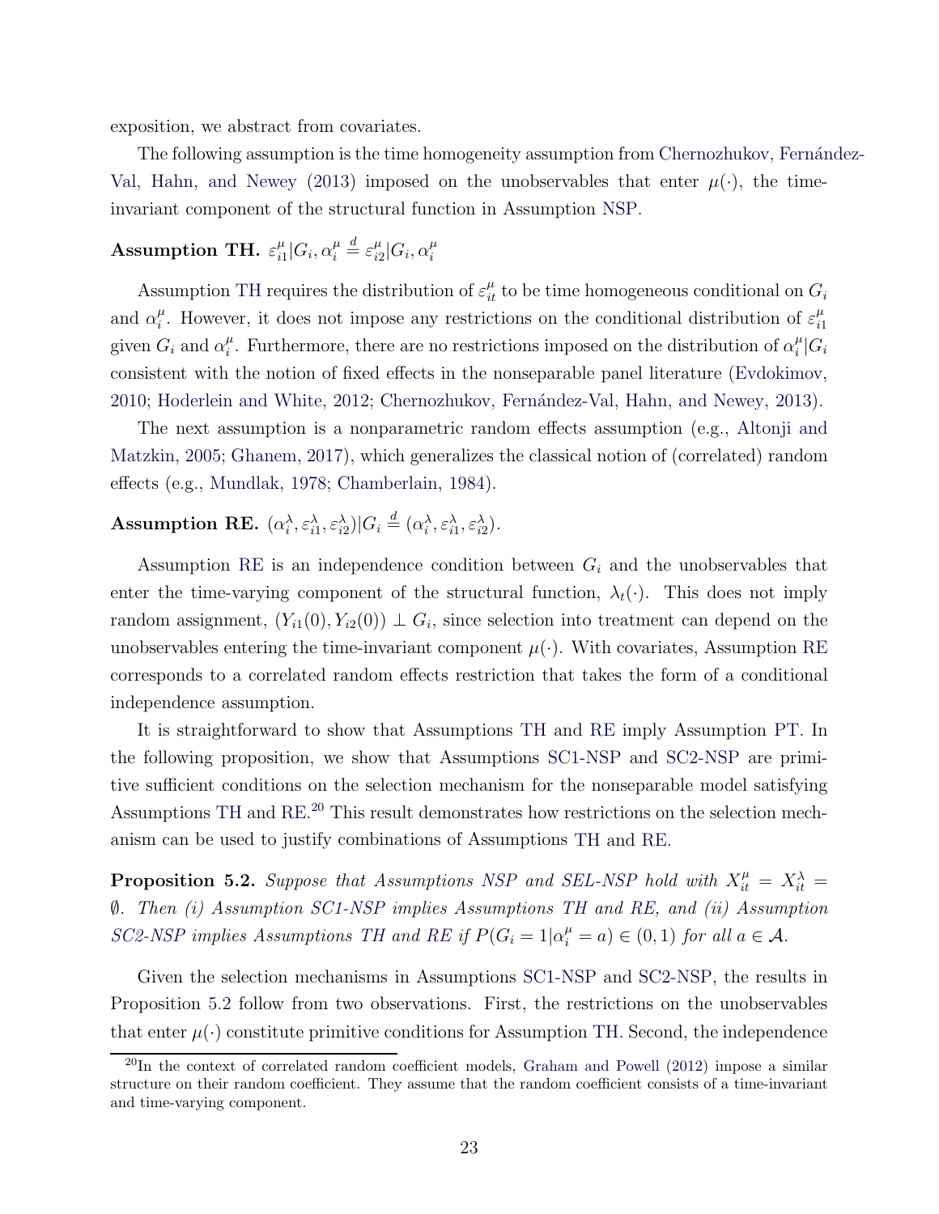exposition, we abstract from covariates.

The following assumption is the time homogeneity assumption from Chernozhukov, Fernández-Val, Hahn, and Newey (2013) imposed on the unobservables that enter $\mu(\cdot)$, the time-invariant component of the structural function in Assumption NSP.

**Assumption TH.** $\varepsilon_{i1}^{\mu}|G_i, \alpha_i^{\mu} \overset{d}{=} \varepsilon_{i2}^{\mu}|G_i, \alpha_i^{\mu}$

Assumption TH requires the distribution of $\varepsilon_{it}^{\mu}$ to be time homogeneous conditional on $G_i$ and $\alpha_i^{\mu}$. However, it does not impose any restrictions on the conditional distribution of $\varepsilon_{i1}^{\mu}$ given $G_i$ and $\alpha_i^{\mu}$. Furthermore, there are no restrictions imposed on the distribution of $\alpha_i^{\mu}|G_i$ consistent with the notion of fixed effects in the nonseparable panel literature (Evdokimov, 2010; Hoderlein and White, 2012; Chernozhukov, Fernández-Val, Hahn, and Newey, 2013).

The next assumption is a nonparametric random effects assumption (e.g., Altonji and Matzkin, 2005; Ghanem, 2017), which generalizes the classical notion of (correlated) random effects (e.g., Mundlak, 1978; Chamberlain, 1984).

**Assumption RE.** $(\alpha_i^{\lambda}, \varepsilon_{i1}^{\lambda}, \varepsilon_{i2}^{\lambda})|G_i \overset{d}{=} (\alpha_i^{\lambda}, \varepsilon_{i1}^{\lambda}, \varepsilon_{i2}^{\lambda})$.

Assumption RE is an independence condition between $G_i$ and the unobservables that enter the time-varying component of the structural function, $\lambda_t(\cdot)$. This does not imply random assignment, $(Y_{i1}(0), Y_{i2}(0)) \perp G_i$, since selection into treatment can depend on the unobservables entering the time-invariant component $\mu(\cdot)$. With covariates, Assumption RE corresponds to a correlated random effects restriction that takes the form of a conditional independence assumption.

It is straightforward to show that Assumptions TH and RE imply Assumption PT. In the following proposition, we show that Assumptions SC1-NSP and SC2-NSP are primitive sufficient conditions on the selection mechanism for the nonseparable model satisfying Assumptions TH and RE.[20] This result demonstrates how restrictions on the selection mechanism can be used to justify combinations of Assumptions TH and RE.

**Proposition 5.2.** *Suppose that Assumptions NSP and SEL-NSP hold with $X_{it}^{\mu} = X_{it}^{\lambda} = \emptyset$. Then (i) Assumption SC1-NSP implies Assumptions TH and RE, and (ii) Assumption SC2-NSP implies Assumptions TH and RE if $P(G_i = 1|\alpha_i^{\mu} = a) \in (0, 1)$ for all $a \in \mathcal{A}$.*

Given the selection mechanisms in Assumptions SC1-NSP and SC2-NSP, the results in Proposition 5.2 follow from two observations. First, the restrictions on the unobservables that enter $\mu(\cdot)$ constitute primitive conditions for Assumption TH. Second, the independence

[20] In the context of correlated random coefficient models, Graham and Powell (2012) impose a similar structure on their random coefficient. They assume that the random coefficient consists of a time-invariant and time-varying component.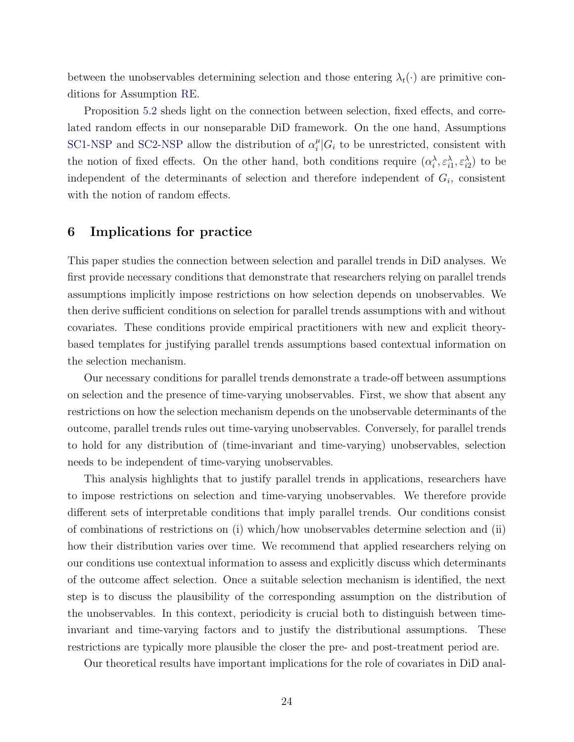between the unobservables determining selection and those entering $\lambda_t(\cdot)$ are primitive conditions for Assumption RE.

Proposition 5.2 sheds light on the connection between selection, fixed effects, and correlated random effects in our nonseparable DiD framework. On the one hand, Assumptions SC1-NSP and SC2-NSP allow the distribution of $\alpha_i^\mu | G_i$ to be unrestricted, consistent with the notion of fixed effects. On the other hand, both conditions require $(\alpha_i^\lambda, \varepsilon_{i1}^\lambda, \varepsilon_{i2}^\lambda)$ to be independent of the determinants of selection and therefore independent of $G_i$, consistent with the notion of random effects.

## 6 Implications for practice

This paper studies the connection between selection and parallel trends in DiD analyses. We first provide necessary conditions that demonstrate that researchers relying on parallel trends assumptions implicitly impose restrictions on how selection depends on unobservables. We then derive sufficient conditions on selection for parallel trends assumptions with and without covariates. These conditions provide empirical practitioners with new and explicit theory-based templates for justifying parallel trends assumptions based contextual information on the selection mechanism.

Our necessary conditions for parallel trends demonstrate a trade-off between assumptions on selection and the presence of time-varying unobservables. First, we show that absent any restrictions on how the selection mechanism depends on the unobservable determinants of the outcome, parallel trends rules out time-varying unobservables. Conversely, for parallel trends to hold for any distribution of (time-invariant and time-varying) unobservables, selection needs to be independent of time-varying unobservables.

This analysis highlights that to justify parallel trends in applications, researchers have to impose restrictions on selection and time-varying unobservables. We therefore provide different sets of interpretable conditions that imply parallel trends. Our conditions consist of combinations of restrictions on (i) which/how unobservables determine selection and (ii) how their distribution varies over time. We recommend that applied researchers relying on our conditions use contextual information to assess and explicitly discuss which determinants of the outcome affect selection. Once a suitable selection mechanism is identified, the next step is to discuss the plausibility of the corresponding assumption on the distribution of the unobservables. In this context, periodicity is crucial both to distinguish between time-invariant and time-varying factors and to justify the distributional assumptions. These restrictions are typically more plausible the closer the pre- and post-treatment period are.

Our theoretical results have important implications for the role of covariates in DiD anal-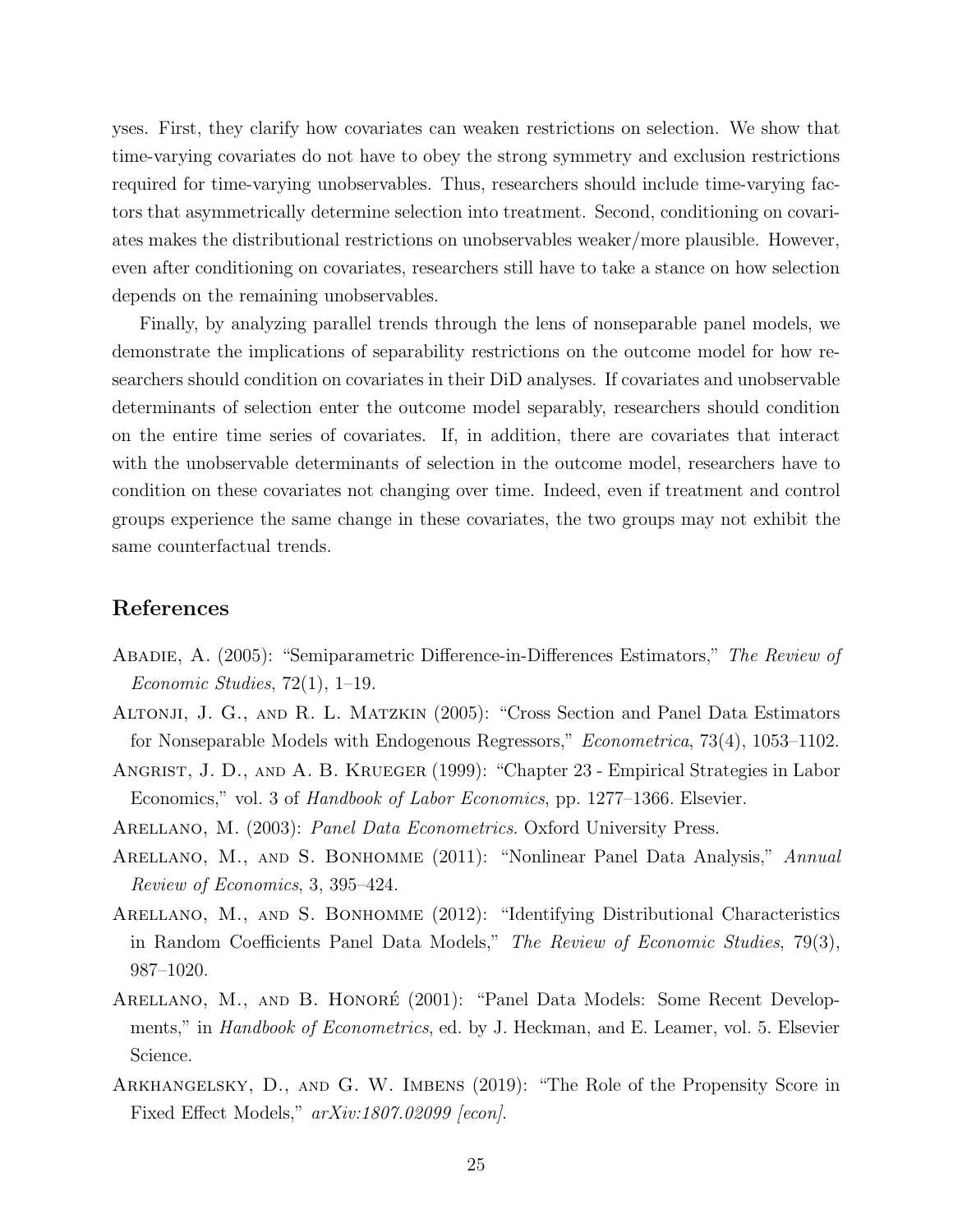yses. First, they clarify how covariates can weaken restrictions on selection. We show that time-varying covariates do not have to obey the strong symmetry and exclusion restrictions required for time-varying unobservables. Thus, researchers should include time-varying factors that asymmetrically determine selection into treatment. Second, conditioning on covariates makes the distributional restrictions on unobservables weaker/more plausible. However, even after conditioning on covariates, researchers still have to take a stance on how selection depends on the remaining unobservables.

Finally, by analyzing parallel trends through the lens of nonseparable panel models, we demonstrate the implications of separability restrictions on the outcome model for how researchers should condition on covariates in their DiD analyses. If covariates and unobservable determinants of selection enter the outcome model separably, researchers should condition on the entire time series of covariates. If, in addition, there are covariates that interact with the unobservable determinants of selection in the outcome model, researchers have to condition on these covariates not changing over time. Indeed, even if treatment and control groups experience the same change in these covariates, the two groups may not exhibit the same counterfactual trends.

## References

Abadie, A. (2005): "Semiparametric Difference-in-Differences Estimators," *The Review of Economic Studies*, 72(1), 1–19.

Altonji, J. G., and R. L. Matzkin (2005): "Cross Section and Panel Data Estimators for Nonseparable Models with Endogenous Regressors," *Econometrica*, 73(4), 1053–1102.

Angrist, J. D., and A. B. Krueger (1999): "Chapter 23 - Empirical Strategies in Labor Economics," vol. 3 of *Handbook of Labor Economics*, pp. 1277–1366. Elsevier.

Arellano, M. (2003): *Panel Data Econometrics*. Oxford University Press.

Arellano, M., and S. Bonhomme (2011): "Nonlinear Panel Data Analysis," *Annual Review of Economics*, 3, 395–424.

Arellano, M., and S. Bonhomme (2012): "Identifying Distributional Characteristics in Random Coefficients Panel Data Models," *The Review of Economic Studies*, 79(3), 987–1020.

Arellano, M., and B. Honoré (2001): "Panel Data Models: Some Recent Developments," in *Handbook of Econometrics*, ed. by J. Heckman, and E. Leamer, vol. 5. Elsevier Science.

Arkhangelsky, D., and G. W. Imbens (2019): "The Role of the Propensity Score in Fixed Effect Models," *arXiv:1807.02099 [econ]*.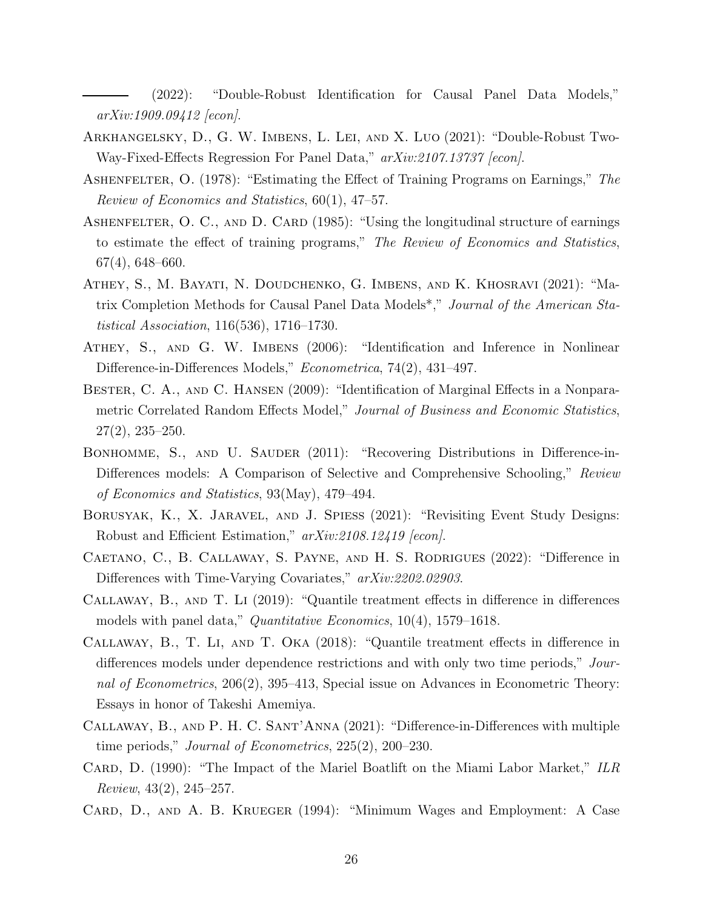——— (2022): "Double-Robust Identification for Causal Panel Data Models," *arXiv:1909.09412 [econ]*.

Arkhangelsky, D., G. W. Imbens, L. Lei, and X. Luo (2021): "Double-Robust Two-Way-Fixed-Effects Regression For Panel Data," *arXiv:2107.13737 [econ]*.

Ashenfelter, O. (1978): "Estimating the Effect of Training Programs on Earnings," *The Review of Economics and Statistics*, 60(1), 47–57.

Ashenfelter, O. C., and D. Card (1985): "Using the longitudinal structure of earnings to estimate the effect of training programs," *The Review of Economics and Statistics*, 67(4), 648–660.

Athey, S., M. Bayati, N. Doudchenko, G. Imbens, and K. Khosravi (2021): "Matrix Completion Methods for Causal Panel Data Models*," *Journal of the American Statistical Association*, 116(536), 1716–1730.

Athey, S., and G. W. Imbens (2006): "Identification and Inference in Nonlinear Difference-in-Differences Models," *Econometrica*, 74(2), 431–497.

Bester, C. A., and C. Hansen (2009): "Identification of Marginal Effects in a Nonparametric Correlated Random Effects Model," *Journal of Business and Economic Statistics*, 27(2), 235–250.

Bonhomme, S., and U. Sauder (2011): "Recovering Distributions in Difference-in-Differences models: A Comparison of Selective and Comprehensive Schooling," *Review of Economics and Statistics*, 93(May), 479–494.

Borusyak, K., X. Jaravel, and J. Spiess (2021): "Revisiting Event Study Designs: Robust and Efficient Estimation," *arXiv:2108.12419 [econ]*.

Caetano, C., B. Callaway, S. Payne, and H. S. Rodrigues (2022): "Difference in Differences with Time-Varying Covariates," *arXiv:2202.02903*.

Callaway, B., and T. Li (2019): "Quantile treatment effects in difference in differences models with panel data," *Quantitative Economics*, 10(4), 1579–1618.

Callaway, B., T. Li, and T. Oka (2018): "Quantile treatment effects in difference in differences models under dependence restrictions and with only two time periods," *Journal of Econometrics*, 206(2), 395–413, Special issue on Advances in Econometric Theory: Essays in honor of Takeshi Amemiya.

Callaway, B., and P. H. C. Sant'Anna (2021): "Difference-in-Differences with multiple time periods," *Journal of Econometrics*, 225(2), 200–230.

Card, D. (1990): "The Impact of the Mariel Boatlift on the Miami Labor Market," *ILR Review*, 43(2), 245–257.

Card, D., and A. B. Krueger (1994): "Minimum Wages and Employment: A Case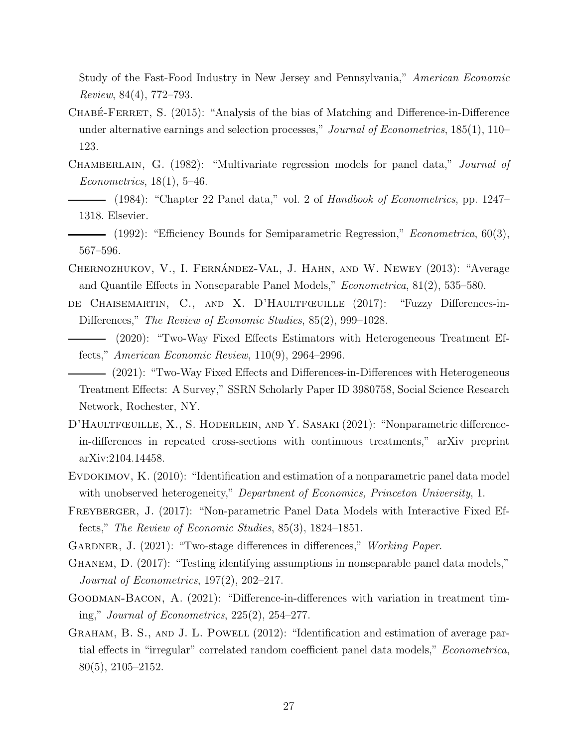Study of the Fast-Food Industry in New Jersey and Pennsylvania," *American Economic Review*, 84(4), 772–793.

Chabé-Ferret, S. (2015): "Analysis of the bias of Matching and Difference-in-Difference under alternative earnings and selection processes," *Journal of Econometrics*, 185(1), 110–123.

Chamberlain, G. (1982): "Multivariate regression models for panel data," *Journal of Econometrics*, 18(1), 5–46.

——— (1984): "Chapter 22 Panel data," vol. 2 of *Handbook of Econometrics*, pp. 1247–1318. Elsevier.

——— (1992): "Efficiency Bounds for Semiparametric Regression," *Econometrica*, 60(3), 567–596.

Chernozhukov, V., I. Fernández-Val, J. Hahn, and W. Newey (2013): "Average and Quantile Effects in Nonseparable Panel Models," *Econometrica*, 81(2), 535–580.

de Chaisemartin, C., and X. D'Haultfœuille (2017): "Fuzzy Differences-in-Differences," *The Review of Economic Studies*, 85(2), 999–1028.

——— (2020): "Two-Way Fixed Effects Estimators with Heterogeneous Treatment Effects," *American Economic Review*, 110(9), 2964–2996.

——— (2021): "Two-Way Fixed Effects and Differences-in-Differences with Heterogeneous Treatment Effects: A Survey," SSRN Scholarly Paper ID 3980758, Social Science Research Network, Rochester, NY.

D'Haultfœuille, X., S. Hoderlein, and Y. Sasaki (2021): "Nonparametric difference-in-differences in repeated cross-sections with continuous treatments," arXiv preprint arXiv:2104.14458.

Evdokimov, K. (2010): "Identification and estimation of a nonparametric panel data model with unobserved heterogeneity," *Department of Economics, Princeton University*, 1.

Freyberger, J. (2017): "Non-parametric Panel Data Models with Interactive Fixed Effects," *The Review of Economic Studies*, 85(3), 1824–1851.

Gardner, J. (2021): "Two-stage differences in differences," *Working Paper*.

Ghanem, D. (2017): "Testing identifying assumptions in nonseparable panel data models," *Journal of Econometrics*, 197(2), 202–217.

Goodman-Bacon, A. (2021): "Difference-in-differences with variation in treatment timing," *Journal of Econometrics*, 225(2), 254–277.

Graham, B. S., and J. L. Powell (2012): "Identification and estimation of average partial effects in "irregular" correlated random coefficient panel data models," *Econometrica*, 80(5), 2105–2152.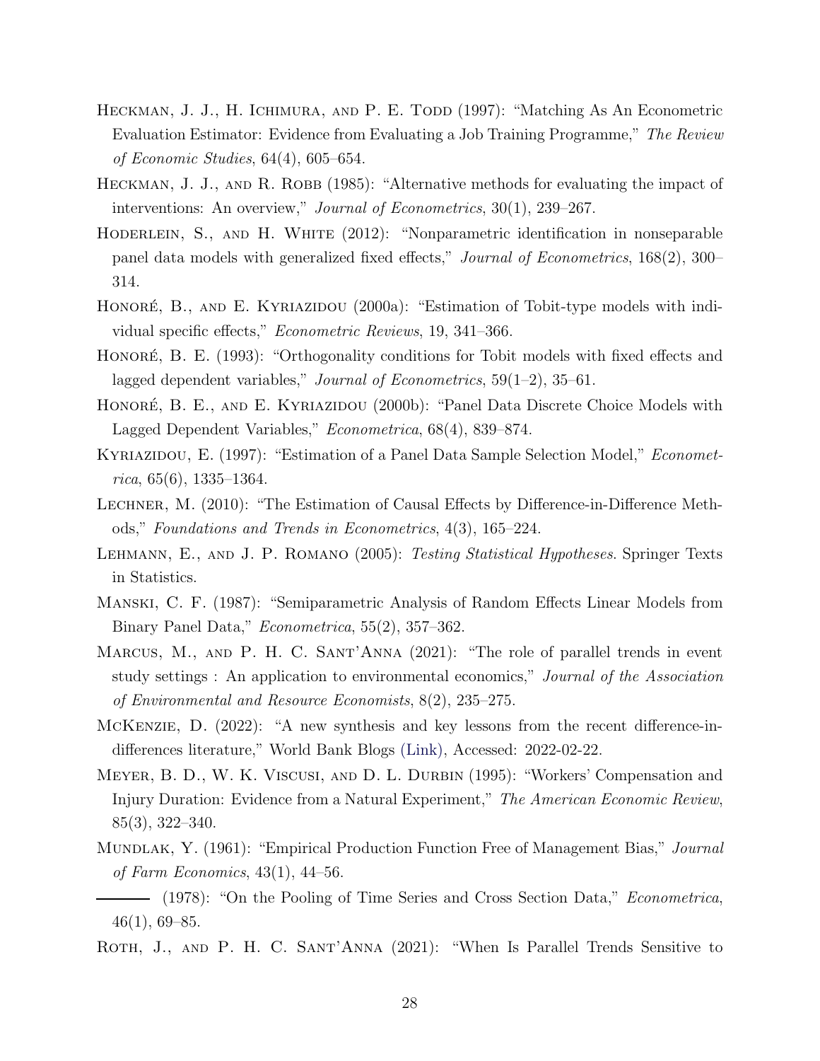Heckman, J. J., H. Ichimura, and P. E. Todd (1997): "Matching As An Econometric Evaluation Estimator: Evidence from Evaluating a Job Training Programme," *The Review of Economic Studies*, 64(4), 605–654.

Heckman, J. J., and R. Robb (1985): "Alternative methods for evaluating the impact of interventions: An overview," *Journal of Econometrics*, 30(1), 239–267.

Hoderlein, S., and H. White (2012): "Nonparametric identification in nonseparable panel data models with generalized fixed effects," *Journal of Econometrics*, 168(2), 300–314.

Honoré, B., and E. Kyriazidou (2000a): "Estimation of Tobit-type models with individual specific effects," *Econometric Reviews*, 19, 341–366.

Honoré, B. E. (1993): "Orthogonality conditions for Tobit models with fixed effects and lagged dependent variables," *Journal of Econometrics*, 59(1–2), 35–61.

Honoré, B. E., and E. Kyriazidou (2000b): "Panel Data Discrete Choice Models with Lagged Dependent Variables," *Econometrica*, 68(4), 839–874.

Kyriazidou, E. (1997): "Estimation of a Panel Data Sample Selection Model," *Econometrica*, 65(6), 1335–1364.

Lechner, M. (2010): "The Estimation of Causal Effects by Difference-in-Difference Methods," *Foundations and Trends in Econometrics*, 4(3), 165–224.

Lehmann, E., and J. P. Romano (2005): *Testing Statistical Hypotheses*. Springer Texts in Statistics.

Manski, C. F. (1987): "Semiparametric Analysis of Random Effects Linear Models from Binary Panel Data," *Econometrica*, 55(2), 357–362.

Marcus, M., and P. H. C. Sant'Anna (2021): "The role of parallel trends in event study settings : An application to environmental economics," *Journal of the Association of Environmental and Resource Economists*, 8(2), 235–275.

McKenzie, D. (2022): "A new synthesis and key lessons from the recent difference-in-differences literature," World Bank Blogs (Link), Accessed: 2022-02-22.

Meyer, B. D., W. K. Viscusi, and D. L. Durbin (1995): "Workers' Compensation and Injury Duration: Evidence from a Natural Experiment," *The American Economic Review*, 85(3), 322–340.

Mundlak, Y. (1961): "Empirical Production Function Free of Management Bias," *Journal of Farm Economics*, 43(1), 44–56.

——— (1978): "On the Pooling of Time Series and Cross Section Data," *Econometrica*, 46(1), 69–85.

Roth, J., and P. H. C. Sant'Anna (2021): "When Is Parallel Trends Sensitive to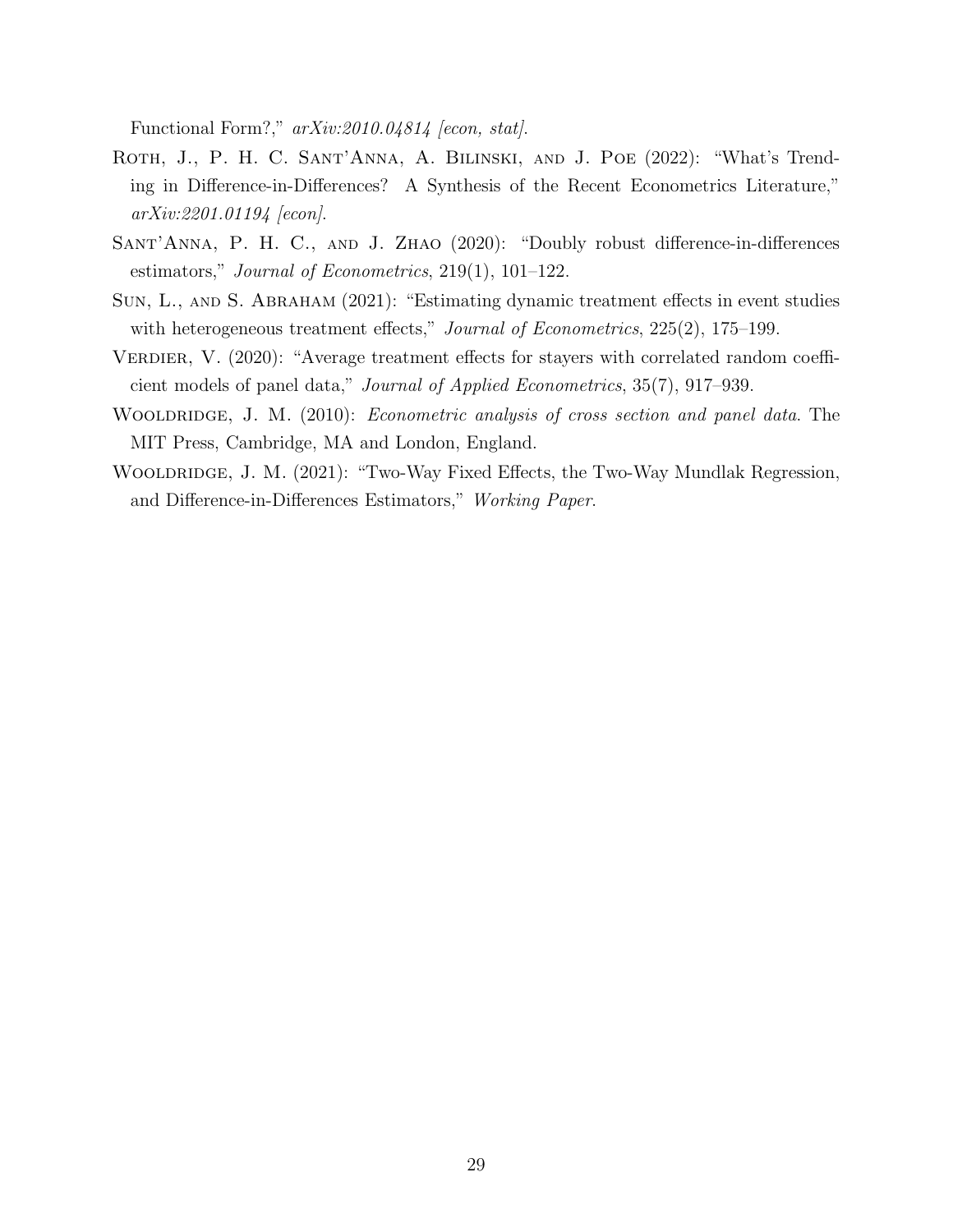Functional Form?," *arXiv:2010.04814 [econ, stat]*.

Roth, J., P. H. C. Sant'Anna, A. Bilinski, and J. Poe (2022): "What's Trending in Difference-in-Differences? A Synthesis of the Recent Econometrics Literature," *arXiv:2201.01194 [econ]*.

Sant'Anna, P. H. C., and J. Zhao (2020): "Doubly robust difference-in-differences estimators," *Journal of Econometrics*, 219(1), 101–122.

Sun, L., and S. Abraham (2021): "Estimating dynamic treatment effects in event studies with heterogeneous treatment effects," *Journal of Econometrics*, 225(2), 175–199.

Verdier, V. (2020): "Average treatment effects for stayers with correlated random coefficient models of panel data," *Journal of Applied Econometrics*, 35(7), 917–939.

Wooldridge, J. M. (2010): *Econometric analysis of cross section and panel data*. The MIT Press, Cambridge, MA and London, England.

Wooldridge, J. M. (2021): "Two-Way Fixed Effects, the Two-Way Mundlak Regression, and Difference-in-Differences Estimators," *Working Paper*.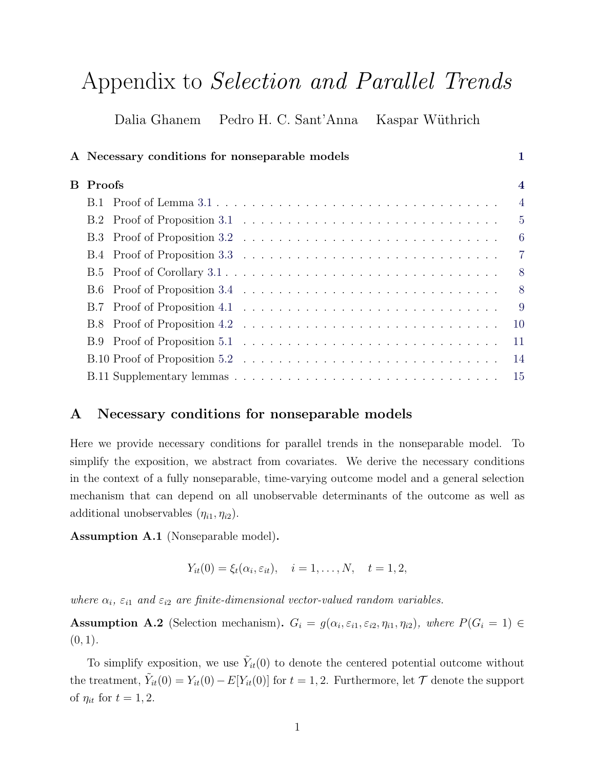# Appendix to *Selection and Parallel Trends*

Dalia Ghanem  Pedro H. C. Sant'Anna  Kaspar Wüthrich

**A Necessary conditions for nonseparable models** 1

**B Proofs** 4

B.1 Proof of Lemma 3.1 ... 4
B.2 Proof of Proposition 3.1 ... 5
B.3 Proof of Proposition 3.2 ... 6
B.4 Proof of Proposition 3.3 ... 7
B.5 Proof of Corollary 3.1 ... 8
B.6 Proof of Proposition 3.4 ... 8
B.7 Proof of Proposition 4.1 ... 9
B.8 Proof of Proposition 4.2 ... 10
B.9 Proof of Proposition 5.1 ... 11
B.10 Proof of Proposition 5.2 ... 14
B.11 Supplementary lemmas ... 15

## A Necessary conditions for nonseparable models

Here we provide necessary conditions for parallel trends in the nonseparable model. To simplify the exposition, we abstract from covariates. We derive the necessary conditions in the context of a fully nonseparable, time-varying outcome model and a general selection mechanism that can depend on all unobservable determinants of the outcome as well as additional unobservables $(\eta_{i1}, \eta_{i2})$.

**Assumption A.1** (Nonseparable model)**.**

$$Y_{it}(0) = \xi_t(\alpha_i, \varepsilon_{it}), \quad i = 1, \ldots, N, \quad t = 1, 2,$$

*where $\alpha_i$, $\varepsilon_{i1}$ and $\varepsilon_{i2}$ are finite-dimensional vector-valued random variables.*

**Assumption A.2** (Selection mechanism)**.** $G_i = g(\alpha_i, \varepsilon_{i1}, \varepsilon_{i2}, \eta_{i1}, \eta_{i2})$*, where* $P(G_i = 1) \in (0, 1)$*.*

To simplify exposition, we use $\tilde{Y}_{it}(0)$ to denote the centered potential outcome without the treatment, $\tilde{Y}_{it}(0) = Y_{it}(0) - E[Y_{it}(0)]$ for $t = 1, 2$. Furthermore, let $\mathcal{T}$ denote the support of $\eta_{it}$ for $t = 1, 2$.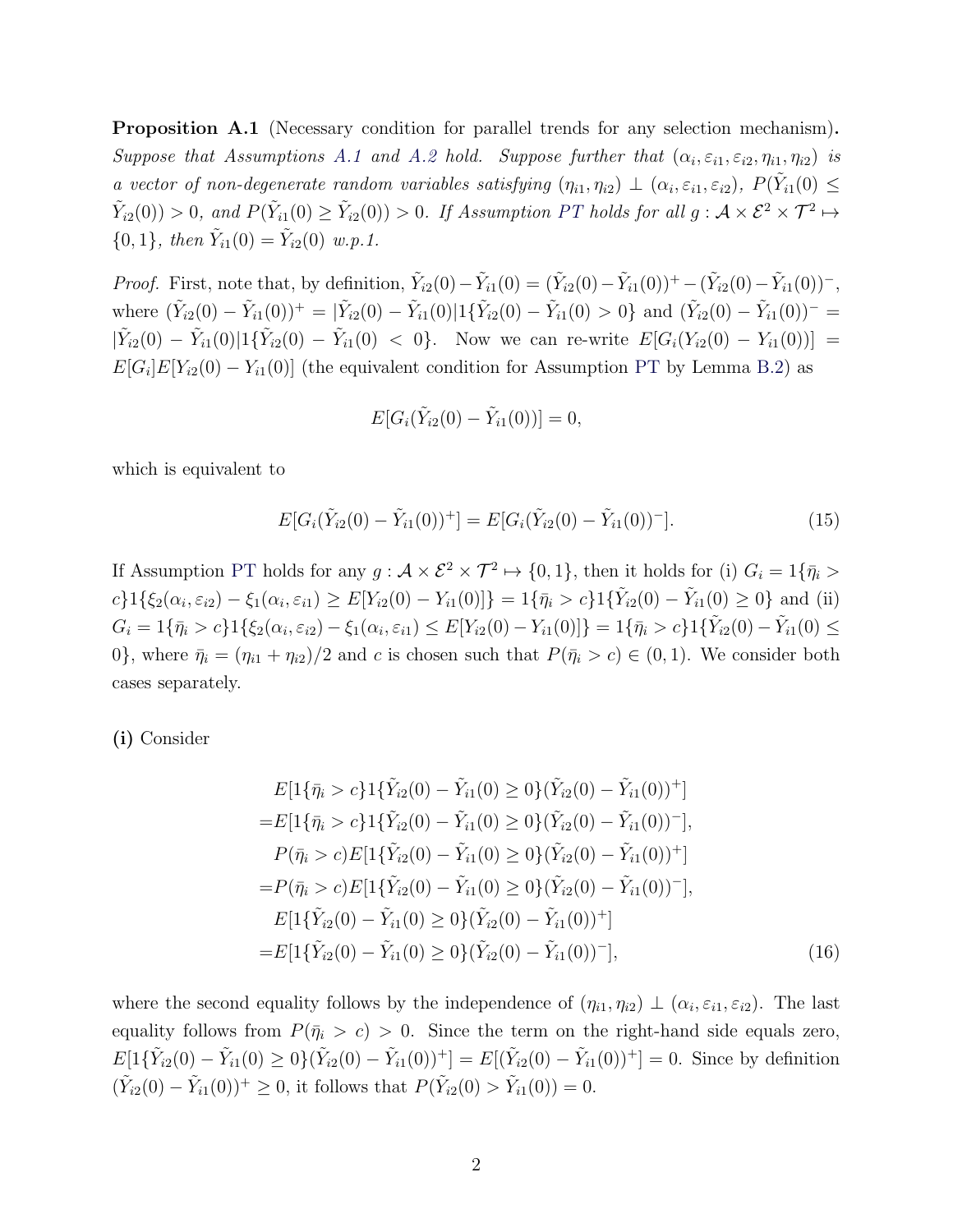**Proposition A.1** (Necessary condition for parallel trends for any selection mechanism)**.** *Suppose that Assumptions A.1 and A.2 hold. Suppose further that $(\alpha_i, \varepsilon_{i1}, \varepsilon_{i2}, \eta_{i1}, \eta_{i2})$ is a vector of non-degenerate random variables satisfying $(\eta_{i1}, \eta_{i2}) \perp (\alpha_i, \varepsilon_{i1}, \varepsilon_{i2})$, $P(\tilde{Y}_{i1}(0) \leq \tilde{Y}_{i2}(0)) > 0$, and $P(\tilde{Y}_{i1}(0) \geq \tilde{Y}_{i2}(0)) > 0$. If Assumption PT holds for all $g : \mathcal{A} \times \mathcal{E}^2 \times \mathcal{T}^2 \mapsto \{0, 1\}$, then $\tilde{Y}_{i1}(0) = \tilde{Y}_{i2}(0)$ w.p.1.*

*Proof.* First, note that, by definition, $\tilde{Y}_{i2}(0) - \tilde{Y}_{i1}(0) = (\tilde{Y}_{i2}(0) - \tilde{Y}_{i1}(0))^+ - (\tilde{Y}_{i2}(0) - \tilde{Y}_{i1}(0))^-$, where $(\tilde{Y}_{i2}(0) - \tilde{Y}_{i1}(0))^+ = |\tilde{Y}_{i2}(0) - \tilde{Y}_{i1}(0)| 1\{\tilde{Y}_{i2}(0) - \tilde{Y}_{i1}(0) > 0\}$ and $(\tilde{Y}_{i2}(0) - \tilde{Y}_{i1}(0))^- = |\tilde{Y}_{i2}(0) - \tilde{Y}_{i1}(0)| 1\{\tilde{Y}_{i2}(0) - \tilde{Y}_{i1}(0) < 0\}$. Now we can re-write $E[G_i(Y_{i2}(0) - Y_{i1}(0))] = E[G_i]E[Y_{i2}(0) - Y_{i1}(0)]$ (the equivalent condition for Assumption PT by Lemma B.2) as

$$E[G_i(\tilde{Y}_{i2}(0) - \tilde{Y}_{i1}(0))] = 0,$$

which is equivalent to

$$E[G_i(\tilde{Y}_{i2}(0) - \tilde{Y}_{i1}(0))^+] = E[G_i(\tilde{Y}_{i2}(0) - \tilde{Y}_{i1}(0))^-]. \tag{15}$$

If Assumption PT holds for any $g : \mathcal{A} \times \mathcal{E}^2 \times \mathcal{T}^2 \mapsto \{0, 1\}$, then it holds for (i) $G_i = 1\{\bar{\eta}_i > c\} 1\{\xi_2(\alpha_i, \varepsilon_{i2}) - \xi_1(\alpha_i, \varepsilon_{i1}) \geq E[Y_{i2}(0) - Y_{i1}(0)]\} = 1\{\bar{\eta}_i > c\} 1\{\tilde{Y}_{i2}(0) - \tilde{Y}_{i1}(0) \geq 0\}$ and (ii) $G_i = 1\{\bar{\eta}_i > c\} 1\{\xi_2(\alpha_i, \varepsilon_{i2}) - \xi_1(\alpha_i, \varepsilon_{i1}) \leq E[Y_{i2}(0) - Y_{i1}(0)]\} = 1\{\bar{\eta}_i > c\} 1\{\tilde{Y}_{i2}(0) - \tilde{Y}_{i1}(0) \leq 0\}$, where $\bar{\eta}_i = (\eta_{i1} + \eta_{i2})/2$ and $c$ is chosen such that $P(\bar{\eta}_i > c) \in (0, 1)$. We consider both cases separately.

**(i)** Consider

$$\begin{aligned}
&E[1\{\bar{\eta}_i > c\} 1\{\tilde{Y}_{i2}(0) - \tilde{Y}_{i1}(0) \geq 0\} (\tilde{Y}_{i2}(0) - \tilde{Y}_{i1}(0))^+] \\
=&E[1\{\bar{\eta}_i > c\} 1\{\tilde{Y}_{i2}(0) - \tilde{Y}_{i1}(0) \geq 0\} (\tilde{Y}_{i2}(0) - \tilde{Y}_{i1}(0))^-], \\
&P(\bar{\eta}_i > c) E[1\{\tilde{Y}_{i2}(0) - \tilde{Y}_{i1}(0) \geq 0\} (\tilde{Y}_{i2}(0) - \tilde{Y}_{i1}(0))^+] \\
=&P(\bar{\eta}_i > c) E[1\{\tilde{Y}_{i2}(0) - \tilde{Y}_{i1}(0) \geq 0\} (\tilde{Y}_{i2}(0) - \tilde{Y}_{i1}(0))^-], \\
&E[1\{\tilde{Y}_{i2}(0) - \tilde{Y}_{i1}(0) \geq 0\} (\tilde{Y}_{i2}(0) - \tilde{Y}_{i1}(0))^+] \\
=&E[1\{\tilde{Y}_{i2}(0) - \tilde{Y}_{i1}(0) \geq 0\} (\tilde{Y}_{i2}(0) - \tilde{Y}_{i1}(0))^-],
\end{aligned} \tag{16}$$

where the second equality follows by the independence of $(\eta_{i1}, \eta_{i2}) \perp (\alpha_i, \varepsilon_{i1}, \varepsilon_{i2})$. The last equality follows from $P(\bar{\eta}_i > c) > 0$. Since the term on the right-hand side equals zero, $E[1\{\tilde{Y}_{i2}(0) - \tilde{Y}_{i1}(0) \geq 0\} (\tilde{Y}_{i2}(0) - \tilde{Y}_{i1}(0))^+] = E[(\tilde{Y}_{i2}(0) - \tilde{Y}_{i1}(0))^+] = 0$. Since by definition $(\tilde{Y}_{i2}(0) - \tilde{Y}_{i1}(0))^+ \geq 0$, it follows that $P(\tilde{Y}_{i2}(0) > \tilde{Y}_{i1}(0)) = 0$.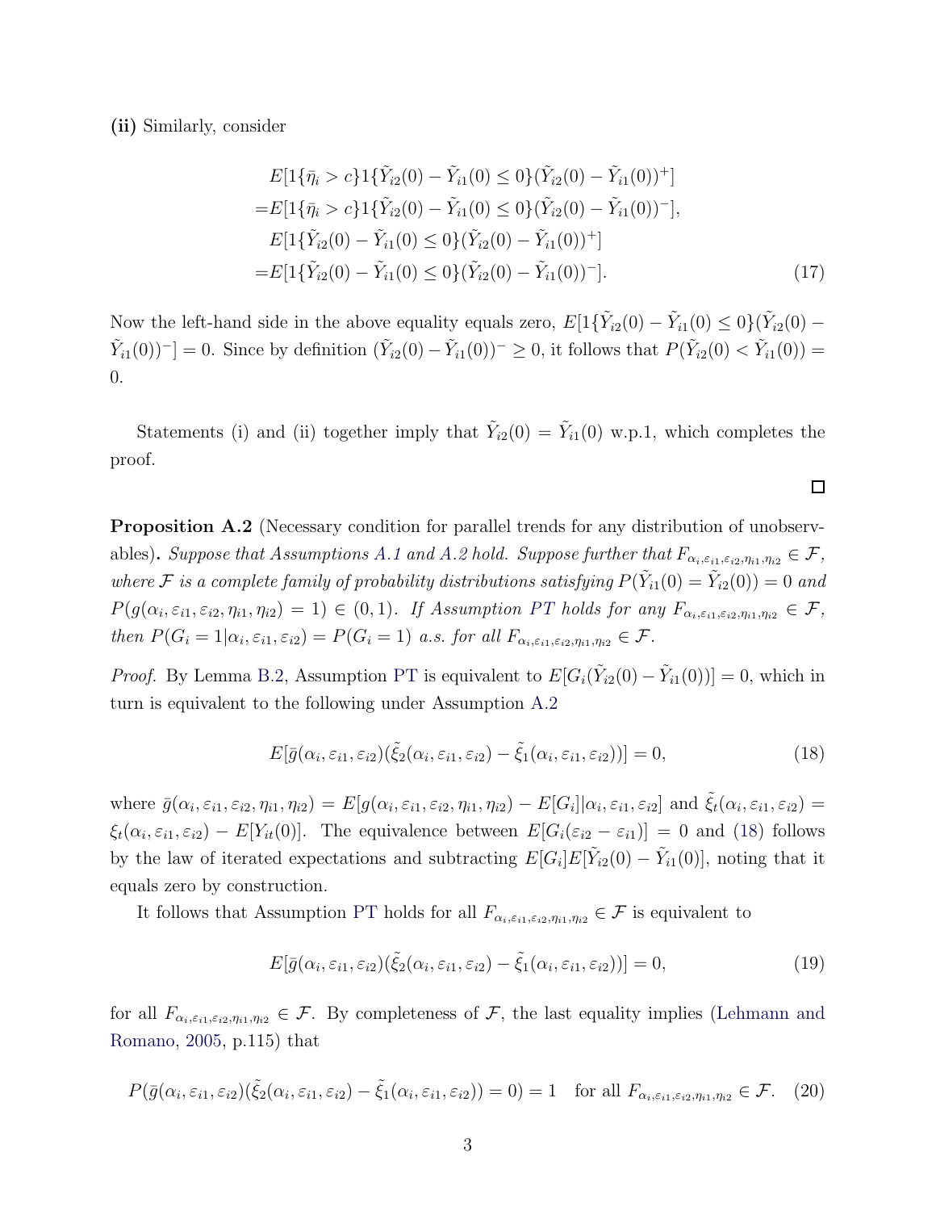**(ii)** Similarly, consider

$$
\begin{aligned}
&E[1\{\bar{\eta}_i > c\}1\{\tilde{Y}_{i2}(0) - \tilde{Y}_{i1}(0) \leq 0\}(\tilde{Y}_{i2}(0) - \tilde{Y}_{i1}(0))^+] \\
=&E[1\{\bar{\eta}_i > c\}1\{\tilde{Y}_{i2}(0) - \tilde{Y}_{i1}(0) \leq 0\}(\tilde{Y}_{i2}(0) - \tilde{Y}_{i1}(0))^-], \\
&E[1\{\tilde{Y}_{i2}(0) - \tilde{Y}_{i1}(0) \leq 0\}(\tilde{Y}_{i2}(0) - \tilde{Y}_{i1}(0))^+] \\
=&E[1\{\tilde{Y}_{i2}(0) - \tilde{Y}_{i1}(0) \leq 0\}(\tilde{Y}_{i2}(0) - \tilde{Y}_{i1}(0))^-]. \qquad (17)
\end{aligned}
$$

Now the left-hand side in the above equality equals zero, $E[1\{\tilde{Y}_{i2}(0) - \tilde{Y}_{i1}(0) \leq 0\}(\tilde{Y}_{i2}(0) - \tilde{Y}_{i1}(0))^-] = 0$. Since by definition $(\tilde{Y}_{i2}(0) - \tilde{Y}_{i1}(0))^- \geq 0$, it follows that $P(\tilde{Y}_{i2}(0) < \tilde{Y}_{i1}(0)) = 0$.

Statements (i) and (ii) together imply that $\tilde{Y}_{i2}(0) = \tilde{Y}_{i1}(0)$ w.p.1, which completes the proof.

□

**Proposition A.2** (Necessary condition for parallel trends for any distribution of unobservables)**.** *Suppose that Assumptions A.1 and A.2 hold. Suppose further that $F_{\alpha_i,\varepsilon_{i1},\varepsilon_{i2},\eta_{i1},\eta_{i2}} \in \mathcal{F}$, where $\mathcal{F}$ is a complete family of probability distributions satisfying $P(\tilde{Y}_{i1}(0) = \tilde{Y}_{i2}(0)) = 0$ and $P(g(\alpha_i, \varepsilon_{i1}, \varepsilon_{i2}, \eta_{i1}, \eta_{i2}) = 1) \in (0, 1)$. If Assumption PT holds for any $F_{\alpha_i,\varepsilon_{i1},\varepsilon_{i2},\eta_{i1},\eta_{i2}} \in \mathcal{F}$, then $P(G_i = 1|\alpha_i, \varepsilon_{i1}, \varepsilon_{i2}) = P(G_i = 1)$ a.s. for all $F_{\alpha_i,\varepsilon_{i1},\varepsilon_{i2},\eta_{i1},\eta_{i2}} \in \mathcal{F}$.*

*Proof.* By Lemma B.2, Assumption PT is equivalent to $E[G_i(\tilde{Y}_{i2}(0) - \tilde{Y}_{i1}(0))] = 0$, which in turn is equivalent to the following under Assumption A.2

$$
E[\bar{g}(\alpha_i, \varepsilon_{i1}, \varepsilon_{i2})(\tilde{\xi}_2(\alpha_i, \varepsilon_{i1}, \varepsilon_{i2}) - \tilde{\xi}_1(\alpha_i, \varepsilon_{i1}, \varepsilon_{i2}))] = 0, \qquad (18)
$$

where $\bar{g}(\alpha_i, \varepsilon_{i1}, \varepsilon_{i2}, \eta_{i1}, \eta_{i2}) = E[g(\alpha_i, \varepsilon_{i1}, \varepsilon_{i2}, \eta_{i1}, \eta_{i2}) - E[G_i]|\alpha_i, \varepsilon_{i1}, \varepsilon_{i2}]$ and $\tilde{\xi}_t(\alpha_i, \varepsilon_{i1}, \varepsilon_{i2}) = \xi_t(\alpha_i, \varepsilon_{i1}, \varepsilon_{i2}) - E[Y_{it}(0)]$. The equivalence between $E[G_i(\varepsilon_{i2} - \varepsilon_{i1})] = 0$ and (18) follows by the law of iterated expectations and subtracting $E[G_i]E[\tilde{Y}_{i2}(0) - \tilde{Y}_{i1}(0)]$, noting that it equals zero by construction.

It follows that Assumption PT holds for all $F_{\alpha_i,\varepsilon_{i1},\varepsilon_{i2},\eta_{i1},\eta_{i2}} \in \mathcal{F}$ is equivalent to

$$
E[\bar{g}(\alpha_i, \varepsilon_{i1}, \varepsilon_{i2})(\tilde{\xi}_2(\alpha_i, \varepsilon_{i1}, \varepsilon_{i2}) - \tilde{\xi}_1(\alpha_i, \varepsilon_{i1}, \varepsilon_{i2}))] = 0, \qquad (19)
$$

for all $F_{\alpha_i,\varepsilon_{i1},\varepsilon_{i2},\eta_{i1},\eta_{i2}} \in \mathcal{F}$. By completeness of $\mathcal{F}$, the last equality implies (Lehmann and Romano, 2005, p.115) that

$$
P(\bar{g}(\alpha_i, \varepsilon_{i1}, \varepsilon_{i2})(\tilde{\xi}_2(\alpha_i, \varepsilon_{i1}, \varepsilon_{i2}) - \tilde{\xi}_1(\alpha_i, \varepsilon_{i1}, \varepsilon_{i2})) = 0) = 1 \quad \text{for all } F_{\alpha_i,\varepsilon_{i1},\varepsilon_{i2},\eta_{i1},\eta_{i2}} \in \mathcal{F}. \quad (20)
$$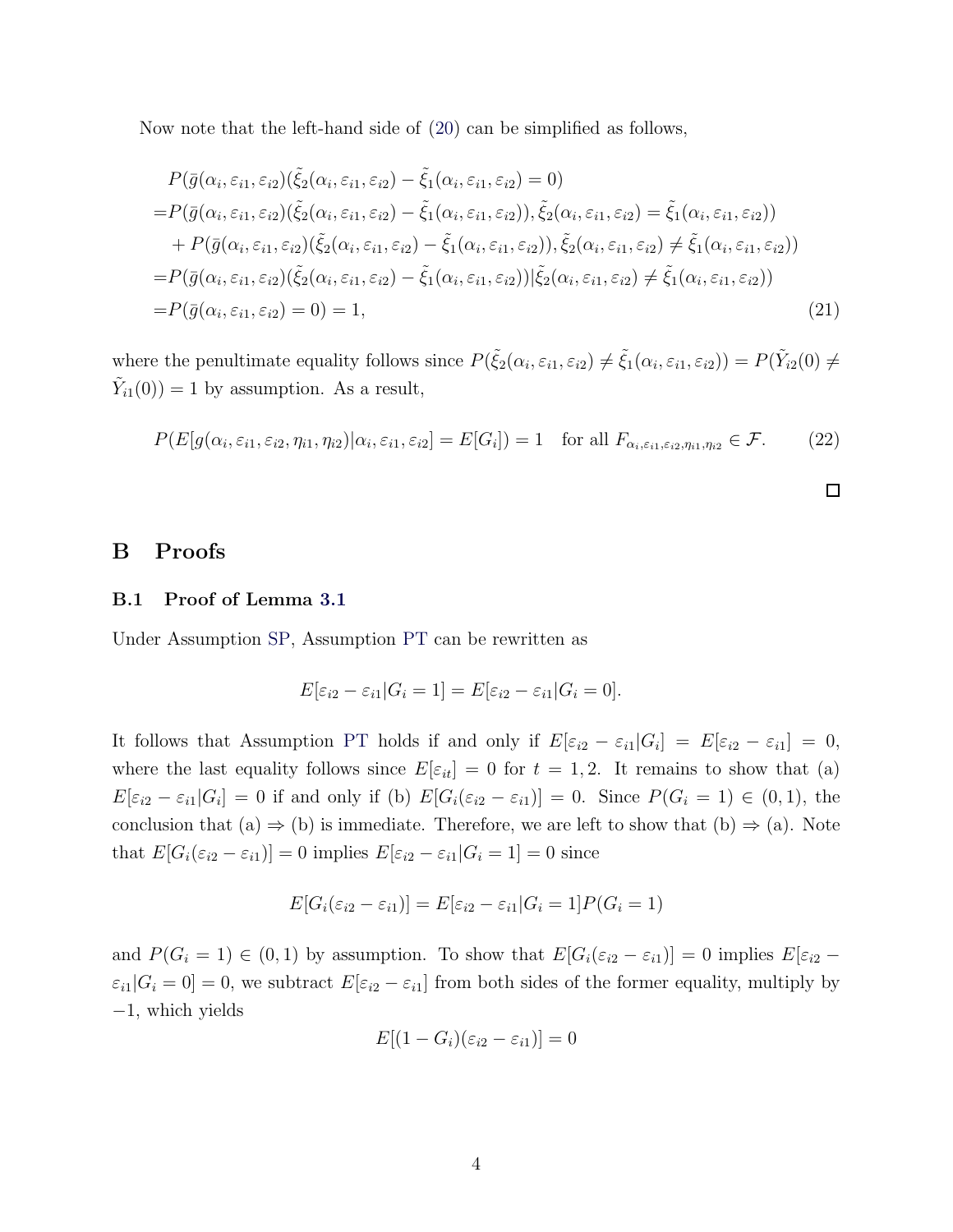Now note that the left-hand side of (20) can be simplified as follows,

$$
\begin{aligned}
&P(\bar{g}(\alpha_i, \varepsilon_{i1}, \varepsilon_{i2})(\tilde{\xi}_2(\alpha_i, \varepsilon_{i1}, \varepsilon_{i2}) - \tilde{\xi}_1(\alpha_i, \varepsilon_{i1}, \varepsilon_{i2}) = 0) \\
=&P(\bar{g}(\alpha_i, \varepsilon_{i1}, \varepsilon_{i2})(\tilde{\xi}_2(\alpha_i, \varepsilon_{i1}, \varepsilon_{i2}) - \tilde{\xi}_1(\alpha_i, \varepsilon_{i1}, \varepsilon_{i2})), \tilde{\xi}_2(\alpha_i, \varepsilon_{i1}, \varepsilon_{i2}) = \tilde{\xi}_1(\alpha_i, \varepsilon_{i1}, \varepsilon_{i2})) \\
&+ P(\bar{g}(\alpha_i, \varepsilon_{i1}, \varepsilon_{i2})(\tilde{\xi}_2(\alpha_i, \varepsilon_{i1}, \varepsilon_{i2}) - \tilde{\xi}_1(\alpha_i, \varepsilon_{i1}, \varepsilon_{i2})), \tilde{\xi}_2(\alpha_i, \varepsilon_{i1}, \varepsilon_{i2}) \neq \tilde{\xi}_1(\alpha_i, \varepsilon_{i1}, \varepsilon_{i2})) \\
=&P(\bar{g}(\alpha_i, \varepsilon_{i1}, \varepsilon_{i2})(\tilde{\xi}_2(\alpha_i, \varepsilon_{i1}, \varepsilon_{i2}) - \tilde{\xi}_1(\alpha_i, \varepsilon_{i1}, \varepsilon_{i2}))|\tilde{\xi}_2(\alpha_i, \varepsilon_{i1}, \varepsilon_{i2}) \neq \tilde{\xi}_1(\alpha_i, \varepsilon_{i1}, \varepsilon_{i2})) \\
=&P(\bar{g}(\alpha_i, \varepsilon_{i1}, \varepsilon_{i2}) = 0) = 1,
\end{aligned} \tag{21}
$$

where the penultimate equality follows since $P(\tilde{\xi}_2(\alpha_i, \varepsilon_{i1}, \varepsilon_{i2}) \neq \tilde{\xi}_1(\alpha_i, \varepsilon_{i1}, \varepsilon_{i2})) = P(\tilde{Y}_{i2}(0) \neq \tilde{Y}_{i1}(0)) = 1$ by assumption. As a result,

$$
P(E[g(\alpha_i, \varepsilon_{i1}, \varepsilon_{i2}, \eta_{i1}, \eta_{i2})|\alpha_i, \varepsilon_{i1}, \varepsilon_{i2}] = E[G_i]) = 1 \quad \text{for all } F_{\alpha_i, \varepsilon_{i1}, \varepsilon_{i2}, \eta_{i1}, \eta_{i2}} \in \mathcal{F}. \tag{22}
$$

□

# B Proofs

## B.1 Proof of Lemma 3.1

Under Assumption SP, Assumption PT can be rewritten as

$$
E[\varepsilon_{i2} - \varepsilon_{i1}|G_i = 1] = E[\varepsilon_{i2} - \varepsilon_{i1}|G_i = 0].
$$

It follows that Assumption PT holds if and only if $E[\varepsilon_{i2} - \varepsilon_{i1}|G_i] = E[\varepsilon_{i2} - \varepsilon_{i1}] = 0$, where the last equality follows since $E[\varepsilon_{it}] = 0$ for $t = 1, 2$. It remains to show that (a) $E[\varepsilon_{i2} - \varepsilon_{i1}|G_i] = 0$ if and only if (b) $E[G_i(\varepsilon_{i2} - \varepsilon_{i1})] = 0$. Since $P(G_i = 1) \in (0, 1)$, the conclusion that (a) $\Rightarrow$ (b) is immediate. Therefore, we are left to show that (b) $\Rightarrow$ (a). Note that $E[G_i(\varepsilon_{i2} - \varepsilon_{i1})] = 0$ implies $E[\varepsilon_{i2} - \varepsilon_{i1}|G_i = 1] = 0$ since

$$
E[G_i(\varepsilon_{i2} - \varepsilon_{i1})] = E[\varepsilon_{i2} - \varepsilon_{i1}|G_i = 1]P(G_i = 1)
$$

and $P(G_i = 1) \in (0, 1)$ by assumption. To show that $E[G_i(\varepsilon_{i2} - \varepsilon_{i1})] = 0$ implies $E[\varepsilon_{i2} - \varepsilon_{i1}|G_i = 0] = 0$, we subtract $E[\varepsilon_{i2} - \varepsilon_{i1}]$ from both sides of the former equality, multiply by $-1$, which yields

$$
E[(1 - G_i)(\varepsilon_{i2} - \varepsilon_{i1})] = 0
$$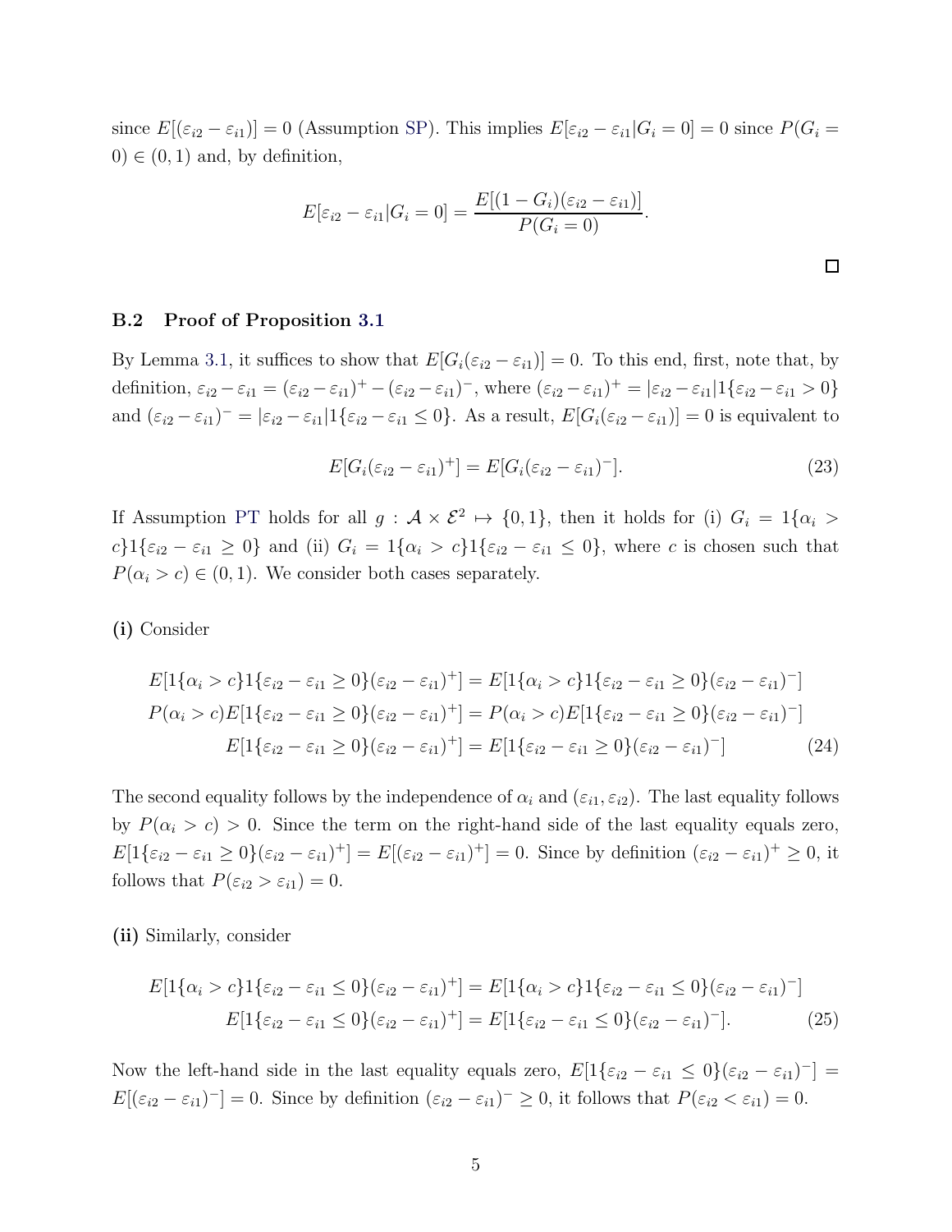since $E[(\varepsilon_{i2} - \varepsilon_{i1})] = 0$ (Assumption SP). This implies $E[\varepsilon_{i2} - \varepsilon_{i1} | G_i = 0] = 0$ since $P(G_i = 0) \in (0, 1)$ and, by definition,

$$E[\varepsilon_{i2} - \varepsilon_{i1} | G_i = 0] = \frac{E[(1 - G_i)(\varepsilon_{i2} - \varepsilon_{i1})]}{P(G_i = 0)}.$$

□

### B.2 Proof of Proposition 3.1

By Lemma 3.1, it suffices to show that $E[G_i(\varepsilon_{i2} - \varepsilon_{i1})] = 0$. To this end, first, note that, by definition, $\varepsilon_{i2} - \varepsilon_{i1} = (\varepsilon_{i2} - \varepsilon_{i1})^+ - (\varepsilon_{i2} - \varepsilon_{i1})^-$, where $(\varepsilon_{i2} - \varepsilon_{i1})^+ = |\varepsilon_{i2} - \varepsilon_{i1}| 1\{\varepsilon_{i2} - \varepsilon_{i1} > 0\}$ and $(\varepsilon_{i2} - \varepsilon_{i1})^- = |\varepsilon_{i2} - \varepsilon_{i1}| 1\{\varepsilon_{i2} - \varepsilon_{i1} \leq 0\}$. As a result, $E[G_i(\varepsilon_{i2} - \varepsilon_{i1})] = 0$ is equivalent to

$$E[G_i(\varepsilon_{i2} - \varepsilon_{i1})^+] = E[G_i(\varepsilon_{i2} - \varepsilon_{i1})^-]. \tag{23}$$

If Assumption PT holds for all $g : \mathcal{A} \times \mathcal{E}^2 \mapsto \{0, 1\}$, then it holds for (i) $G_i = 1\{\alpha_i > c\} 1\{\varepsilon_{i2} - \varepsilon_{i1} \geq 0\}$ and (ii) $G_i = 1\{\alpha_i > c\} 1\{\varepsilon_{i2} - \varepsilon_{i1} \leq 0\}$, where $c$ is chosen such that $P(\alpha_i > c) \in (0, 1)$. We consider both cases separately.

**(i)** Consider

$$\begin{aligned}
E[1\{\alpha_i > c\} 1\{\varepsilon_{i2} - \varepsilon_{i1} \geq 0\}(\varepsilon_{i2} - \varepsilon_{i1})^+] &= E[1\{\alpha_i > c\} 1\{\varepsilon_{i2} - \varepsilon_{i1} \geq 0\}(\varepsilon_{i2} - \varepsilon_{i1})^-] \\
P(\alpha_i > c) E[1\{\varepsilon_{i2} - \varepsilon_{i1} \geq 0\}(\varepsilon_{i2} - \varepsilon_{i1})^+] &= P(\alpha_i > c) E[1\{\varepsilon_{i2} - \varepsilon_{i1} \geq 0\}(\varepsilon_{i2} - \varepsilon_{i1})^-] \\
E[1\{\varepsilon_{i2} - \varepsilon_{i1} \geq 0\}(\varepsilon_{i2} - \varepsilon_{i1})^+] &= E[1\{\varepsilon_{i2} - \varepsilon_{i1} \geq 0\}(\varepsilon_{i2} - \varepsilon_{i1})^-] \qquad (24)
\end{aligned}$$

The second equality follows by the independence of $\alpha_i$ and $(\varepsilon_{i1}, \varepsilon_{i2})$. The last equality follows by $P(\alpha_i > c) > 0$. Since the term on the right-hand side of the last equality equals zero, $E[1\{\varepsilon_{i2} - \varepsilon_{i1} \geq 0\}(\varepsilon_{i2} - \varepsilon_{i1})^+] = E[(\varepsilon_{i2} - \varepsilon_{i1})^+] = 0$. Since by definition $(\varepsilon_{i2} - \varepsilon_{i1})^+ \geq 0$, it follows that $P(\varepsilon_{i2} > \varepsilon_{i1}) = 0$.

**(ii)** Similarly, consider

$$\begin{aligned}
E[1\{\alpha_i > c\} 1\{\varepsilon_{i2} - \varepsilon_{i1} \leq 0\}(\varepsilon_{i2} - \varepsilon_{i1})^+] &= E[1\{\alpha_i > c\} 1\{\varepsilon_{i2} - \varepsilon_{i1} \leq 0\}(\varepsilon_{i2} - \varepsilon_{i1})^-] \\
E[1\{\varepsilon_{i2} - \varepsilon_{i1} \leq 0\}(\varepsilon_{i2} - \varepsilon_{i1})^+] &= E[1\{\varepsilon_{i2} - \varepsilon_{i1} \leq 0\}(\varepsilon_{i2} - \varepsilon_{i1})^-]. \qquad (25)
\end{aligned}$$

Now the left-hand side in the last equality equals zero, $E[1\{\varepsilon_{i2} - \varepsilon_{i1} \leq 0\}(\varepsilon_{i2} - \varepsilon_{i1})^-] = E[(\varepsilon_{i2} - \varepsilon_{i1})^-] = 0$. Since by definition $(\varepsilon_{i2} - \varepsilon_{i1})^- \geq 0$, it follows that $P(\varepsilon_{i2} < \varepsilon_{i1}) = 0$.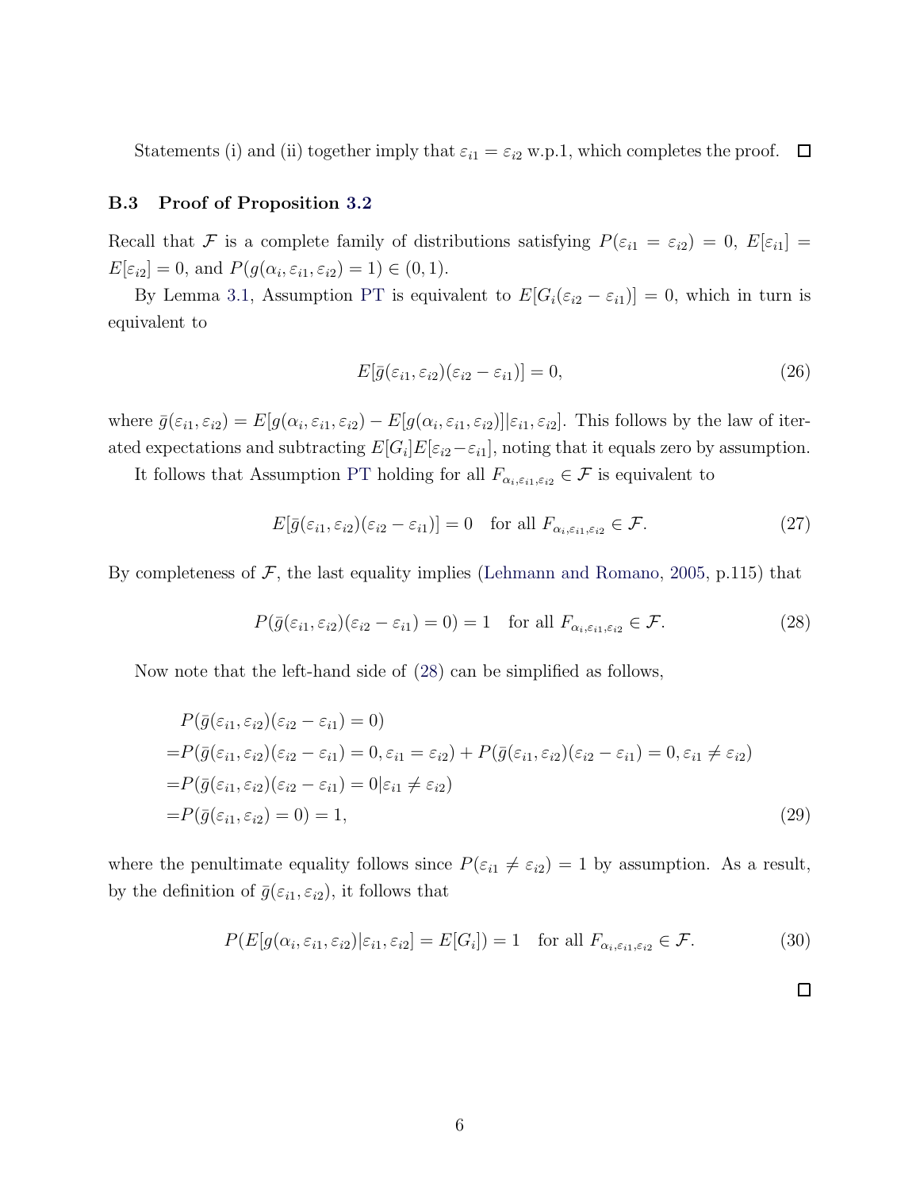Statements (i) and (ii) together imply that $\varepsilon_{i1} = \varepsilon_{i2}$ w.p.1, which completes the proof. $\square$

### B.3 Proof of Proposition 3.2

Recall that $\mathcal{F}$ is a complete family of distributions satisfying $P(\varepsilon_{i1} = \varepsilon_{i2}) = 0$, $E[\varepsilon_{i1}] = E[\varepsilon_{i2}] = 0$, and $P(g(\alpha_i, \varepsilon_{i1}, \varepsilon_{i2}) = 1) \in (0, 1)$.

By Lemma 3.1, Assumption PT is equivalent to $E[G_i(\varepsilon_{i2} - \varepsilon_{i1})] = 0$, which in turn is equivalent to

$$E[\bar{g}(\varepsilon_{i1}, \varepsilon_{i2})(\varepsilon_{i2} - \varepsilon_{i1})] = 0, \tag{26}$$

where $\bar{g}(\varepsilon_{i1}, \varepsilon_{i2}) = E[g(\alpha_i, \varepsilon_{i1}, \varepsilon_{i2}) - E[g(\alpha_i, \varepsilon_{i1}, \varepsilon_{i2})]|\varepsilon_{i1}, \varepsilon_{i2}]$. This follows by the law of iterated expectations and subtracting $E[G_i]E[\varepsilon_{i2} - \varepsilon_{i1}]$, noting that it equals zero by assumption.

It follows that Assumption PT holding for all $F_{\alpha_i, \varepsilon_{i1}, \varepsilon_{i2}} \in \mathcal{F}$ is equivalent to

$$E[\bar{g}(\varepsilon_{i1}, \varepsilon_{i2})(\varepsilon_{i2} - \varepsilon_{i1})] = 0 \quad \text{for all } F_{\alpha_i, \varepsilon_{i1}, \varepsilon_{i2}} \in \mathcal{F}. \tag{27}$$

By completeness of $\mathcal{F}$, the last equality implies (Lehmann and Romano, 2005, p.115) that

$$P(\bar{g}(\varepsilon_{i1}, \varepsilon_{i2})(\varepsilon_{i2} - \varepsilon_{i1}) = 0) = 1 \quad \text{for all } F_{\alpha_i, \varepsilon_{i1}, \varepsilon_{i2}} \in \mathcal{F}. \tag{28}$$

Now note that the left-hand side of (28) can be simplified as follows,

$$\begin{aligned}
&P(\bar{g}(\varepsilon_{i1}, \varepsilon_{i2})(\varepsilon_{i2} - \varepsilon_{i1}) = 0) \\
=&P(\bar{g}(\varepsilon_{i1}, \varepsilon_{i2})(\varepsilon_{i2} - \varepsilon_{i1}) = 0, \varepsilon_{i1} = \varepsilon_{i2}) + P(\bar{g}(\varepsilon_{i1}, \varepsilon_{i2})(\varepsilon_{i2} - \varepsilon_{i1}) = 0, \varepsilon_{i1} \neq \varepsilon_{i2}) \\
=&P(\bar{g}(\varepsilon_{i1}, \varepsilon_{i2})(\varepsilon_{i2} - \varepsilon_{i1}) = 0|\varepsilon_{i1} \neq \varepsilon_{i2}) \\
=&P(\bar{g}(\varepsilon_{i1}, \varepsilon_{i2}) = 0) = 1,
\end{aligned} \tag{29}$$

where the penultimate equality follows since $P(\varepsilon_{i1} \neq \varepsilon_{i2}) = 1$ by assumption. As a result, by the definition of $\bar{g}(\varepsilon_{i1}, \varepsilon_{i2})$, it follows that

$$P(E[g(\alpha_i, \varepsilon_{i1}, \varepsilon_{i2})|\varepsilon_{i1}, \varepsilon_{i2}] = E[G_i]) = 1 \quad \text{for all } F_{\alpha_i, \varepsilon_{i1}, \varepsilon_{i2}} \in \mathcal{F}. \tag{30}$$

$\square$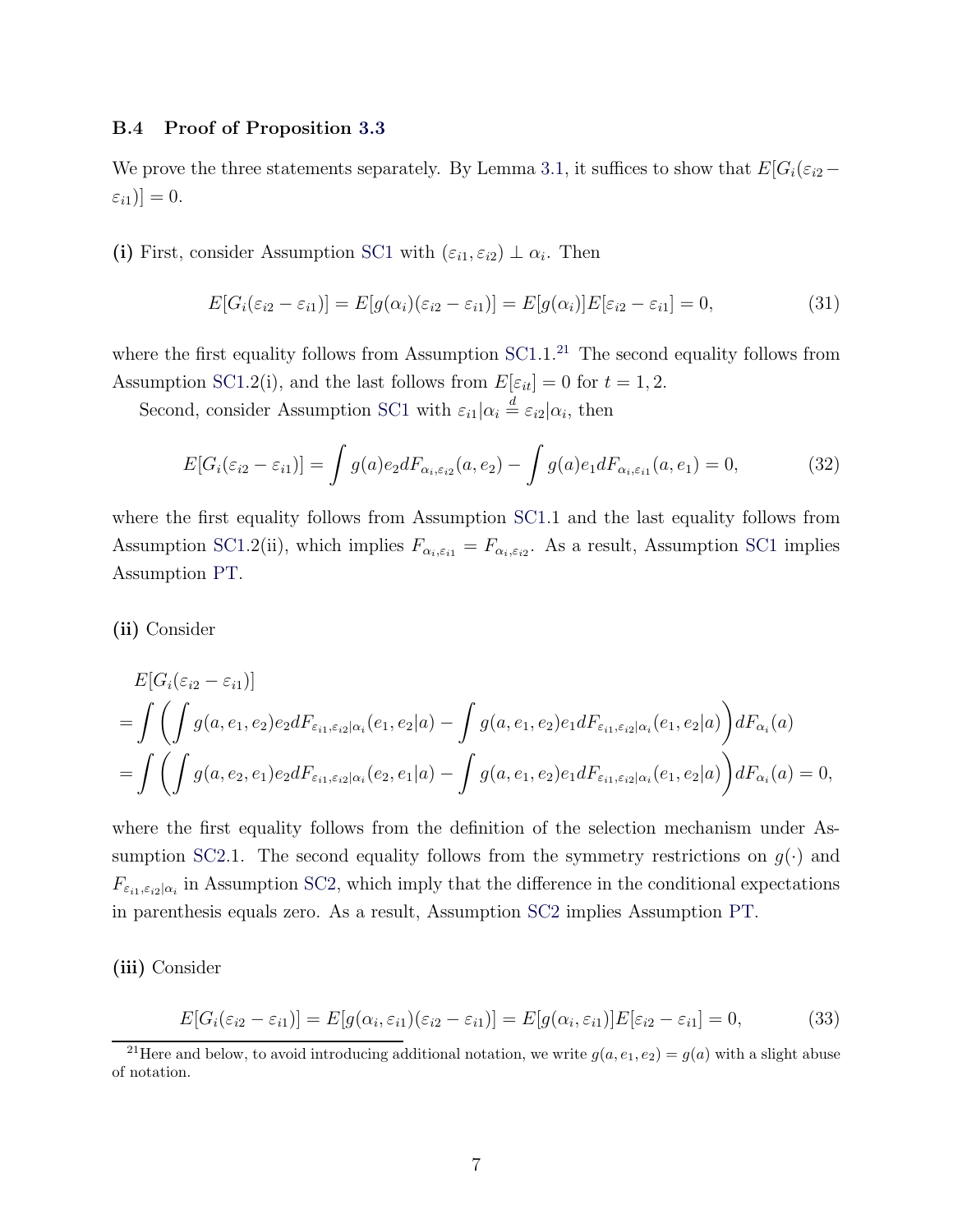### B.4 Proof of Proposition 3.3

We prove the three statements separately. By Lemma 3.1, it suffices to show that $E[G_i(\varepsilon_{i2} - \varepsilon_{i1})] = 0$.

**(i)** First, consider Assumption SC1 with $(\varepsilon_{i1}, \varepsilon_{i2}) \perp \alpha_i$. Then

$$E[G_i(\varepsilon_{i2} - \varepsilon_{i1})] = E[g(\alpha_i)(\varepsilon_{i2} - \varepsilon_{i1})] = E[g(\alpha_i)]E[\varepsilon_{i2} - \varepsilon_{i1}] = 0, \tag{31}$$

where the first equality follows from Assumption SC1.1.[21] The second equality follows from Assumption SC1.2(i), and the last follows from $E[\varepsilon_{it}] = 0$ for $t = 1, 2$.

Second, consider Assumption SC1 with $\varepsilon_{i1}|\alpha_i \overset{d}{=} \varepsilon_{i2}|\alpha_i$, then

$$E[G_i(\varepsilon_{i2} - \varepsilon_{i1})] = \int g(a) e_2 dF_{\alpha_i, \varepsilon_{i2}}(a, e_2) - \int g(a) e_1 dF_{\alpha_i, \varepsilon_{i1}}(a, e_1) = 0, \tag{32}$$

where the first equality follows from Assumption SC1.1 and the last equality follows from Assumption SC1.2(ii), which implies $F_{\alpha_i, \varepsilon_{i1}} = F_{\alpha_i, \varepsilon_{i2}}$. As a result, Assumption SC1 implies Assumption PT.

**(ii)** Consider

$$\begin{aligned}
&E[G_i(\varepsilon_{i2} - \varepsilon_{i1})] \\
&= \int \left( \int g(a, e_1, e_2) e_2 dF_{\varepsilon_{i1}, \varepsilon_{i2}|\alpha_i}(e_1, e_2|a) - \int g(a, e_1, e_2) e_1 dF_{\varepsilon_{i1}, \varepsilon_{i2}|\alpha_i}(e_1, e_2|a) \right) dF_{\alpha_i}(a) \\
&= \int \left( \int g(a, e_2, e_1) e_2 dF_{\varepsilon_{i1}, \varepsilon_{i2}|\alpha_i}(e_2, e_1|a) - \int g(a, e_1, e_2) e_1 dF_{\varepsilon_{i1}, \varepsilon_{i2}|\alpha_i}(e_1, e_2|a) \right) dF_{\alpha_i}(a) = 0,
\end{aligned}$$

where the first equality follows from the definition of the selection mechanism under Assumption SC2.1. The second equality follows from the symmetry restrictions on $g(\cdot)$ and $F_{\varepsilon_{i1}, \varepsilon_{i2}|\alpha_i}$ in Assumption SC2, which imply that the difference in the conditional expectations in parenthesis equals zero. As a result, Assumption SC2 implies Assumption PT.

**(iii)** Consider

$$E[G_i(\varepsilon_{i2} - \varepsilon_{i1})] = E[g(\alpha_i, \varepsilon_{i1})(\varepsilon_{i2} - \varepsilon_{i1})] = E[g(\alpha_i, \varepsilon_{i1})]E[\varepsilon_{i2} - \varepsilon_{i1}] = 0, \tag{33}$$

[21] Here and below, to avoid introducing additional notation, we write $g(a, e_1, e_2) = g(a)$ with a slight abuse of notation.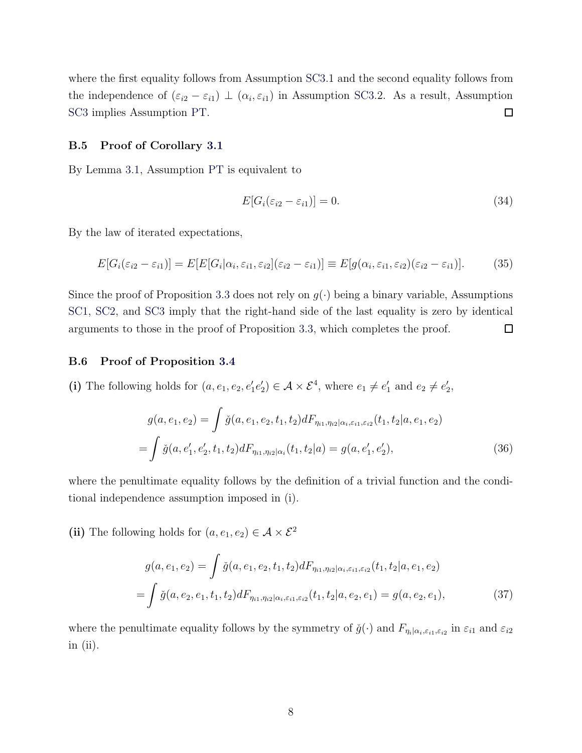where the first equality follows from Assumption SC3.1 and the second equality follows from the independence of $(\varepsilon_{i2} - \varepsilon_{i1}) \perp (\alpha_i, \varepsilon_{i1})$ in Assumption SC3.2. As a result, Assumption SC3 implies Assumption PT. $\square$

### B.5 Proof of Corollary 3.1

By Lemma 3.1, Assumption PT is equivalent to

$$E[G_i(\varepsilon_{i2} - \varepsilon_{i1})] = 0. \tag{34}$$

By the law of iterated expectations,

$$E[G_i(\varepsilon_{i2} - \varepsilon_{i1})] = E[E[G_i|\alpha_i, \varepsilon_{i1}, \varepsilon_{i2}](\varepsilon_{i2} - \varepsilon_{i1})] \equiv E[g(\alpha_i, \varepsilon_{i1}, \varepsilon_{i2})(\varepsilon_{i2} - \varepsilon_{i1})]. \tag{35}$$

Since the proof of Proposition 3.3 does not rely on $g(\cdot)$ being a binary variable, Assumptions SC1, SC2, and SC3 imply that the right-hand side of the last equality is zero by identical arguments to those in the proof of Proposition 3.3, which completes the proof. $\square$

### B.6 Proof of Proposition 3.4

**(i)** The following holds for $(a, e_1, e_2, e_1' e_2') \in \mathcal{A} \times \mathcal{E}^4$, where $e_1 \neq e_1'$ and $e_2 \neq e_2'$,

$$\begin{aligned} g(a, e_1, e_2) &= \int \breve{g}(a, e_1, e_2, t_1, t_2) dF_{\eta_{i1}, \eta_{i2}|\alpha_i, \varepsilon_{i1}, \varepsilon_{i2}}(t_1, t_2|a, e_1, e_2) \\ &= \int \breve{g}(a, e_1', e_2', t_1, t_2) dF_{\eta_{i1}, \eta_{i2}|\alpha_i}(t_1, t_2|a) = g(a, e_1', e_2'), \end{aligned} \tag{36}$$

where the penultimate equality follows by the definition of a trivial function and the conditional independence assumption imposed in (i).

**(ii)** The following holds for $(a, e_1, e_2) \in \mathcal{A} \times \mathcal{E}^2$

$$\begin{aligned} g(a, e_1, e_2) &= \int \breve{g}(a, e_1, e_2, t_1, t_2) dF_{\eta_{i1}, \eta_{i2}|\alpha_i, \varepsilon_{i1}, \varepsilon_{i2}}(t_1, t_2|a, e_1, e_2) \\ &= \int \breve{g}(a, e_2, e_1, t_1, t_2) dF_{\eta_{i1}, \eta_{i2}|\alpha_i, \varepsilon_{i1}, \varepsilon_{i2}}(t_1, t_2|a, e_2, e_1) = g(a, e_2, e_1), \end{aligned} \tag{37}$$

where the penultimate equality follows by the symmetry of $\breve{g}(\cdot)$ and $F_{\eta_i|\alpha_i, \varepsilon_{i1}, \varepsilon_{i2}}$ in $\varepsilon_{i1}$ and $\varepsilon_{i2}$ in (ii).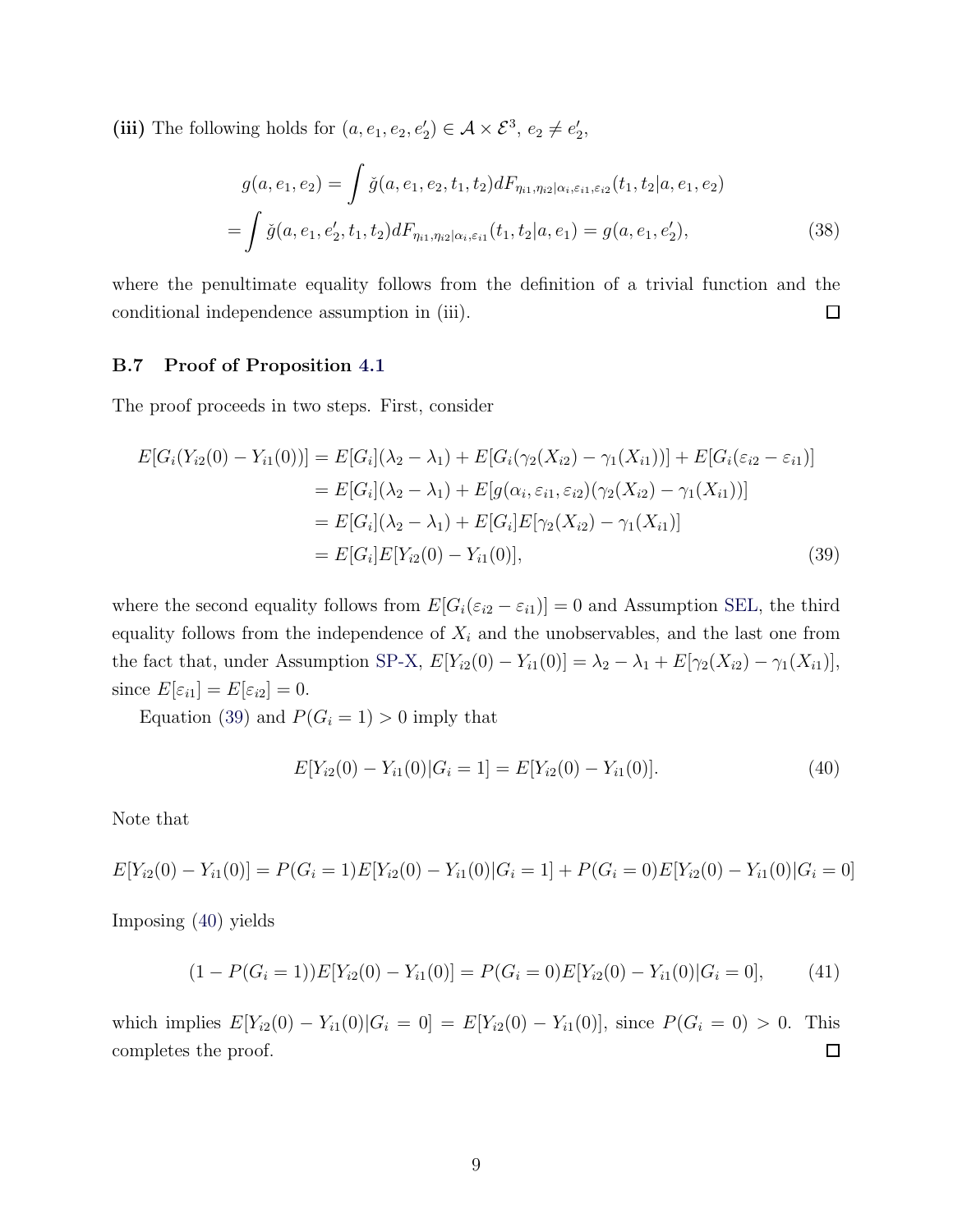**(iii)** The following holds for $(a, e_1, e_2, e_2') \in \mathcal{A} \times \mathcal{E}^3$, $e_2 \neq e_2'$,

$$
\begin{aligned}
g(a, e_1, e_2) &= \int \breve{g}(a, e_1, e_2, t_1, t_2) dF_{\eta_{i1}, \eta_{i2}|\alpha_i, \varepsilon_{i1}, \varepsilon_{i2}}(t_1, t_2|a, e_1, e_2) \\
= &\int \breve{g}(a, e_1, e_2', t_1, t_2) dF_{\eta_{i1}, \eta_{i2}|\alpha_i, \varepsilon_{i1}}(t_1, t_2|a, e_1) = g(a, e_1, e_2'),
\end{aligned}
\tag{38}
$$

where the penultimate equality follows from the definition of a trivial function and the conditional independence assumption in (iii). □

### B.7 Proof of Proposition 4.1

The proof proceeds in two steps. First, consider

$$
\begin{aligned}
E[G_i(Y_{i2}(0) - Y_{i1}(0))] &= E[G_i](\lambda_2 - \lambda_1) + E[G_i(\gamma_2(X_{i2}) - \gamma_1(X_{i1}))] + E[G_i(\varepsilon_{i2} - \varepsilon_{i1})] \\
&= E[G_i](\lambda_2 - \lambda_1) + E[g(\alpha_i, \varepsilon_{i1}, \varepsilon_{i2})(\gamma_2(X_{i2}) - \gamma_1(X_{i1}))] \\
&= E[G_i](\lambda_2 - \lambda_1) + E[G_i]E[\gamma_2(X_{i2}) - \gamma_1(X_{i1})] \\
&= E[G_i]E[Y_{i2}(0) - Y_{i1}(0)],
\end{aligned}
\tag{39}
$$

where the second equality follows from $E[G_i(\varepsilon_{i2} - \varepsilon_{i1})] = 0$ and Assumption SEL, the third equality follows from the independence of $X_i$ and the unobservables, and the last one from the fact that, under Assumption SP-X, $E[Y_{i2}(0) - Y_{i1}(0)] = \lambda_2 - \lambda_1 + E[\gamma_2(X_{i2}) - \gamma_1(X_{i1})]$, since $E[\varepsilon_{i1}] = E[\varepsilon_{i2}] = 0$.

Equation (39) and $P(G_i = 1) > 0$ imply that

$$
E[Y_{i2}(0) - Y_{i1}(0)|G_i = 1] = E[Y_{i2}(0) - Y_{i1}(0)]. \tag{40}
$$

Note that

$$
E[Y_{i2}(0) - Y_{i1}(0)] = P(G_i = 1)E[Y_{i2}(0) - Y_{i1}(0)|G_i = 1] + P(G_i = 0)E[Y_{i2}(0) - Y_{i1}(0)|G_i = 0]
$$

Imposing (40) yields

$$
(1 - P(G_i = 1))E[Y_{i2}(0) - Y_{i1}(0)] = P(G_i = 0)E[Y_{i2}(0) - Y_{i1}(0)|G_i = 0], \tag{41}
$$

which implies $E[Y_{i2}(0) - Y_{i1}(0)|G_i = 0] = E[Y_{i2}(0) - Y_{i1}(0)]$, since $P(G_i = 0) > 0$. This completes the proof. □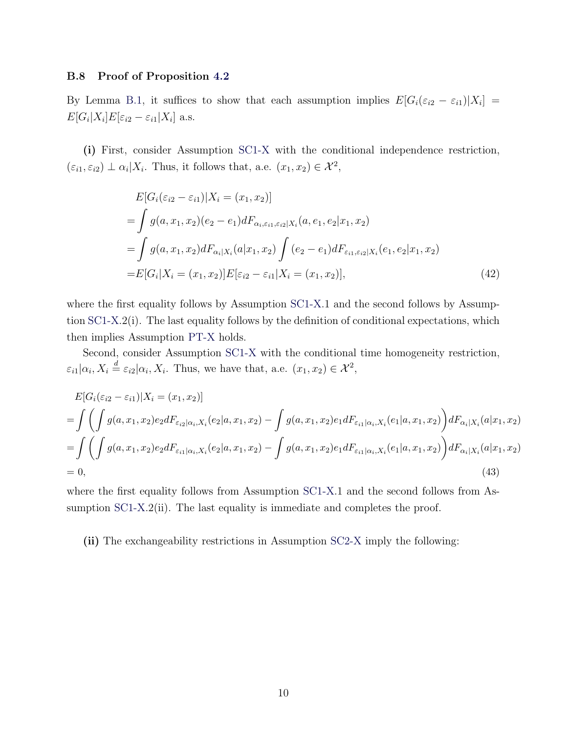### B.8 Proof of Proposition 4.2

By Lemma B.1, it suffices to show that each assumption implies $E[G_i(\varepsilon_{i2} - \varepsilon_{i1})|X_i] = E[G_i|X_i]E[\varepsilon_{i2} - \varepsilon_{i1}|X_i]$ a.s.

**(i)** First, consider Assumption SC1-X with the conditional independence restriction, $(\varepsilon_{i1}, \varepsilon_{i2}) \perp \alpha_i | X_i$. Thus, it follows that, a.e. $(x_1, x_2) \in \mathcal{X}^2$,

$$
\begin{aligned}
&E[G_i(\varepsilon_{i2} - \varepsilon_{i1})|X_i = (x_1, x_2)] \\
=& \int g(a, x_1, x_2)(e_2 - e_1) dF_{\alpha_i, \varepsilon_{i1}, \varepsilon_{i2}|X_i}(a, e_1, e_2|x_1, x_2) \\
=& \int g(a, x_1, x_2) dF_{\alpha_i|X_i}(a|x_1, x_2) \int (e_2 - e_1) dF_{\varepsilon_{i1}, \varepsilon_{i2}|X_i}(e_1, e_2|x_1, x_2) \\
=& E[G_i|X_i = (x_1, x_2)]E[\varepsilon_{i2} - \varepsilon_{i1}|X_i = (x_1, x_2)],
\end{aligned}
\tag{42}
$$

where the first equality follows by Assumption SC1-X.1 and the second follows by Assumption SC1-X.2(i). The last equality follows by the definition of conditional expectations, which then implies Assumption PT-X holds.

Second, consider Assumption SC1-X with the conditional time homogeneity restriction, $\varepsilon_{i1}|\alpha_i, X_i \stackrel{d}{=} \varepsilon_{i2}|\alpha_i, X_i$. Thus, we have that, a.e. $(x_1, x_2) \in \mathcal{X}^2$,

$$
\begin{aligned}
&E[G_i(\varepsilon_{i2} - \varepsilon_{i1})|X_i = (x_1, x_2)] \\
=& \int \left( \int g(a, x_1, x_2) e_2 dF_{\varepsilon_{i2}|\alpha_i, X_i}(e_2|a, x_1, x_2) - \int g(a, x_1, x_2) e_1 dF_{\varepsilon_{i1}|\alpha_i, X_i}(e_1|a, x_1, x_2) \right) dF_{\alpha_i|X_i}(a|x_1, x_2) \\
=& \int \left( \int g(a, x_1, x_2) e_2 dF_{\varepsilon_{i1}|\alpha_i, X_i}(e_2|a, x_1, x_2) - \int g(a, x_1, x_2) e_1 dF_{\varepsilon_{i1}|\alpha_i, X_i}(e_1|a, x_1, x_2) \right) dF_{\alpha_i|X_i}(a|x_1, x_2) \\
=& 0,
\end{aligned}
\tag{43}
$$

where the first equality follows from Assumption SC1-X.1 and the second follows from Assumption SC1-X.2(ii). The last equality is immediate and completes the proof.

**(ii)** The exchangeability restrictions in Assumption SC2-X imply the following: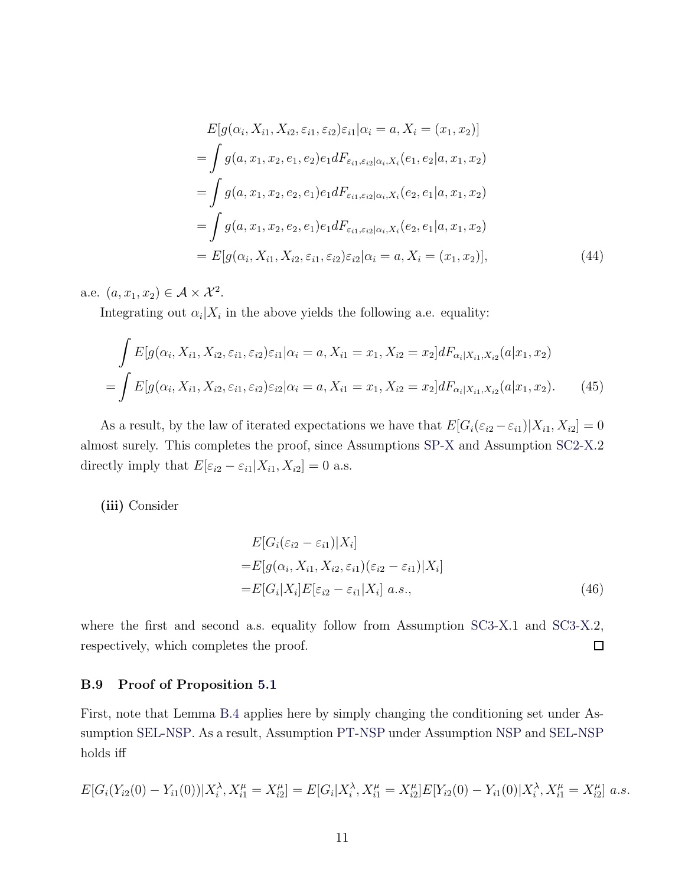$$
\begin{aligned}
&E[g(\alpha_i, X_{i1}, X_{i2}, \varepsilon_{i1}, \varepsilon_{i2})\varepsilon_{i1}|\alpha_i = a, X_i = (x_1, x_2)] \\
=& \int g(a, x_1, x_2, e_1, e_2) e_1 dF_{\varepsilon_{i1},\varepsilon_{i2}|\alpha_i, X_i}(e_1, e_2|a, x_1, x_2) \\
=& \int g(a, x_1, x_2, e_2, e_1) e_1 dF_{\varepsilon_{i1},\varepsilon_{i2}|\alpha_i, X_i}(e_2, e_1|a, x_1, x_2) \\
=& \int g(a, x_1, x_2, e_2, e_1) e_1 dF_{\varepsilon_{i1},\varepsilon_{i2}|\alpha_i, X_i}(e_2, e_1|a, x_1, x_2) \\
=& E[g(\alpha_i, X_{i1}, X_{i2}, \varepsilon_{i1}, \varepsilon_{i2})\varepsilon_{i2}|\alpha_i = a, X_i = (x_1, x_2)], \qquad (44)
\end{aligned}
$$

a.e. $(a, x_1, x_2) \in \mathcal{A} \times \mathcal{X}^2$.

Integrating out $\alpha_i|X_i$ in the above yields the following a.e. equality:

$$
\begin{aligned}
&\int E[g(\alpha_i, X_{i1}, X_{i2}, \varepsilon_{i1}, \varepsilon_{i2})\varepsilon_{i1}|\alpha_i = a, X_{i1} = x_1, X_{i2} = x_2] dF_{\alpha_i|X_{i1},X_{i2}}(a|x_1, x_2) \\
=& \int E[g(\alpha_i, X_{i1}, X_{i2}, \varepsilon_{i1}, \varepsilon_{i2})\varepsilon_{i2}|\alpha_i = a, X_{i1} = x_1, X_{i2} = x_2] dF_{\alpha_i|X_{i1},X_{i2}}(a|x_1, x_2). \qquad (45)
\end{aligned}
$$

As a result, by the law of iterated expectations we have that $E[G_i(\varepsilon_{i2} - \varepsilon_{i1})|X_{i1}, X_{i2}] = 0$ almost surely. This completes the proof, since Assumptions SP-X and Assumption SC2-X.2 directly imply that $E[\varepsilon_{i2} - \varepsilon_{i1}|X_{i1}, X_{i2}] = 0$ a.s.

**(iii)** Consider

$$
\begin{aligned}
&E[G_i(\varepsilon_{i2} - \varepsilon_{i1})|X_i] \\
=& E[g(\alpha_i, X_{i1}, X_{i2}, \varepsilon_{i1})(\varepsilon_{i2} - \varepsilon_{i1})|X_i] \\
=& E[G_i|X_i]E[\varepsilon_{i2} - \varepsilon_{i1}|X_i] \; a.s., \qquad (46)
\end{aligned}
$$

where the first and second a.s. equality follow from Assumption SC3-X.1 and SC3-X.2, respectively, which completes the proof. □

### B.9 Proof of Proposition 5.1

First, note that Lemma B.4 applies here by simply changing the conditioning set under Assumption SEL-NSP. As a result, Assumption PT-NSP under Assumption NSP and SEL-NSP holds iff

$$
E[G_i(Y_{i2}(0) - Y_{i1}(0))|X_i^\lambda, X_{i1}^\mu = X_{i2}^\mu] = E[G_i|X_i^\lambda, X_{i1}^\mu = X_{i2}^\mu]E[Y_{i2}(0) - Y_{i1}(0)|X_i^\lambda, X_{i1}^\mu = X_{i2}^\mu] \; a.s.
$$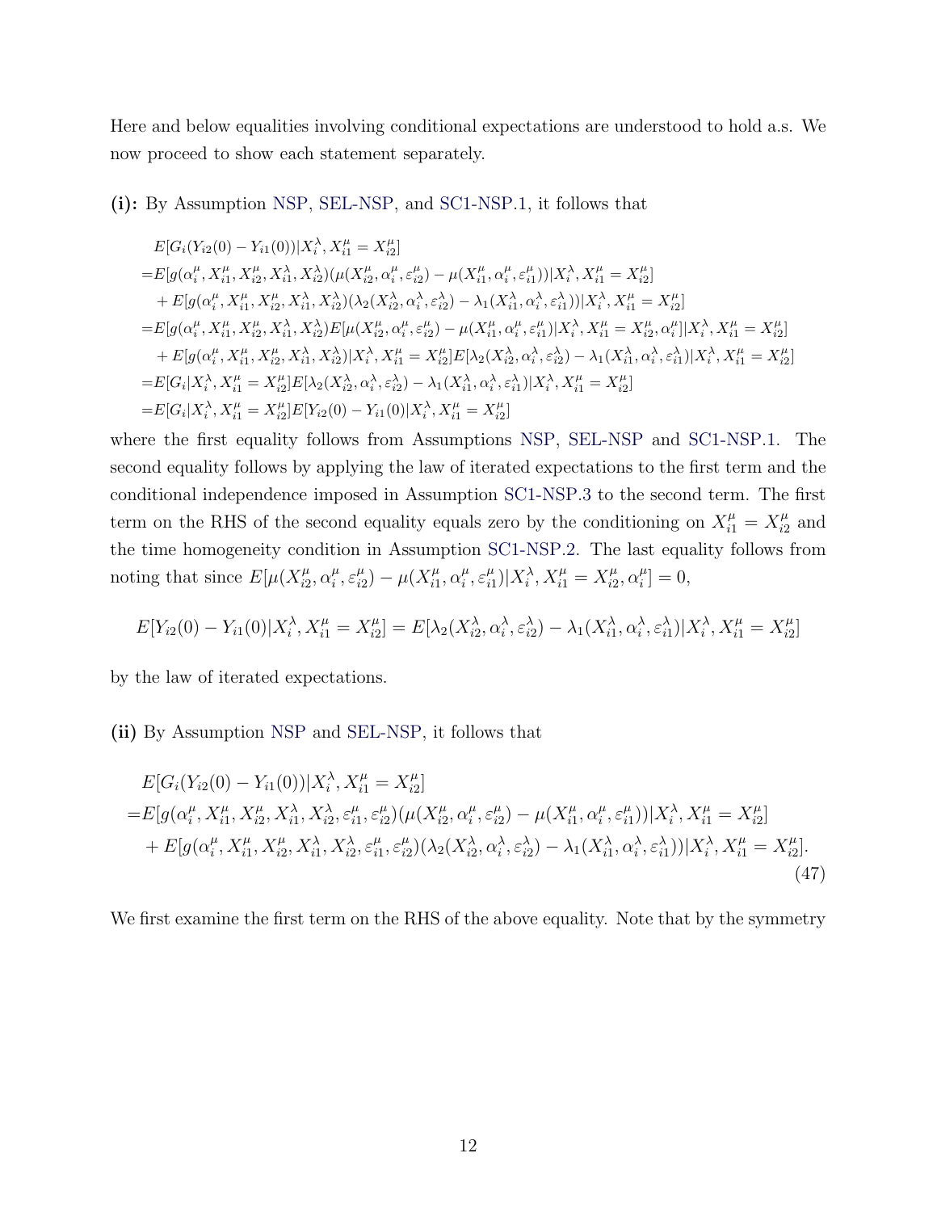Here and below equalities involving conditional expectations are understood to hold a.s. We now proceed to show each statement separately.

**(i):** By Assumption NSP, SEL-NSP, and SC1-NSP.1, it follows that

$$
\begin{aligned}
&E[G_i(Y_{i2}(0) - Y_{i1}(0))|X_i^\lambda, X_{i1}^\mu = X_{i2}^\mu] \\
=&E[g(\alpha_i^\mu, X_{i1}^\mu, X_{i2}^\mu, X_{i1}^\lambda, X_{i2}^\lambda)(\mu(X_{i2}^\mu, \alpha_i^\mu, \varepsilon_{i2}^\mu) - \mu(X_{i1}^\mu, \alpha_i^\mu, \varepsilon_{i1}^\mu))|X_i^\lambda, X_{i1}^\mu = X_{i2}^\mu] \\
&+ E[g(\alpha_i^\mu, X_{i1}^\mu, X_{i2}^\mu, X_{i1}^\lambda, X_{i2}^\lambda)(\lambda_2(X_{i2}^\lambda, \alpha_i^\lambda, \varepsilon_{i2}^\lambda) - \lambda_1(X_{i1}^\lambda, \alpha_i^\lambda, \varepsilon_{i1}^\lambda))|X_i^\lambda, X_{i1}^\mu = X_{i2}^\mu] \\
=&E[g(\alpha_i^\mu, X_{i1}^\mu, X_{i2}^\mu, X_{i1}^\lambda, X_{i2}^\lambda)E[\mu(X_{i2}^\mu, \alpha_i^\mu, \varepsilon_{i2}^\mu) - \mu(X_{i1}^\mu, \alpha_i^\mu, \varepsilon_{i1}^\mu)|X_i^\lambda, X_{i1}^\mu = X_{i2}^\mu, \alpha_i^\mu]|X_i^\lambda, X_{i1}^\mu = X_{i2}^\mu] \\
&+ E[g(\alpha_i^\mu, X_{i1}^\mu, X_{i2}^\mu, X_{i1}^\lambda, X_{i2}^\lambda)|X_i^\lambda, X_{i1}^\mu = X_{i2}^\mu]E[\lambda_2(X_{i2}^\lambda, \alpha_i^\lambda, \varepsilon_{i2}^\lambda) - \lambda_1(X_{i1}^\lambda, \alpha_i^\lambda, \varepsilon_{i1}^\lambda)|X_i^\lambda, X_{i1}^\mu = X_{i2}^\mu] \\
=&E[G_i|X_i^\lambda, X_{i1}^\mu = X_{i2}^\mu]E[\lambda_2(X_{i2}^\lambda, \alpha_i^\lambda, \varepsilon_{i2}^\lambda) - \lambda_1(X_{i1}^\lambda, \alpha_i^\lambda, \varepsilon_{i1}^\lambda)|X_i^\lambda, X_{i1}^\mu = X_{i2}^\mu] \\
=&E[G_i|X_i^\lambda, X_{i1}^\mu = X_{i2}^\mu]E[Y_{i2}(0) - Y_{i1}(0)|X_i^\lambda, X_{i1}^\mu = X_{i2}^\mu]
\end{aligned}
$$

where the first equality follows from Assumptions NSP, SEL-NSP and SC1-NSP.1. The second equality follows by applying the law of iterated expectations to the first term and the conditional independence imposed in Assumption SC1-NSP.3 to the second term. The first term on the RHS of the second equality equals zero by the conditioning on $X_{i1}^\mu = X_{i2}^\mu$ and the time homogeneity condition in Assumption SC1-NSP.2. The last equality follows from noting that since $E[\mu(X_{i2}^\mu, \alpha_i^\mu, \varepsilon_{i2}^\mu) - \mu(X_{i1}^\mu, \alpha_i^\mu, \varepsilon_{i1}^\mu)|X_i^\lambda, X_{i1}^\mu = X_{i2}^\mu, \alpha_i^\mu] = 0$,

$$E[Y_{i2}(0) - Y_{i1}(0)|X_i^\lambda, X_{i1}^\mu = X_{i2}^\mu] = E[\lambda_2(X_{i2}^\lambda, \alpha_i^\lambda, \varepsilon_{i2}^\lambda) - \lambda_1(X_{i1}^\lambda, \alpha_i^\lambda, \varepsilon_{i1}^\lambda)|X_i^\lambda, X_{i1}^\mu = X_{i2}^\mu]$$

by the law of iterated expectations.

**(ii)** By Assumption NSP and SEL-NSP, it follows that

$$
\begin{aligned}
&E[G_i(Y_{i2}(0) - Y_{i1}(0))|X_i^\lambda, X_{i1}^\mu = X_{i2}^\mu] \\
=&E[g(\alpha_i^\mu, X_{i1}^\mu, X_{i2}^\mu, X_{i1}^\lambda, X_{i2}^\lambda, \varepsilon_{i1}^\mu, \varepsilon_{i2}^\mu)(\mu(X_{i2}^\mu, \alpha_i^\mu, \varepsilon_{i2}^\mu) - \mu(X_{i1}^\mu, \alpha_i^\mu, \varepsilon_{i1}^\mu))|X_i^\lambda, X_{i1}^\mu = X_{i2}^\mu] \\
&+ E[g(\alpha_i^\mu, X_{i1}^\mu, X_{i2}^\mu, X_{i1}^\lambda, X_{i2}^\lambda, \varepsilon_{i1}^\mu, \varepsilon_{i2}^\mu)(\lambda_2(X_{i2}^\lambda, \alpha_i^\lambda, \varepsilon_{i2}^\lambda) - \lambda_1(X_{i1}^\lambda, \alpha_i^\lambda, \varepsilon_{i1}^\lambda))|X_i^\lambda, X_{i1}^\mu = X_{i2}^\mu].
\end{aligned}
\tag{47}
$$

We first examine the first term on the RHS of the above equality. Note that by the symmetry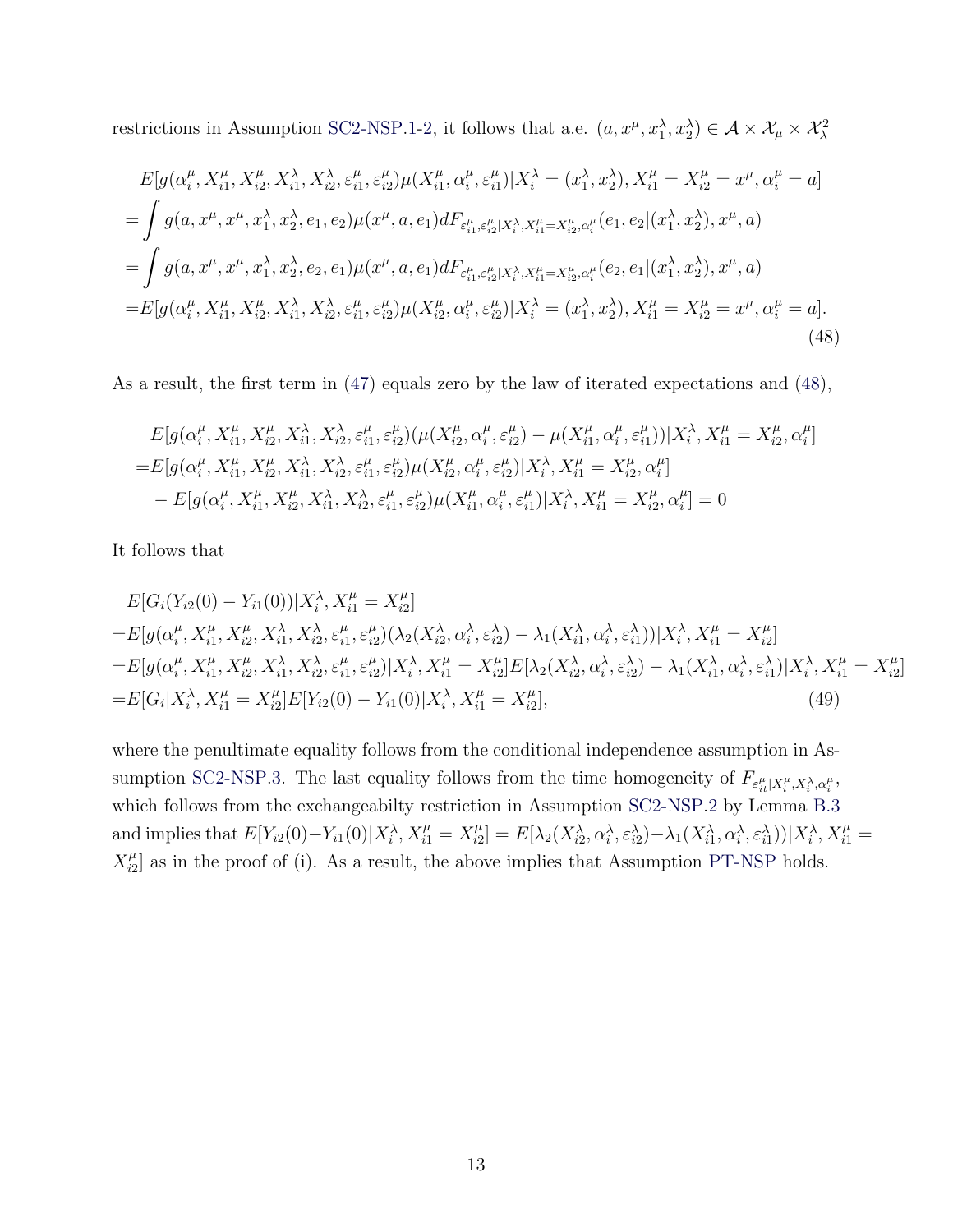restrictions in Assumption SC2-NSP.1-2, it follows that a.e. $(a, x^\mu, x_1^\lambda, x_2^\lambda) \in \mathcal{A} \times \mathcal{X}_\mu \times \mathcal{X}_\lambda^2$

$$
\begin{aligned}
&E[g(\alpha_i^\mu, X_{i1}^\mu, X_{i2}^\mu, X_{i1}^\lambda, X_{i2}^\lambda, \varepsilon_{i1}^\mu, \varepsilon_{i2}^\mu)\mu(X_{i1}^\mu, \alpha_i^\mu, \varepsilon_{i1}^\mu)|X_i^\lambda = (x_1^\lambda, x_2^\lambda), X_{i1}^\mu = X_{i2}^\mu = x^\mu, \alpha_i^\mu = a] \\
=&\int g(a, x^\mu, x^\mu, x_1^\lambda, x_2^\lambda, e_1, e_2)\mu(x^\mu, a, e_1) dF_{\varepsilon_{i1}^\mu, \varepsilon_{i2}^\mu|X_i^\lambda, X_{i1}^\mu = X_{i2}^\mu, \alpha_i^\mu}(e_1, e_2|(x_1^\lambda, x_2^\lambda), x^\mu, a) \\
=&\int g(a, x^\mu, x^\mu, x_1^\lambda, x_2^\lambda, e_2, e_1)\mu(x^\mu, a, e_1) dF_{\varepsilon_{i1}^\mu, \varepsilon_{i2}^\mu|X_i^\lambda, X_{i1}^\mu = X_{i2}^\mu, \alpha_i^\mu}(e_2, e_1|(x_1^\lambda, x_2^\lambda), x^\mu, a) \\
=&E[g(\alpha_i^\mu, X_{i1}^\mu, X_{i2}^\mu, X_{i1}^\lambda, X_{i2}^\lambda, \varepsilon_{i1}^\mu, \varepsilon_{i2}^\mu)\mu(X_{i2}^\mu, \alpha_i^\mu, \varepsilon_{i2}^\mu)|X_i^\lambda = (x_1^\lambda, x_2^\lambda), X_{i1}^\mu = X_{i2}^\mu = x^\mu, \alpha_i^\mu = a].
\end{aligned} \tag{48}
$$

As a result, the first term in (47) equals zero by the law of iterated expectations and (48),

$$
\begin{aligned}
&E[g(\alpha_i^\mu, X_{i1}^\mu, X_{i2}^\mu, X_{i1}^\lambda, X_{i2}^\lambda, \varepsilon_{i1}^\mu, \varepsilon_{i2}^\mu)(\mu(X_{i2}^\mu, \alpha_i^\mu, \varepsilon_{i2}^\mu) - \mu(X_{i1}^\mu, \alpha_i^\mu, \varepsilon_{i1}^\mu))|X_i^\lambda, X_{i1}^\mu = X_{i2}^\mu, \alpha_i^\mu] \\
=&E[g(\alpha_i^\mu, X_{i1}^\mu, X_{i2}^\mu, X_{i1}^\lambda, X_{i2}^\lambda, \varepsilon_{i1}^\mu, \varepsilon_{i2}^\mu)\mu(X_{i2}^\mu, \alpha_i^\mu, \varepsilon_{i2}^\mu)|X_i^\lambda, X_{i1}^\mu = X_{i2}^\mu, \alpha_i^\mu] \\
&- E[g(\alpha_i^\mu, X_{i1}^\mu, X_{i2}^\mu, X_{i1}^\lambda, X_{i2}^\lambda, \varepsilon_{i1}^\mu, \varepsilon_{i2}^\mu)\mu(X_{i1}^\mu, \alpha_i^\mu, \varepsilon_{i1}^\mu)|X_i^\lambda, X_{i1}^\mu = X_{i2}^\mu, \alpha_i^\mu] = 0
\end{aligned}
$$

It follows that

$$
\begin{aligned}
&E[G_i(Y_{i2}(0) - Y_{i1}(0))|X_i^\lambda, X_{i1}^\mu = X_{i2}^\mu] \\
=&E[g(\alpha_i^\mu, X_{i1}^\mu, X_{i2}^\mu, X_{i1}^\lambda, X_{i2}^\lambda, \varepsilon_{i1}^\mu, \varepsilon_{i2}^\mu)(\lambda_2(X_{i2}^\lambda, \alpha_i^\lambda, \varepsilon_{i2}^\lambda) - \lambda_1(X_{i1}^\lambda, \alpha_i^\lambda, \varepsilon_{i1}^\lambda))|X_i^\lambda, X_{i1}^\mu = X_{i2}^\mu] \\
=&E[g(\alpha_i^\mu, X_{i1}^\mu, X_{i2}^\mu, X_{i1}^\lambda, X_{i2}^\lambda, \varepsilon_{i1}^\mu, \varepsilon_{i2}^\mu)|X_i^\lambda, X_{i1}^\mu = X_{i2}^\mu]E[\lambda_2(X_{i2}^\lambda, \alpha_i^\lambda, \varepsilon_{i2}^\lambda) - \lambda_1(X_{i1}^\lambda, \alpha_i^\lambda, \varepsilon_{i1}^\lambda)|X_i^\lambda, X_{i1}^\mu = X_{i2}^\mu] \\
=&E[G_i|X_i^\lambda, X_{i1}^\mu = X_{i2}^\mu]E[Y_{i2}(0) - Y_{i1}(0)|X_i^\lambda, X_{i1}^\mu = X_{i2}^\mu],
\end{aligned} \tag{49}
$$

where the penultimate equality follows from the conditional independence assumption in Assumption SC2-NSP.3. The last equality follows from the time homogeneity of $F_{\varepsilon_{it}^\mu|X_i^\mu, X_i^\lambda, \alpha_i^\mu}$, which follows from the exchangeabilty restriction in Assumption SC2-NSP.2 by Lemma B.3 and implies that $E[Y_{i2}(0) - Y_{i1}(0)|X_i^\lambda, X_{i1}^\mu = X_{i2}^\mu] = E[\lambda_2(X_{i2}^\lambda, \alpha_i^\lambda, \varepsilon_{i2}^\lambda) - \lambda_1(X_{i1}^\lambda, \alpha_i^\lambda, \varepsilon_{i1}^\lambda))|X_i^\lambda, X_{i1}^\mu = X_{i2}^\mu]$ as in the proof of (i). As a result, the above implies that Assumption PT-NSP holds.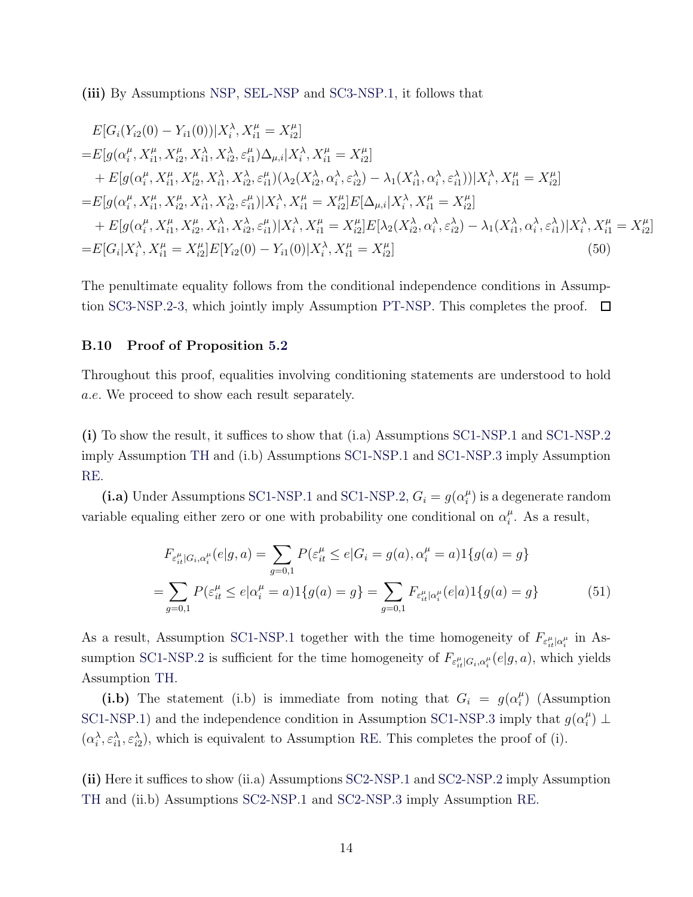**(iii)** By Assumptions NSP, SEL-NSP and SC3-NSP.1, it follows that

$$
\begin{aligned}
&E[G_i(Y_{i2}(0) - Y_{i1}(0))|X_i^\lambda, X_{i1}^\mu = X_{i2}^\mu] \\
=&E[g(\alpha_i^\mu, X_{i1}^\mu, X_{i2}^\mu, X_{i1}^\lambda, X_{i2}^\lambda, \varepsilon_{i1}^\mu)\Delta_{\mu,i}|X_i^\lambda, X_{i1}^\mu = X_{i2}^\mu] \\
&+ E[g(\alpha_i^\mu, X_{i1}^\mu, X_{i2}^\mu, X_{i1}^\lambda, X_{i2}^\lambda, \varepsilon_{i1}^\mu)(\lambda_2(X_{i2}^\lambda, \alpha_i^\lambda, \varepsilon_{i2}^\lambda) - \lambda_1(X_{i1}^\lambda, \alpha_i^\lambda, \varepsilon_{i1}^\lambda))|X_i^\lambda, X_{i1}^\mu = X_{i2}^\mu] \\
=&E[g(\alpha_i^\mu, X_{i1}^\mu, X_{i2}^\mu, X_{i1}^\lambda, X_{i2}^\lambda, \varepsilon_{i1}^\mu)|X_i^\lambda, X_{i1}^\mu = X_{i2}^\mu]E[\Delta_{\mu,i}|X_i^\lambda, X_{i1}^\mu = X_{i2}^\mu] \\
&+ E[g(\alpha_i^\mu, X_{i1}^\mu, X_{i2}^\mu, X_{i1}^\lambda, X_{i2}^\lambda, \varepsilon_{i1}^\mu)|X_i^\lambda, X_{i1}^\mu = X_{i2}^\mu]E[\lambda_2(X_{i2}^\lambda, \alpha_i^\lambda, \varepsilon_{i2}^\lambda) - \lambda_1(X_{i1}^\lambda, \alpha_i^\lambda, \varepsilon_{i1}^\lambda)|X_i^\lambda, X_{i1}^\mu = X_{i2}^\mu] \\
=&E[G_i|X_i^\lambda, X_{i1}^\mu = X_{i2}^\mu]E[Y_{i2}(0) - Y_{i1}(0)|X_i^\lambda, X_{i1}^\mu = X_{i2}^\mu] \qquad (50)
\end{aligned}
$$

The penultimate equality follows from the conditional independence conditions in Assumption SC3-NSP.2-3, which jointly imply Assumption PT-NSP. This completes the proof. □

### B.10 Proof of Proposition 5.2

Throughout this proof, equalities involving conditioning statements are understood to hold *a.e.* We proceed to show each result separately.

**(i)** To show the result, it suffices to show that (i.a) Assumptions SC1-NSP.1 and SC1-NSP.2 imply Assumption TH and (i.b) Assumptions SC1-NSP.1 and SC1-NSP.3 imply Assumption RE.

**(i.a)** Under Assumptions SC1-NSP.1 and SC1-NSP.2, $G_i = g(\alpha_i^\mu)$ is a degenerate random variable equaling either zero or one with probability one conditional on $\alpha_i^\mu$. As a result,

$$
\begin{aligned}
F_{\varepsilon_{it}^\mu|G_i,\alpha_i^\mu}(e|g,a) &= \sum_{g=0,1} P(\varepsilon_{it}^\mu \le e|G_i = g(a), \alpha_i^\mu = a)1\{g(a) = g\} \\
= \sum_{g=0,1} P(\varepsilon_{it}^\mu \le e|\alpha_i^\mu = a)1\{g(a) = g\} &= \sum_{g=0,1} F_{\varepsilon_{it}^\mu|\alpha_i^\mu}(e|a)1\{g(a) = g\} \qquad (51)
\end{aligned}
$$

As a result, Assumption SC1-NSP.1 together with the time homogeneity of $F_{\varepsilon_{it}^\mu|\alpha_i^\mu}$ in Assumption SC1-NSP.2 is sufficient for the time homogeneity of $F_{\varepsilon_{it}^\mu|G_i,\alpha_i^\mu}(e|g,a)$, which yields Assumption TH.

**(i.b)** The statement (i.b) is immediate from noting that $G_i = g(\alpha_i^\mu)$ (Assumption SC1-NSP.1) and the independence condition in Assumption SC1-NSP.3 imply that $g(\alpha_i^\mu) \perp (\alpha_i^\lambda, \varepsilon_{i1}^\lambda, \varepsilon_{i2}^\lambda)$, which is equivalent to Assumption RE. This completes the proof of (i).

**(ii)** Here it suffices to show (ii.a) Assumptions SC2-NSP.1 and SC2-NSP.2 imply Assumption TH and (ii.b) Assumptions SC2-NSP.1 and SC2-NSP.3 imply Assumption RE.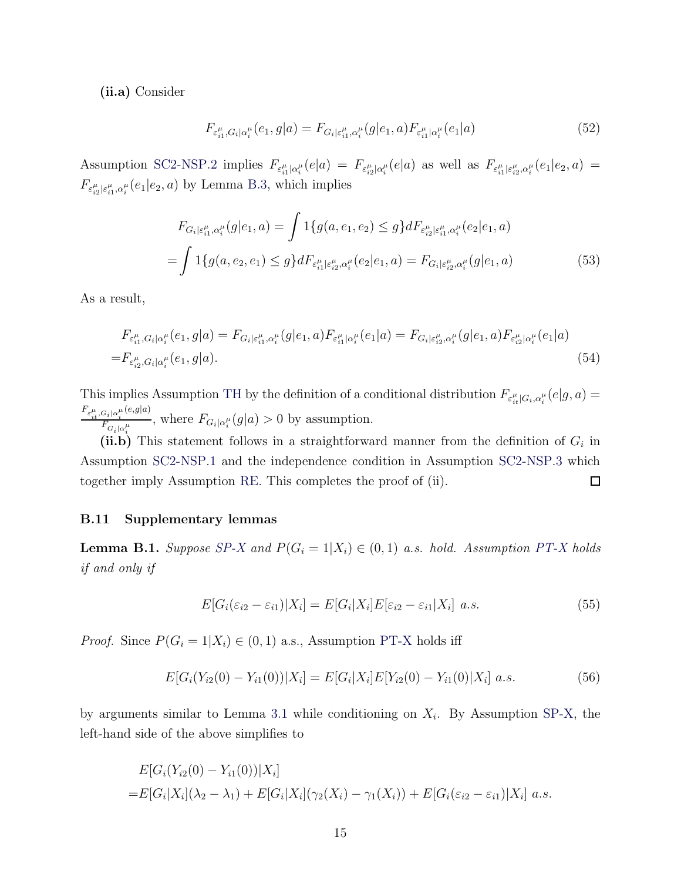**(ii.a)** Consider

$$F_{\varepsilon_{i1}^{\mu},G_i|\alpha_i^{\mu}}(e_1,g|a) = F_{G_i|\varepsilon_{i1}^{\mu},\alpha_i^{\mu}}(g|e_1,a)F_{\varepsilon_{i1}^{\mu}|\alpha_i^{\mu}}(e_1|a) \tag{52}$$

Assumption SC2-NSP.2 implies $F_{\varepsilon_{i1}^{\mu}|\alpha_i^{\mu}}(e|a) = F_{\varepsilon_{i2}^{\mu}|\alpha_i^{\mu}}(e|a)$ as well as $F_{\varepsilon_{i1}^{\mu}|\varepsilon_{i2}^{\mu},\alpha_i^{\mu}}(e_1|e_2,a) = F_{\varepsilon_{i2}^{\mu}|\varepsilon_{i1}^{\mu},\alpha_i^{\mu}}(e_1|e_2,a)$ by Lemma B.3, which implies

$$\begin{aligned}
&F_{G_i|\varepsilon_{i1}^{\mu},\alpha_i^{\mu}}(g|e_1,a) = \int 1\{g(a,e_1,e_2) \leq g\} dF_{\varepsilon_{i2}^{\mu}|\varepsilon_{i1}^{\mu},\alpha_i^{\mu}}(e_2|e_1,a) \\
=&\int 1\{g(a,e_2,e_1) \leq g\} dF_{\varepsilon_{i1}^{\mu}|\varepsilon_{i2}^{\mu},\alpha_i^{\mu}}(e_2|e_1,a) = F_{G_i|\varepsilon_{i2}^{\mu},\alpha_i^{\mu}}(g|e_1,a)
\end{aligned} \tag{53}$$

As a result,

$$\begin{aligned}
&F_{\varepsilon_{i1}^{\mu},G_i|\alpha_i^{\mu}}(e_1,g|a) = F_{G_i|\varepsilon_{i1}^{\mu},\alpha_i^{\mu}}(g|e_1,a)F_{\varepsilon_{i1}^{\mu}|\alpha_i^{\mu}}(e_1|a) = F_{G_i|\varepsilon_{i2}^{\mu},\alpha_i^{\mu}}(g|e_1,a)F_{\varepsilon_{i2}^{\mu}|\alpha_i^{\mu}}(e_1|a) \\
=&F_{\varepsilon_{i2}^{\mu},G_i|\alpha_i^{\mu}}(e_1,g|a).
\end{aligned} \tag{54}$$

This implies Assumption TH by the definition of a conditional distribution $F_{\varepsilon_{it}^{\mu}|G_i,\alpha_i^{\mu}}(e|g,a) = \frac{F_{\varepsilon_{it}^{\mu},G_i|\alpha_i^{\mu}}(e,g|a)}{F_{G_i|\alpha_i^{\mu}}}$, where $F_{G_i|\alpha_i^{\mu}}(g|a) > 0$ by assumption.

**(ii.b)** This statement follows in a straightforward manner from the definition of $G_i$ in Assumption SC2-NSP.1 and the independence condition in Assumption SC2-NSP.3 which together imply Assumption RE. This completes the proof of (ii). □

### B.11 Supplementary lemmas

**Lemma B.1.** *Suppose SP-X and $P(G_i = 1|X_i) \in (0,1)$ a.s. hold. Assumption PT-X holds if and only if*

$$E[G_i(\varepsilon_{i2} - \varepsilon_{i1})|X_i] = E[G_i|X_i]E[\varepsilon_{i2} - \varepsilon_{i1}|X_i] \text{ a.s.} \tag{55}$$

*Proof.* Since $P(G_i = 1|X_i) \in (0,1)$ a.s., Assumption PT-X holds iff

$$E[G_i(Y_{i2}(0) - Y_{i1}(0))|X_i] = E[G_i|X_i]E[Y_{i2}(0) - Y_{i1}(0)|X_i] \text{ a.s.} \tag{56}$$

by arguments similar to Lemma 3.1 while conditioning on $X_i$. By Assumption SP-X, the left-hand side of the above simplifies to

$$\begin{aligned}
&E[G_i(Y_{i2}(0) - Y_{i1}(0))|X_i] \\
=&E[G_i|X_i](\lambda_2 - \lambda_1) + E[G_i|X_i](\gamma_2(X_i) - \gamma_1(X_i)) + E[G_i(\varepsilon_{i2} - \varepsilon_{i1})|X_i] \text{ a.s.}
\end{aligned}$$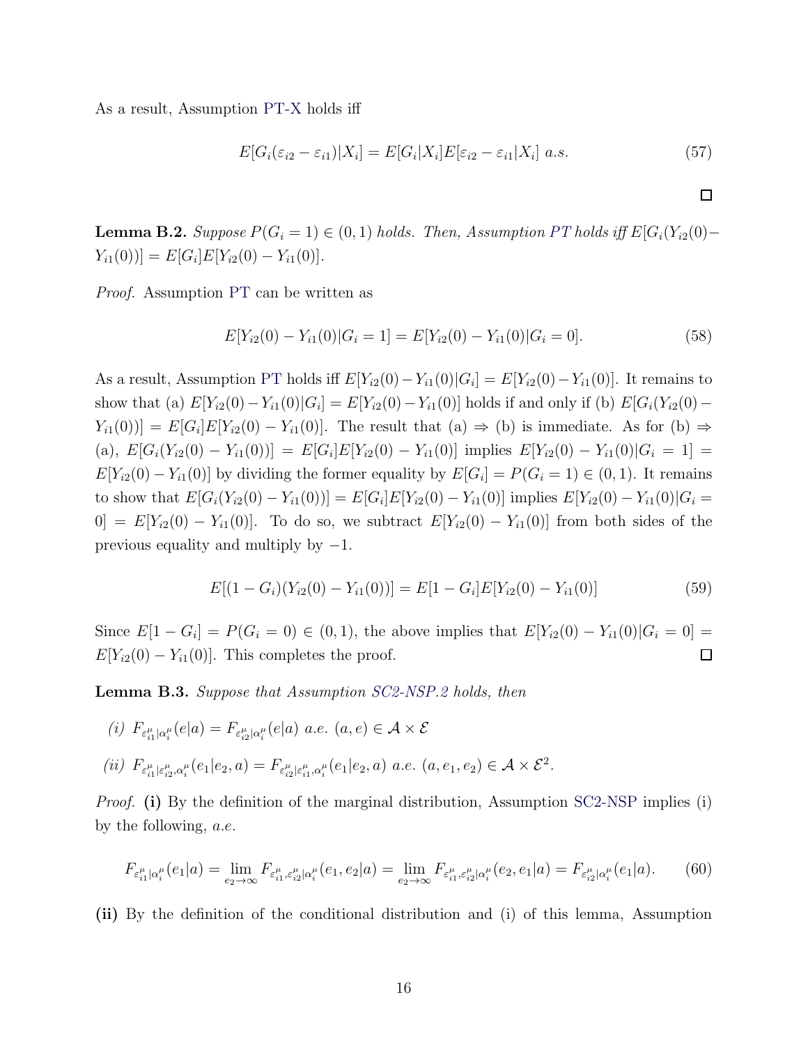As a result, Assumption PT-X holds iff

$$E[G_i(\varepsilon_{i2} - \varepsilon_{i1})|X_i] = E[G_i|X_i]E[\varepsilon_{i2} - \varepsilon_{i1}|X_i] \ a.s. \tag{57}$$

□

**Lemma B.2.** *Suppose $P(G_i = 1) \in (0, 1)$ holds. Then, Assumption PT holds iff $E[G_i(Y_{i2}(0) - Y_{i1}(0))] = E[G_i]E[Y_{i2}(0) - Y_{i1}(0)]$.*

*Proof.* Assumption PT can be written as

$$E[Y_{i2}(0) - Y_{i1}(0)|G_i = 1] = E[Y_{i2}(0) - Y_{i1}(0)|G_i = 0]. \tag{58}$$

As a result, Assumption PT holds iff $E[Y_{i2}(0) - Y_{i1}(0)|G_i] = E[Y_{i2}(0) - Y_{i1}(0)]$. It remains to show that (a) $E[Y_{i2}(0) - Y_{i1}(0)|G_i] = E[Y_{i2}(0) - Y_{i1}(0)]$ holds if and only if (b) $E[G_i(Y_{i2}(0) - Y_{i1}(0))] = E[G_i]E[Y_{i2}(0) - Y_{i1}(0)]$. The result that (a) $\Rightarrow$ (b) is immediate. As for (b) $\Rightarrow$ (a), $E[G_i(Y_{i2}(0) - Y_{i1}(0))] = E[G_i]E[Y_{i2}(0) - Y_{i1}(0)]$ implies $E[Y_{i2}(0) - Y_{i1}(0)|G_i = 1] = E[Y_{i2}(0) - Y_{i1}(0)]$ by dividing the former equality by $E[G_i] = P(G_i = 1) \in (0, 1)$. It remains to show that $E[G_i(Y_{i2}(0) - Y_{i1}(0))] = E[G_i]E[Y_{i2}(0) - Y_{i1}(0)]$ implies $E[Y_{i2}(0) - Y_{i1}(0)|G_i = 0] = E[Y_{i2}(0) - Y_{i1}(0)]$. To do so, we subtract $E[Y_{i2}(0) - Y_{i1}(0)]$ from both sides of the previous equality and multiply by $-1$.

$$E[(1 - G_i)(Y_{i2}(0) - Y_{i1}(0))] = E[1 - G_i]E[Y_{i2}(0) - Y_{i1}(0)] \tag{59}$$

Since $E[1 - G_i] = P(G_i = 0) \in (0, 1)$, the above implies that $E[Y_{i2}(0) - Y_{i1}(0)|G_i = 0] = E[Y_{i2}(0) - Y_{i1}(0)]$. This completes the proof. □

**Lemma B.3.** *Suppose that Assumption SC2-NSP.2 holds, then*

*(i)* $F_{\varepsilon_{i1}^{\mu}|\alpha_i^{\mu}}(e|a) = F_{\varepsilon_{i2}^{\mu}|\alpha_i^{\mu}}(e|a)$ *a.e.* $(a, e) \in \mathcal{A} \times \mathcal{E}$

*(ii)* $F_{\varepsilon_{i1}^{\mu}|\varepsilon_{i2}^{\mu},\alpha_i^{\mu}}(e_1|e_2, a) = F_{\varepsilon_{i2}^{\mu}|\varepsilon_{i1}^{\mu},\alpha_i^{\mu}}(e_1|e_2, a)$ *a.e.* $(a, e_1, e_2) \in \mathcal{A} \times \mathcal{E}^2$.

*Proof.* **(i)** By the definition of the marginal distribution, Assumption SC2-NSP implies (i) by the following, *a.e.*

$$F_{\varepsilon_{i1}^{\mu}|\alpha_i^{\mu}}(e_1|a) = \lim_{e_2 \to \infty} F_{\varepsilon_{i1}^{\mu},\varepsilon_{i2}^{\mu}|\alpha_i^{\mu}}(e_1, e_2|a) = \lim_{e_2 \to \infty} F_{\varepsilon_{i1}^{\mu},\varepsilon_{i2}^{\mu}|\alpha_i^{\mu}}(e_2, e_1|a) = F_{\varepsilon_{i2}^{\mu}|\alpha_i^{\mu}}(e_1|a). \tag{60}$$

**(ii)** By the definition of the conditional distribution and (i) of this lemma, Assumption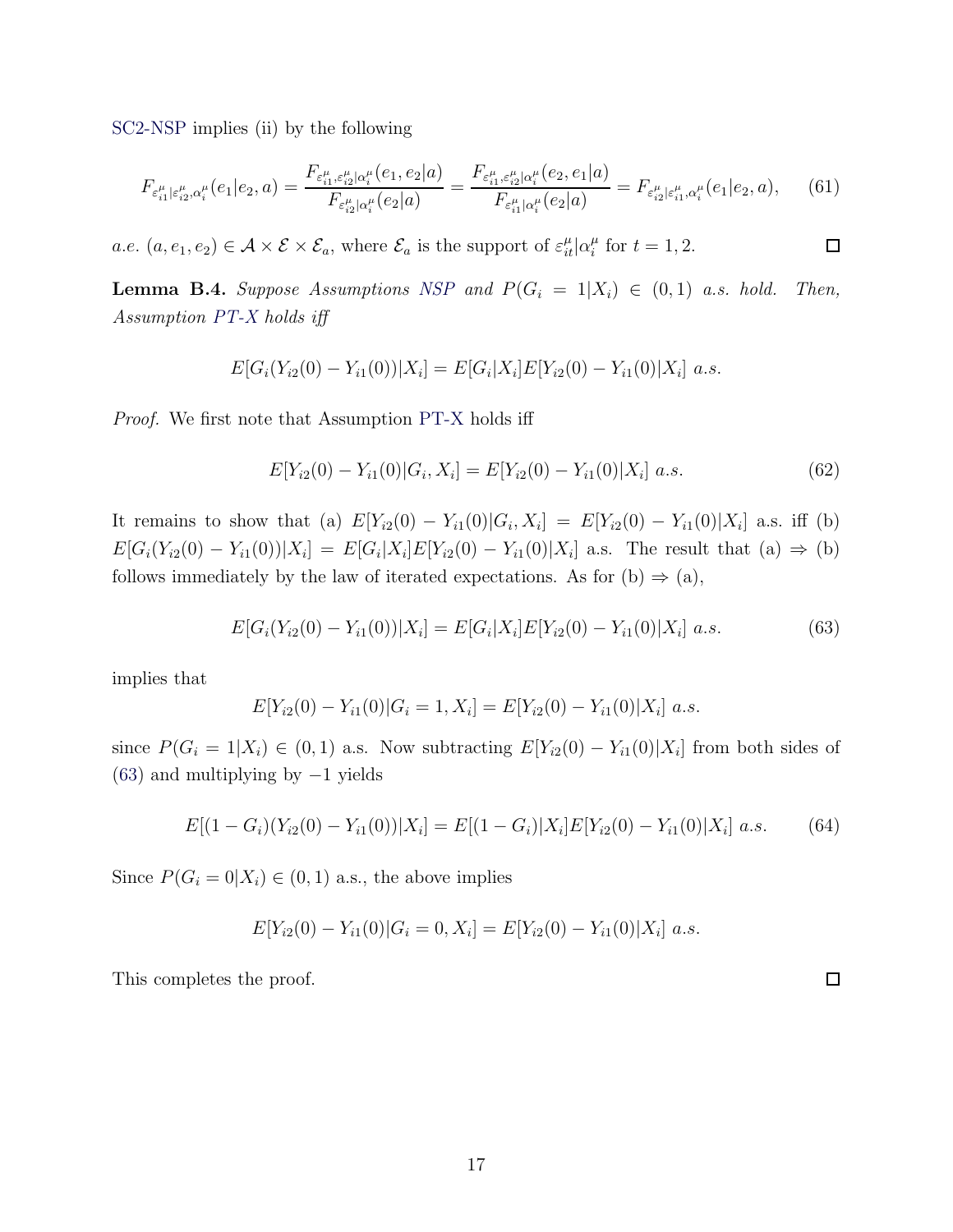SC2-NSP implies (ii) by the following

$$F_{\varepsilon_{i1}^{\mu}|\varepsilon_{i2}^{\mu},\alpha_i^{\mu}}(e_1|e_2,a) = \frac{F_{\varepsilon_{i1}^{\mu},\varepsilon_{i2}^{\mu}|\alpha_i^{\mu}}(e_1,e_2|a)}{F_{\varepsilon_{i2}^{\mu}|\alpha_i^{\mu}}(e_2|a)} = \frac{F_{\varepsilon_{i1}^{\mu},\varepsilon_{i2}^{\mu}|\alpha_i^{\mu}}(e_2,e_1|a)}{F_{\varepsilon_{i1}^{\mu}|\alpha_i^{\mu}}(e_2|a)} = F_{\varepsilon_{i2}^{\mu}|\varepsilon_{i1}^{\mu},\alpha_i^{\mu}}(e_1|e_2,a), \tag{61}$$

*a.e.* $(a, e_1, e_2) \in \mathcal{A} \times \mathcal{E} \times \mathcal{E}_a$, where $\mathcal{E}_a$ is the support of $\varepsilon_{it}^{\mu}|\alpha_i^{\mu}$ for $t = 1, 2$. □

**Lemma B.4.** *Suppose Assumptions NSP and $P(G_i = 1|X_i) \in (0,1)$ a.s. hold. Then, Assumption PT-X holds iff*

$$E[G_i(Y_{i2}(0) - Y_{i1}(0))|X_i] = E[G_i|X_i]E[Y_{i2}(0) - Y_{i1}(0)|X_i] \ a.s.$$

*Proof.* We first note that Assumption PT-X holds iff

$$E[Y_{i2}(0) - Y_{i1}(0)|G_i, X_i] = E[Y_{i2}(0) - Y_{i1}(0)|X_i] \ a.s. \tag{62}$$

It remains to show that (a) $E[Y_{i2}(0) - Y_{i1}(0)|G_i, X_i] = E[Y_{i2}(0) - Y_{i1}(0)|X_i]$ a.s. iff (b) $E[G_i(Y_{i2}(0) - Y_{i1}(0))|X_i] = E[G_i|X_i]E[Y_{i2}(0) - Y_{i1}(0)|X_i]$ a.s. The result that (a) $\Rightarrow$ (b) follows immediately by the law of iterated expectations. As for (b) $\Rightarrow$ (a),

$$E[G_i(Y_{i2}(0) - Y_{i1}(0))|X_i] = E[G_i|X_i]E[Y_{i2}(0) - Y_{i1}(0)|X_i] \ a.s. \tag{63}$$

implies that

$$E[Y_{i2}(0) - Y_{i1}(0)|G_i = 1, X_i] = E[Y_{i2}(0) - Y_{i1}(0)|X_i] \ a.s.$$

since $P(G_i = 1|X_i) \in (0,1)$ a.s. Now subtracting $E[Y_{i2}(0) - Y_{i1}(0)|X_i]$ from both sides of (63) and multiplying by $-1$ yields

$$E[(1 - G_i)(Y_{i2}(0) - Y_{i1}(0))|X_i] = E[(1 - G_i)|X_i]E[Y_{i2}(0) - Y_{i1}(0)|X_i] \ a.s. \tag{64}$$

Since $P(G_i = 0|X_i) \in (0,1)$ a.s., the above implies

$$E[Y_{i2}(0) - Y_{i1}(0)|G_i = 0, X_i] = E[Y_{i2}(0) - Y_{i1}(0)|X_i] \ a.s.$$

This completes the proof. □